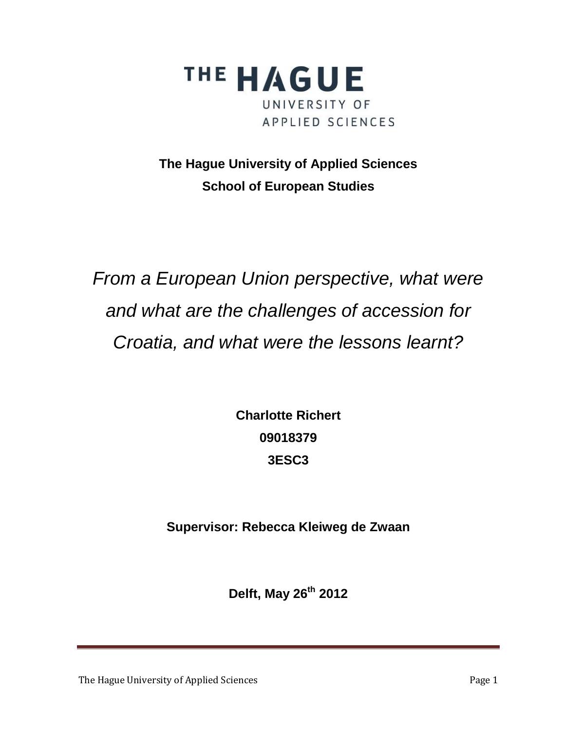**THE HAGUE UNIVERSITY OF APPLIED SCIENCES**

**The Hague University of Applied Sciences**

**School of European Studies**

# *From a European Union perspective, what were and what are the challenges of accession for Croatia, and what were the lessons learnt?*

**Charlotte Richert**

**09018379**

**3ESC3**

**Supervisor: Rebecca Kleiweg de Zwaan**

**Delft, May 26th 2012**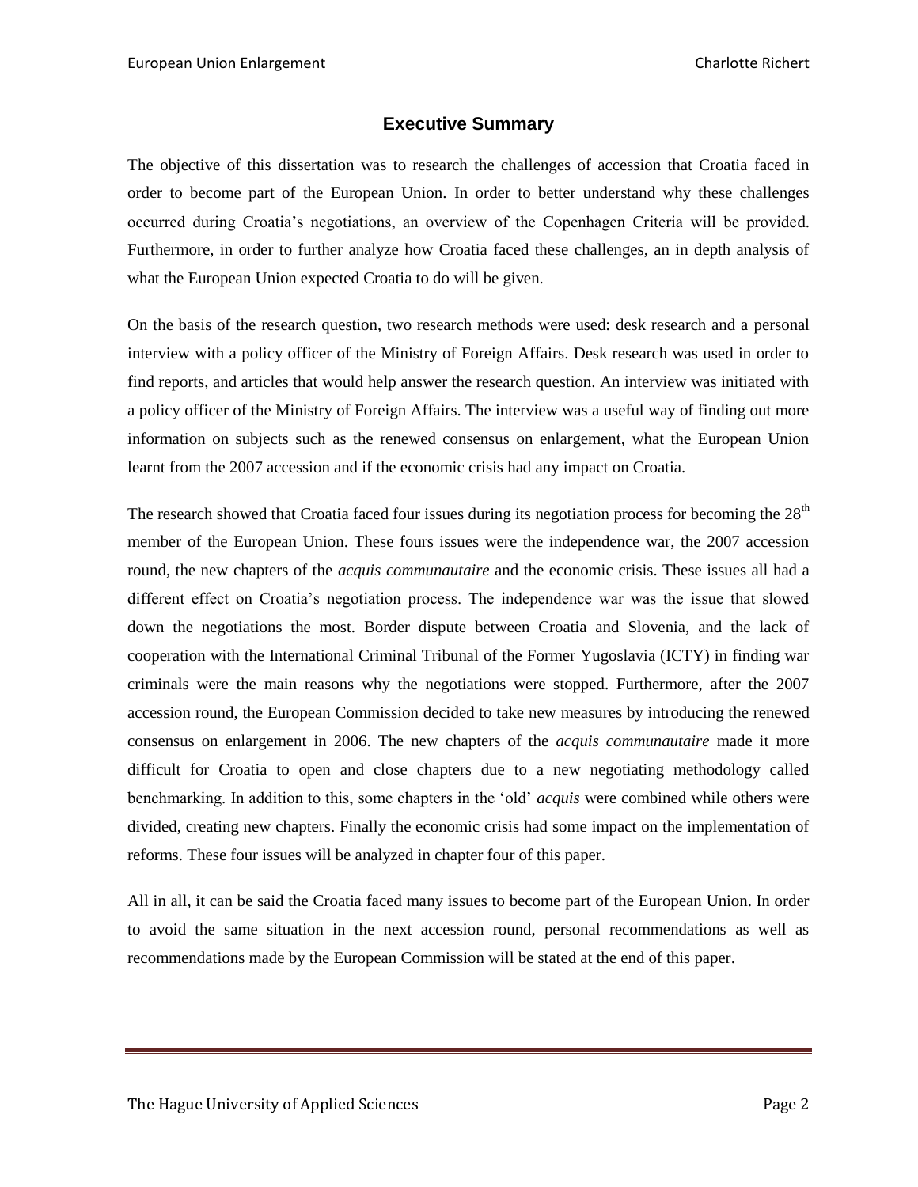# Executive Summary

The objective of this dissertation was to research the challenges of accession that Croatia faced in order to become part of the European Union. In order to better understand why these challenges occurred during Croatia's negotiations, an overview of the Copenhagen Criteria will be provided. Furthermore, in order to further analyze how Croatia faced these challenges, an in depth analysis of what the European Union expected Croatia to do will be given.

On the basis of the research question, two research methods were used: desk research and a personal interview with a policy officer of the Ministry of Foreign Affairs. Desk research was used in order to find reports, and articles that would help answer the research question. An interview was initiated with a policy officer of the Ministry of Foreign Affairs. The interview was a useful way of finding out more information on subjects such as the renewed consensus on enlargement, what the European Union learnt from the 2007 accession and if the economic crisis had any impact on Croatia.

The research showed that Croatia faced four issues during its negotiation process for becoming the 28th member of the European Union. These fours issues were the independence war, the 2007 accession round, the new chapters of the *acquis communautaire* and the economic crisis. These issues all had a different effect on Croatia's negotiation process. The independence war was the issue that slowed down the negotiations the most. Border dispute between Croatia and Slovenia, and the lack of cooperation with the International Criminal Tribunal of the Former Yugoslavia (ICTY) in finding war criminals were the main reasons why the negotiations were stopped. Furthermore, after the 2007 accession round, the European Commission decided to take new measures by introducing the renewed consensus on enlargement in 2006. The new chapters of the *acquis communautaire* made it more difficult for Croatia to open and close chapters due to a new negotiating methodology called benchmarking. In addition to this, some chapters in the 'old' *acquis* were combined while others were divided, creating new chapters. Finally the economic crisis had some impact on the implementation of reforms. These four issues will be analyzed in chapter four of this paper.

All in all, it can be said the Croatia faced many issues to become part of the European Union. In order to avoid the same situation in the next accession round, personal recommendations as well as recommendations made by the European Commission will be stated at the end of this paper.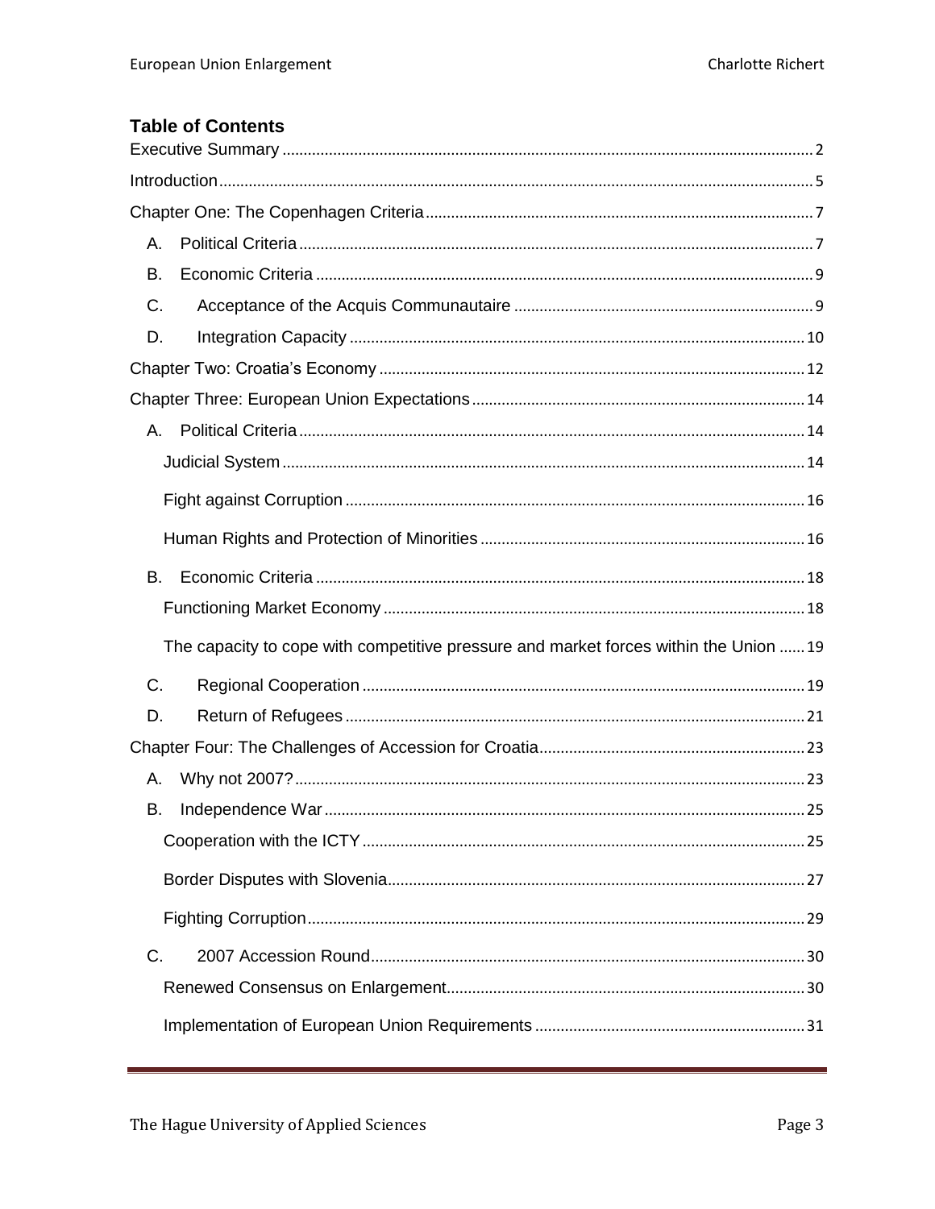# Table of Contents

Executive Summary ..... 2

Introduction ..... 5

Chapter One: The Copenhagen Criteria ..... 7

- A. Political Criteria ..... 7
- B. Economic Criteria ..... 9
- C. Acceptance of the Acquis Communautaire ..... 9
- D. Integration Capacity ..... 10

Chapter Two: Croatia's Economy ..... 12

Chapter Three: European Union Expectations ..... 14

- A. Political Criteria ..... 14
  - Judicial System ..... 14
  - Fight against Corruption ..... 16
  - Human Rights and Protection of Minorities ..... 16
- B. Economic Criteria ..... 18
  - Functioning Market Economy ..... 18
  - The capacity to cope with competitive pressure and market forces within the Union ..... 19
- C. Regional Cooperation ..... 19
- D. Return of Refugees ..... 21

Chapter Four: The Challenges of Accession for Croatia ..... 23

- A. Why not 2007? ..... 23
- B. Independence War ..... 25
  - Cooperation with the ICTY ..... 25
  - Border Disputes with Slovenia ..... 27
  - Fighting Corruption ..... 29
- C. 2007 Accession Round ..... 30
  - Renewed Consensus on Enlargement ..... 30
  - Implementation of European Union Requirements ..... 31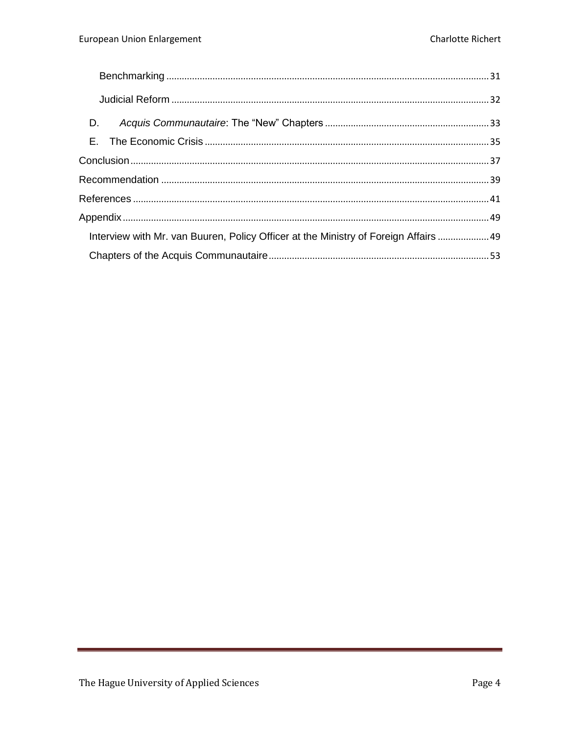Benchmarking ............................................................................................................................ 31

Judicial Reform .......................................................................................................................... 32

D. *Acquis Communautaire*: The “New” Chapters ................................................................ 33

E. The Economic Crisis ............................................................................................................. 35

Conclusion .................................................................................................................................... 37

Recommendation ......................................................................................................................... 39

References ..................................................................................................................................... 41

Appendix ........................................................................................................................................ 49

Interview with Mr. van Buuren, Policy Officer at the Ministry of Foreign Affairs .................... 49

Chapters of the Acquis Communautaire ..................................................................................... 53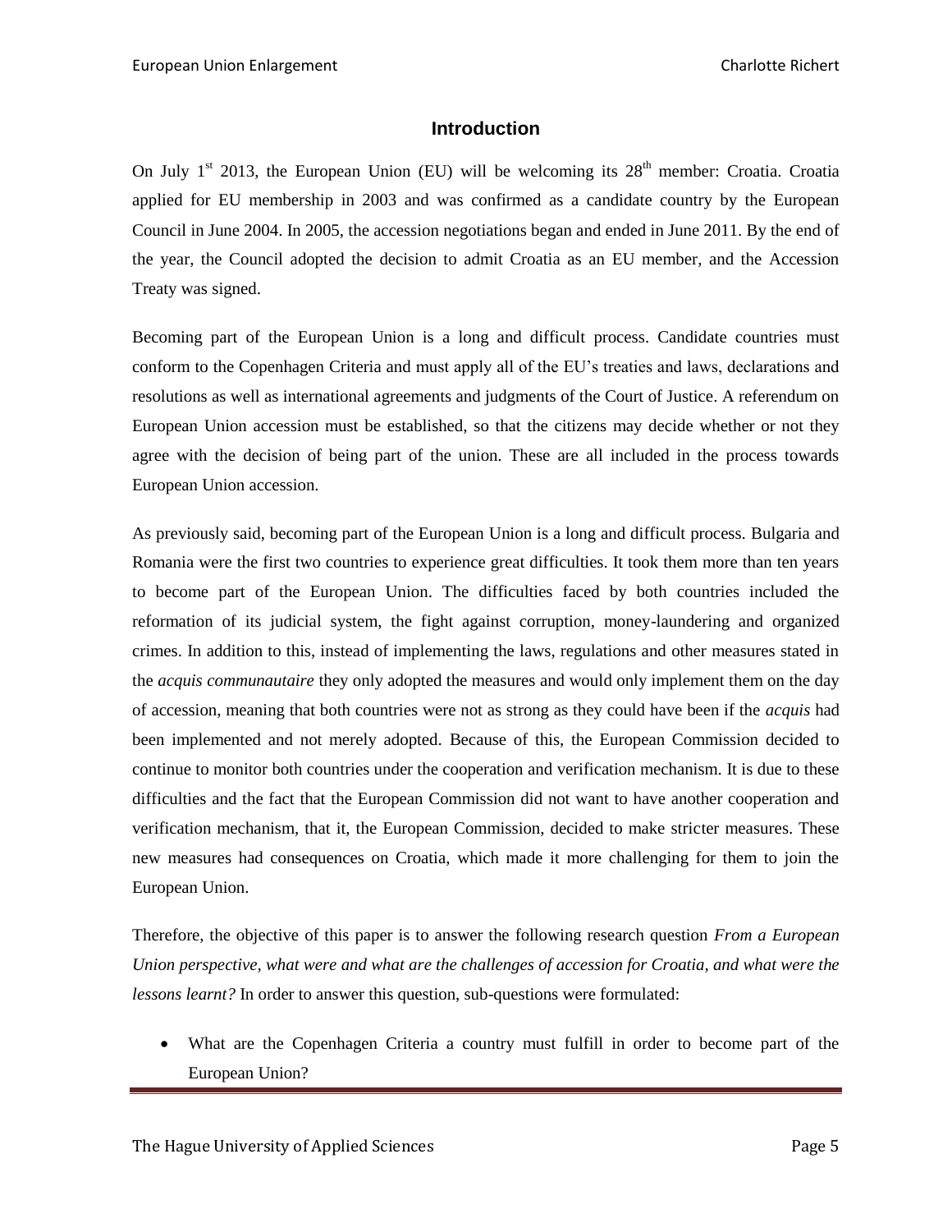## Introduction

On July 1st 2013, the European Union (EU) will be welcoming its 28th member: Croatia. Croatia applied for EU membership in 2003 and was confirmed as a candidate country by the European Council in June 2004. In 2005, the accession negotiations began and ended in June 2011. By the end of the year, the Council adopted the decision to admit Croatia as an EU member, and the Accession Treaty was signed.

Becoming part of the European Union is a long and difficult process. Candidate countries must conform to the Copenhagen Criteria and must apply all of the EU's treaties and laws, declarations and resolutions as well as international agreements and judgments of the Court of Justice. A referendum on European Union accession must be established, so that the citizens may decide whether or not they agree with the decision of being part of the union. These are all included in the process towards European Union accession.

As previously said, becoming part of the European Union is a long and difficult process. Bulgaria and Romania were the first two countries to experience great difficulties. It took them more than ten years to become part of the European Union. The difficulties faced by both countries included the reformation of its judicial system, the fight against corruption, money-laundering and organized crimes. In addition to this, instead of implementing the laws, regulations and other measures stated in the *acquis communautaire* they only adopted the measures and would only implement them on the day of accession, meaning that both countries were not as strong as they could have been if the *acquis* had been implemented and not merely adopted. Because of this, the European Commission decided to continue to monitor both countries under the cooperation and verification mechanism. It is due to these difficulties and the fact that the European Commission did not want to have another cooperation and verification mechanism, that it, the European Commission, decided to make stricter measures. These new measures had consequences on Croatia, which made it more challenging for them to join the European Union.

Therefore, the objective of this paper is to answer the following research question *From a European Union perspective, what were and what are the challenges of accession for Croatia, and what were the lessons learnt?* In order to answer this question, sub-questions were formulated:

- What are the Copenhagen Criteria a country must fulfill in order to become part of the European Union?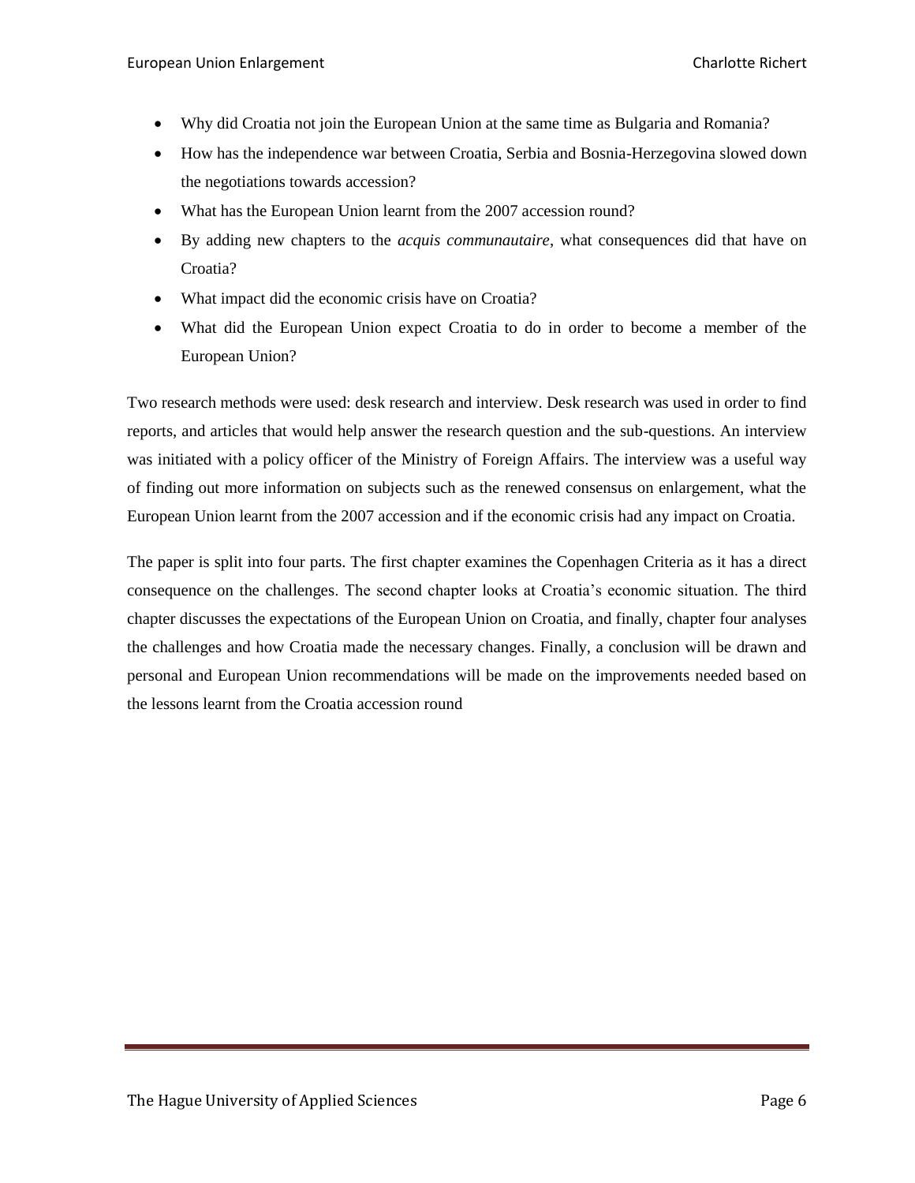- Why did Croatia not join the European Union at the same time as Bulgaria and Romania?
- How has the independence war between Croatia, Serbia and Bosnia-Herzegovina slowed down the negotiations towards accession?
- What has the European Union learnt from the 2007 accession round?
- By adding new chapters to the *acquis communautaire*, what consequences did that have on Croatia?
- What impact did the economic crisis have on Croatia?
- What did the European Union expect Croatia to do in order to become a member of the European Union?

Two research methods were used: desk research and interview. Desk research was used in order to find reports, and articles that would help answer the research question and the sub-questions. An interview was initiated with a policy officer of the Ministry of Foreign Affairs. The interview was a useful way of finding out more information on subjects such as the renewed consensus on enlargement, what the European Union learnt from the 2007 accession and if the economic crisis had any impact on Croatia.

The paper is split into four parts. The first chapter examines the Copenhagen Criteria as it has a direct consequence on the challenges. The second chapter looks at Croatia's economic situation. The third chapter discusses the expectations of the European Union on Croatia, and finally, chapter four analyses the challenges and how Croatia made the necessary changes. Finally, a conclusion will be drawn and personal and European Union recommendations will be made on the improvements needed based on the lessons learnt from the Croatia accession round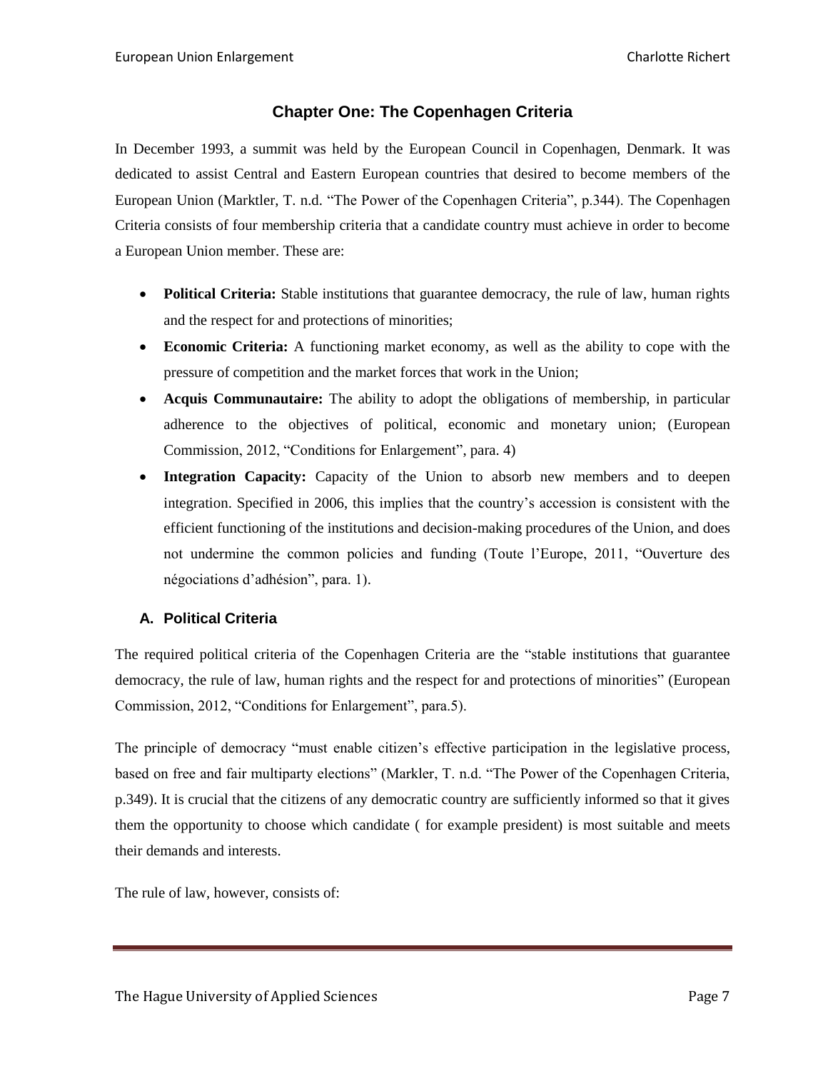## Chapter One: The Copenhagen Criteria

In December 1993, a summit was held by the European Council in Copenhagen, Denmark. It was dedicated to assist Central and Eastern European countries that desired to become members of the European Union (Marktler, T. n.d. "The Power of the Copenhagen Criteria", p.344). The Copenhagen Criteria consists of four membership criteria that a candidate country must achieve in order to become a European Union member. These are:

- **Political Criteria:** Stable institutions that guarantee democracy, the rule of law, human rights and the respect for and protections of minorities;
- **Economic Criteria:** A functioning market economy, as well as the ability to cope with the pressure of competition and the market forces that work in the Union;
- **Acquis Communautaire:** The ability to adopt the obligations of membership, in particular adherence to the objectives of political, economic and monetary union; (European Commission, 2012, "Conditions for Enlargement", para. 4)
- **Integration Capacity:** Capacity of the Union to absorb new members and to deepen integration. Specified in 2006, this implies that the country's accession is consistent with the efficient functioning of the institutions and decision-making procedures of the Union, and does not undermine the common policies and funding (Toute l'Europe, 2011, "Ouverture des négociations d'adhésion", para. 1).

### A. Political Criteria

The required political criteria of the Copenhagen Criteria are the "stable institutions that guarantee democracy, the rule of law, human rights and the respect for and protections of minorities" (European Commission, 2012, "Conditions for Enlargement", para.5).

The principle of democracy "must enable citizen's effective participation in the legislative process, based on free and fair multiparty elections" (Markler, T. n.d. "The Power of the Copenhagen Criteria, p.349). It is crucial that the citizens of any democratic country are sufficiently informed so that it gives them the opportunity to choose which candidate ( for example president) is most suitable and meets their demands and interests.

The rule of law, however, consists of: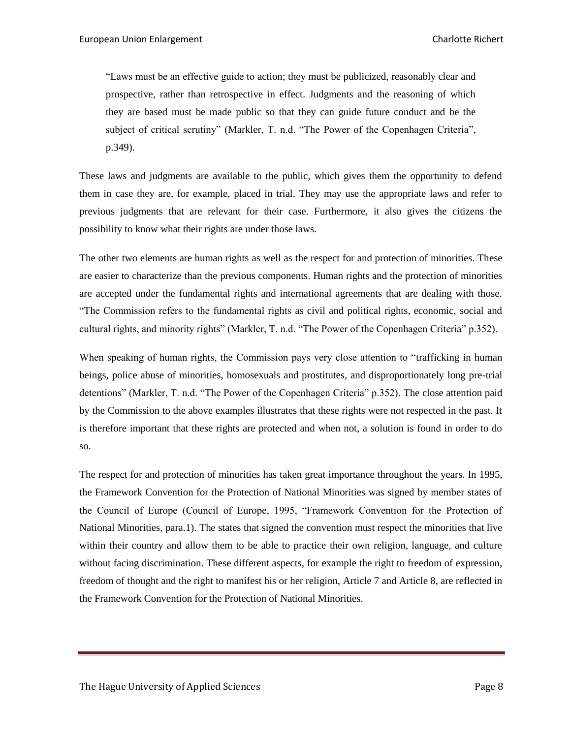> "Laws must be an effective guide to action; they must be publicized, reasonably clear and prospective, rather than retrospective in effect. Judgments and the reasoning of which they are based must be made public so that they can guide future conduct and be the subject of critical scrutiny" (Markler, T. n.d. "The Power of the Copenhagen Criteria", p.349).

These laws and judgments are available to the public, which gives them the opportunity to defend them in case they are, for example, placed in trial. They may use the appropriate laws and refer to previous judgments that are relevant for their case. Furthermore, it also gives the citizens the possibility to know what their rights are under those laws.

The other two elements are human rights as well as the respect for and protection of minorities. These are easier to characterize than the previous components. Human rights and the protection of minorities are accepted under the fundamental rights and international agreements that are dealing with those. "The Commission refers to the fundamental rights as civil and political rights, economic, social and cultural rights, and minority rights" (Markler, T. n.d. "The Power of the Copenhagen Criteria" p.352).

When speaking of human rights, the Commission pays very close attention to "trafficking in human beings, police abuse of minorities, homosexuals and prostitutes, and disproportionately long pre-trial detentions" (Markler, T. n.d. "The Power of the Copenhagen Criteria" p.352). The close attention paid by the Commission to the above examples illustrates that these rights were not respected in the past. It is therefore important that these rights are protected and when not, a solution is found in order to do so.

The respect for and protection of minorities has taken great importance throughout the years. In 1995, the Framework Convention for the Protection of National Minorities was signed by member states of the Council of Europe (Council of Europe, 1995, "Framework Convention for the Protection of National Minorities, para.1). The states that signed the convention must respect the minorities that live within their country and allow them to be able to practice their own religion, language, and culture without facing discrimination. These different aspects, for example the right to freedom of expression, freedom of thought and the right to manifest his or her religion, Article 7 and Article 8, are reflected in the Framework Convention for the Protection of National Minorities.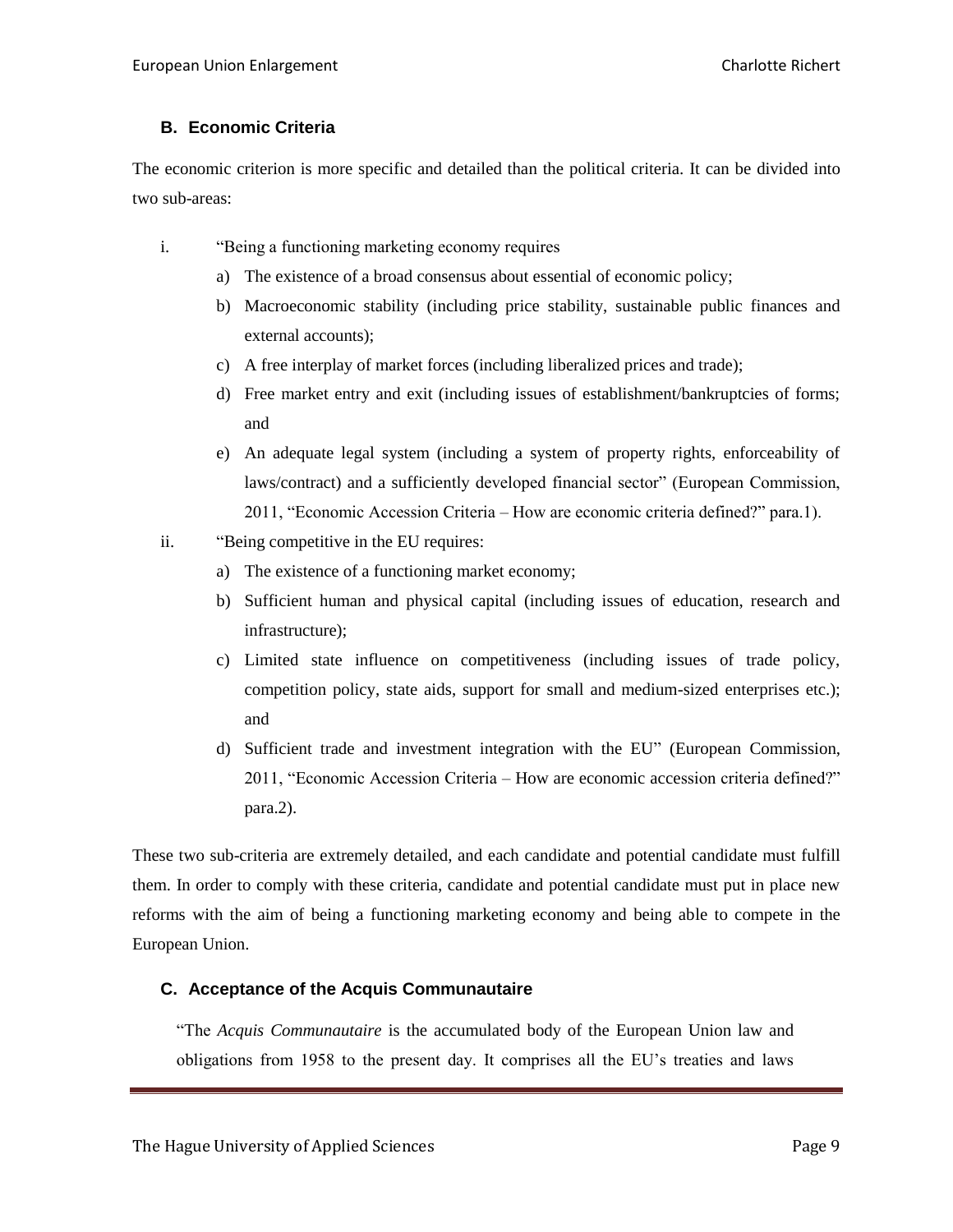### B. Economic Criteria

The economic criterion is more specific and detailed than the political criteria. It can be divided into two sub-areas:

i. "Being a functioning marketing economy requires
   a) The existence of a broad consensus about essential of economic policy;
   b) Macroeconomic stability (including price stability, sustainable public finances and external accounts);
   c) A free interplay of market forces (including liberalized prices and trade);
   d) Free market entry and exit (including issues of establishment/bankruptcies of forms; and
   e) An adequate legal system (including a system of property rights, enforceability of laws/contract) and a sufficiently developed financial sector" (European Commission, 2011, "Economic Accession Criteria – How are economic criteria defined?" para.1).

ii. "Being competitive in the EU requires:
   a) The existence of a functioning market economy;
   b) Sufficient human and physical capital (including issues of education, research and infrastructure);
   c) Limited state influence on competitiveness (including issues of trade policy, competition policy, state aids, support for small and medium-sized enterprises etc.); and
   d) Sufficient trade and investment integration with the EU" (European Commission, 2011, "Economic Accession Criteria – How are economic accession criteria defined?" para.2).

These two sub-criteria are extremely detailed, and each candidate and potential candidate must fulfill them. In order to comply with these criteria, candidate and potential candidate must put in place new reforms with the aim of being a functioning marketing economy and being able to compete in the European Union.

### C. Acceptance of the Acquis Communautaire

"The *Acquis Communautaire* is the accumulated body of the European Union law and obligations from 1958 to the present day. It comprises all the EU's treaties and laws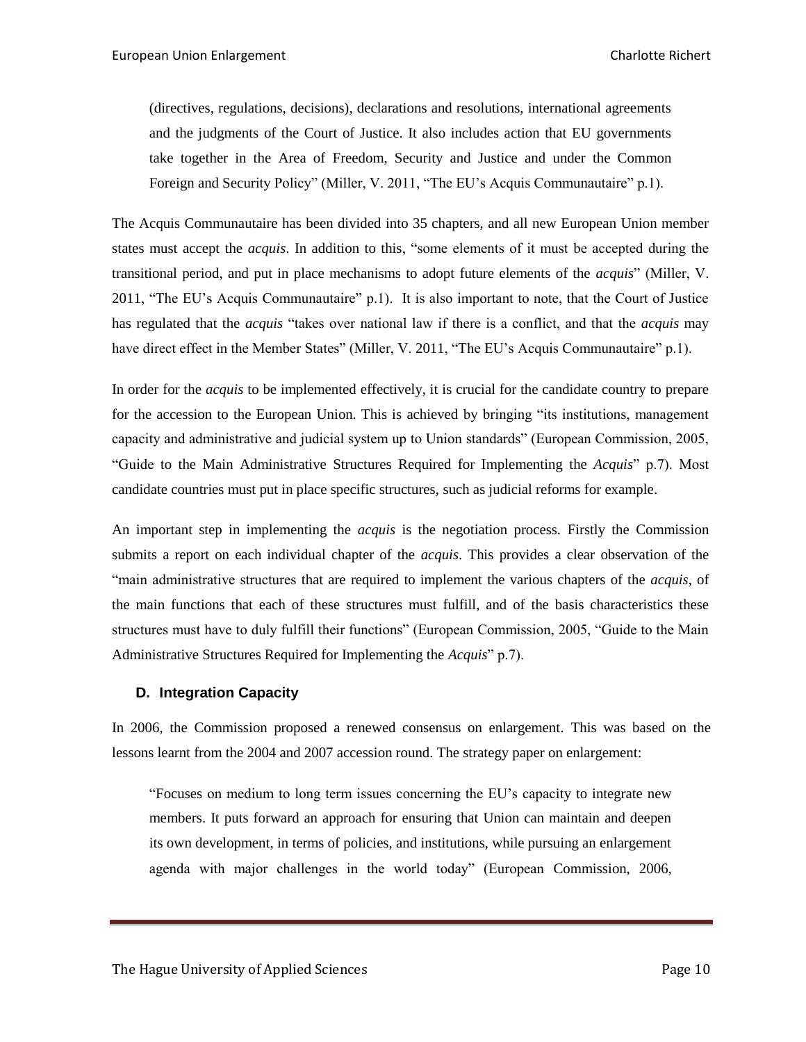> (directives, regulations, decisions), declarations and resolutions, international agreements and the judgments of the Court of Justice. It also includes action that EU governments take together in the Area of Freedom, Security and Justice and under the Common Foreign and Security Policy" (Miller, V. 2011, "The EU's Acquis Communautaire" p.1).

The Acquis Communautaire has been divided into 35 chapters, and all new European Union member states must accept the *acquis*. In addition to this, "some elements of it must be accepted during the transitional period, and put in place mechanisms to adopt future elements of the *acquis*" (Miller, V. 2011, "The EU's Acquis Communautaire" p.1). It is also important to note, that the Court of Justice has regulated that the *acquis* "takes over national law if there is a conflict, and that the *acquis* may have direct effect in the Member States" (Miller, V. 2011, "The EU's Acquis Communautaire" p.1).

In order for the *acquis* to be implemented effectively, it is crucial for the candidate country to prepare for the accession to the European Union. This is achieved by bringing "its institutions, management capacity and administrative and judicial system up to Union standards" (European Commission, 2005, "Guide to the Main Administrative Structures Required for Implementing the *Acquis*" p.7). Most candidate countries must put in place specific structures, such as judicial reforms for example.

An important step in implementing the *acquis* is the negotiation process. Firstly the Commission submits a report on each individual chapter of the *acquis*. This provides a clear observation of the "main administrative structures that are required to implement the various chapters of the *acquis*, of the main functions that each of these structures must fulfill, and of the basis characteristics these structures must have to duly fulfill their functions" (European Commission, 2005, "Guide to the Main Administrative Structures Required for Implementing the *Acquis*" p.7).

### D. Integration Capacity

In 2006, the Commission proposed a renewed consensus on enlargement. This was based on the lessons learnt from the 2004 and 2007 accession round. The strategy paper on enlargement:

> "Focuses on medium to long term issues concerning the EU's capacity to integrate new members. It puts forward an approach for ensuring that Union can maintain and deepen its own development, in terms of policies, and institutions, while pursuing an enlargement agenda with major challenges in the world today" (European Commission, 2006,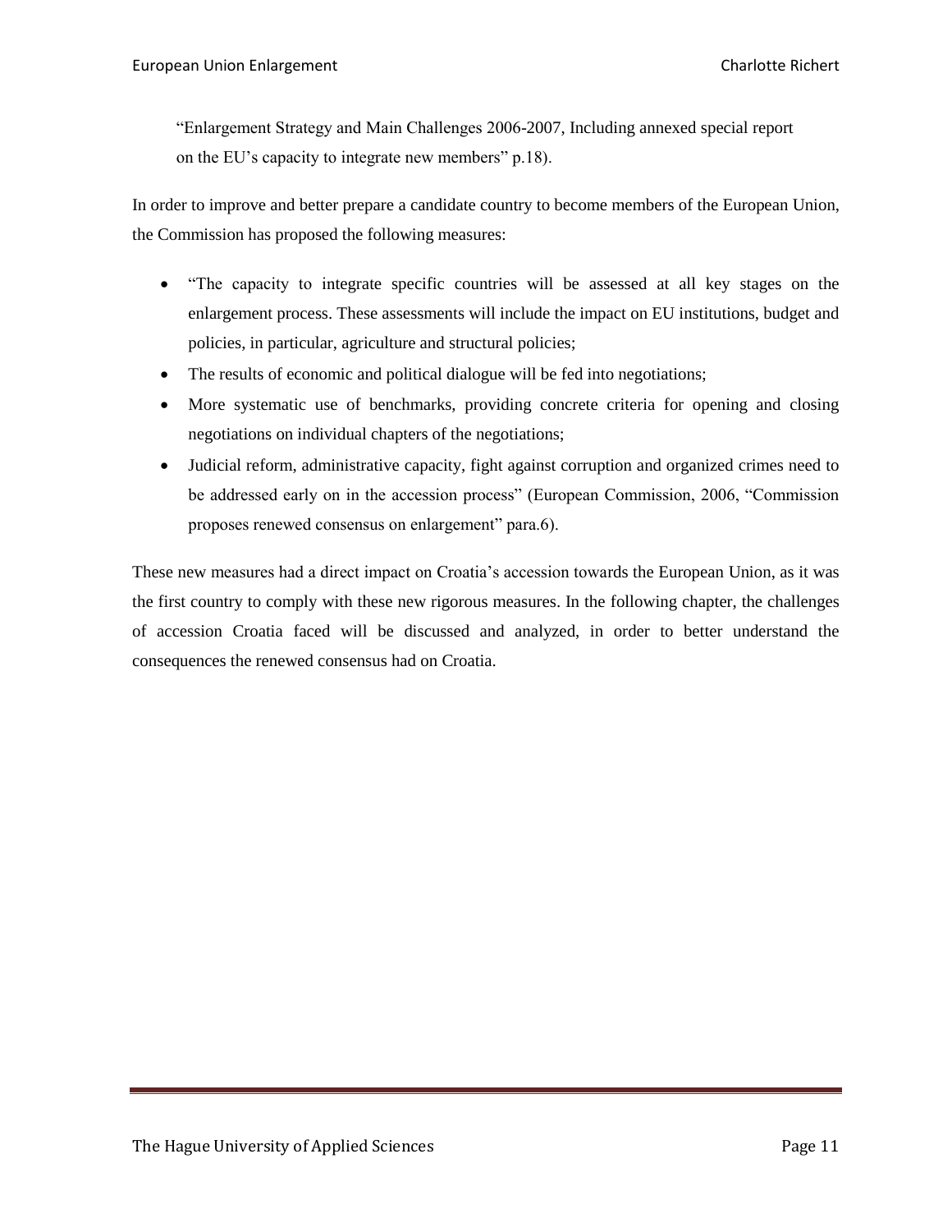"Enlargement Strategy and Main Challenges 2006-2007, Including annexed special report on the EU's capacity to integrate new members" p.18).

In order to improve and better prepare a candidate country to become members of the European Union, the Commission has proposed the following measures:

- "The capacity to integrate specific countries will be assessed at all key stages on the enlargement process. These assessments will include the impact on EU institutions, budget and policies, in particular, agriculture and structural policies;
- The results of economic and political dialogue will be fed into negotiations;
- More systematic use of benchmarks, providing concrete criteria for opening and closing negotiations on individual chapters of the negotiations;
- Judicial reform, administrative capacity, fight against corruption and organized crimes need to be addressed early on in the accession process" (European Commission, 2006, "Commission proposes renewed consensus on enlargement" para.6).

These new measures had a direct impact on Croatia's accession towards the European Union, as it was the first country to comply with these new rigorous measures. In the following chapter, the challenges of accession Croatia faced will be discussed and analyzed, in order to better understand the consequences the renewed consensus had on Croatia.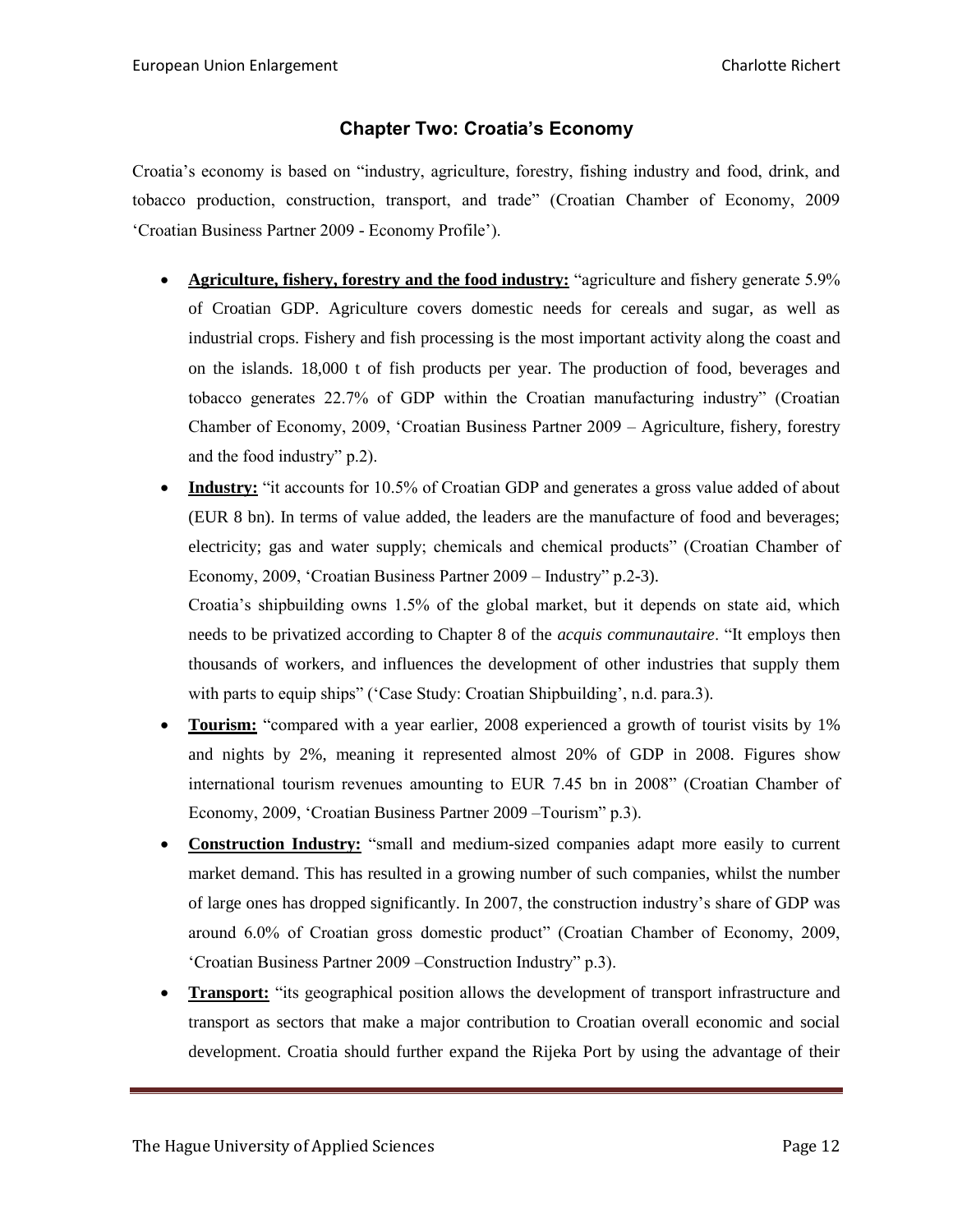## Chapter Two: Croatia's Economy

Croatia's economy is based on "industry, agriculture, forestry, fishing industry and food, drink, and tobacco production, construction, transport, and trade" (Croatian Chamber of Economy, 2009 'Croatian Business Partner 2009 - Economy Profile').

- **Agriculture, fishery, forestry and the food industry:** "agriculture and fishery generate 5.9% of Croatian GDP. Agriculture covers domestic needs for cereals and sugar, as well as industrial crops. Fishery and fish processing is the most important activity along the coast and on the islands. 18,000 t of fish products per year. The production of food, beverages and tobacco generates 22.7% of GDP within the Croatian manufacturing industry" (Croatian Chamber of Economy, 2009, 'Croatian Business Partner 2009 – Agriculture, fishery, forestry and the food industry" p.2).
- **Industry:** "it accounts for 10.5% of Croatian GDP and generates a gross value added of about (EUR 8 bn). In terms of value added, the leaders are the manufacture of food and beverages; electricity; gas and water supply; chemicals and chemical products" (Croatian Chamber of Economy, 2009, 'Croatian Business Partner 2009 – Industry" p.2-3).

  Croatia's shipbuilding owns 1.5% of the global market, but it depends on state aid, which needs to be privatized according to Chapter 8 of the *acquis communautaire*. "It employs then thousands of workers, and influences the development of other industries that supply them with parts to equip ships" ('Case Study: Croatian Shipbuilding', n.d. para.3).
- **Tourism:** "compared with a year earlier, 2008 experienced a growth of tourist visits by 1% and nights by 2%, meaning it represented almost 20% of GDP in 2008. Figures show international tourism revenues amounting to EUR 7.45 bn in 2008" (Croatian Chamber of Economy, 2009, 'Croatian Business Partner 2009 –Tourism" p.3).
- **Construction Industry:** "small and medium-sized companies adapt more easily to current market demand. This has resulted in a growing number of such companies, whilst the number of large ones has dropped significantly. In 2007, the construction industry's share of GDP was around 6.0% of Croatian gross domestic product" (Croatian Chamber of Economy, 2009, 'Croatian Business Partner 2009 –Construction Industry" p.3).
- **Transport:** "its geographical position allows the development of transport infrastructure and transport as sectors that make a major contribution to Croatian overall economic and social development. Croatia should further expand the Rijeka Port by using the advantage of their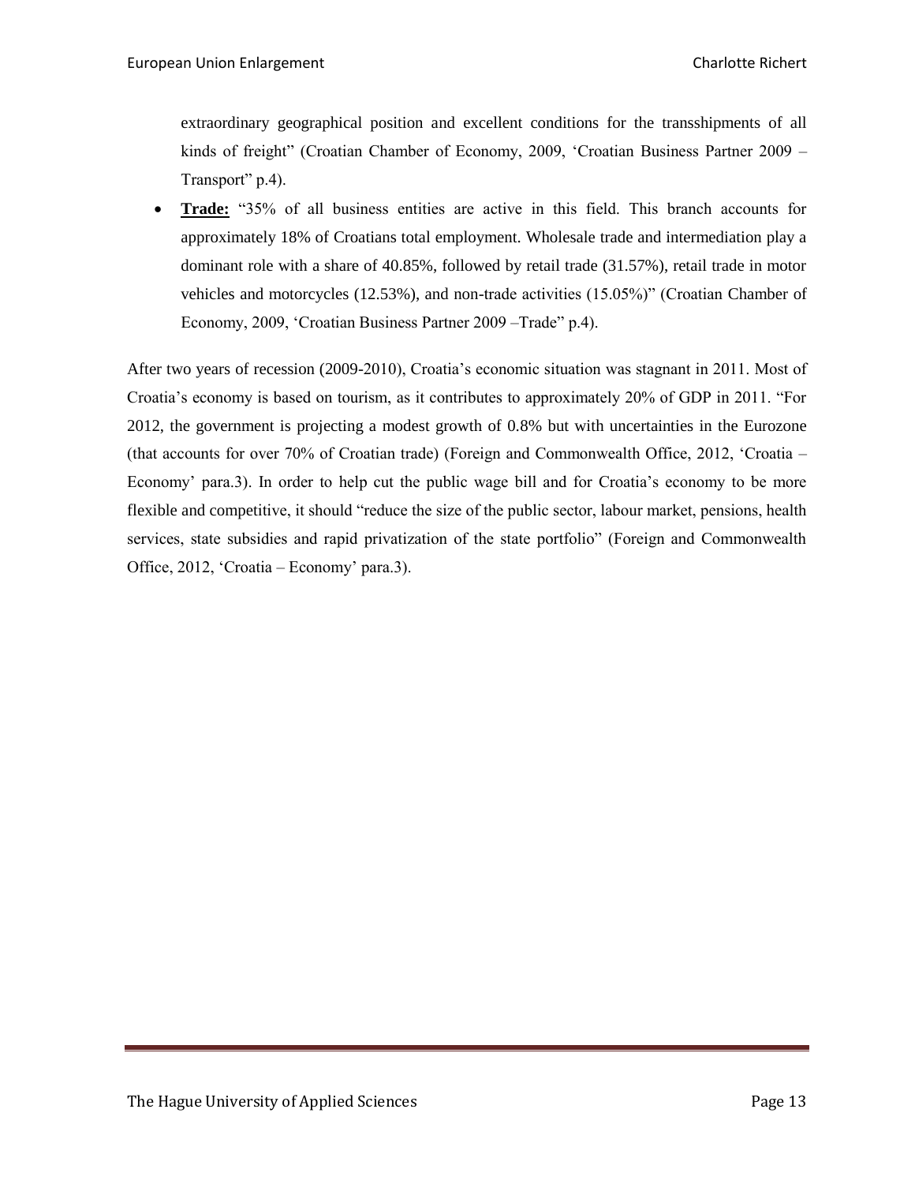extraordinary geographical position and excellent conditions for the transshipments of all kinds of freight" (Croatian Chamber of Economy, 2009, 'Croatian Business Partner 2009 – Transport" p.4).

- **Trade:** "35% of all business entities are active in this field. This branch accounts for approximately 18% of Croatians total employment. Wholesale trade and intermediation play a dominant role with a share of 40.85%, followed by retail trade (31.57%), retail trade in motor vehicles and motorcycles (12.53%), and non-trade activities (15.05%)" (Croatian Chamber of Economy, 2009, 'Croatian Business Partner 2009 –Trade" p.4).

After two years of recession (2009-2010), Croatia's economic situation was stagnant in 2011. Most of Croatia's economy is based on tourism, as it contributes to approximately 20% of GDP in 2011. "For 2012, the government is projecting a modest growth of 0.8% but with uncertainties in the Eurozone (that accounts for over 70% of Croatian trade) (Foreign and Commonwealth Office, 2012, 'Croatia – Economy' para.3). In order to help cut the public wage bill and for Croatia's economy to be more flexible and competitive, it should "reduce the size of the public sector, labour market, pensions, health services, state subsidies and rapid privatization of the state portfolio" (Foreign and Commonwealth Office, 2012, 'Croatia – Economy' para.3).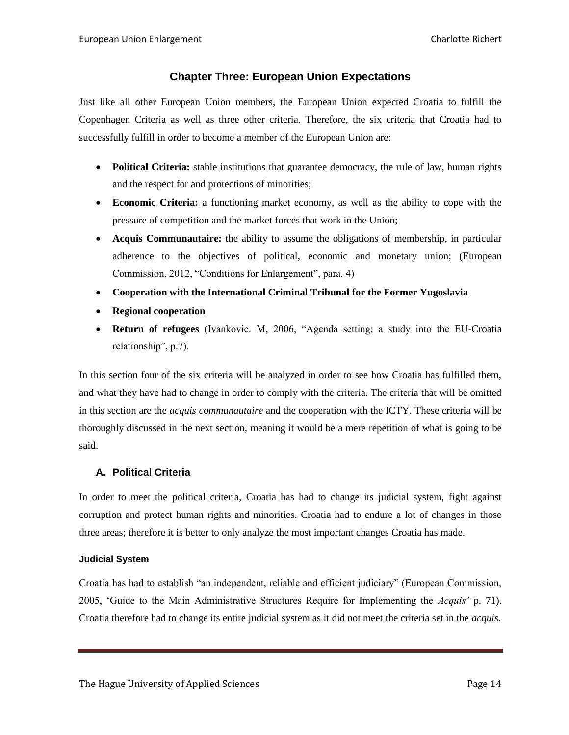## Chapter Three: European Union Expectations

Just like all other European Union members, the European Union expected Croatia to fulfill the Copenhagen Criteria as well as three other criteria. Therefore, the six criteria that Croatia had to successfully fulfill in order to become a member of the European Union are:

- **Political Criteria:** stable institutions that guarantee democracy, the rule of law, human rights and the respect for and protections of minorities;
- **Economic Criteria:** a functioning market economy, as well as the ability to cope with the pressure of competition and the market forces that work in the Union;
- **Acquis Communautaire:** the ability to assume the obligations of membership, in particular adherence to the objectives of political, economic and monetary union; (European Commission, 2012, "Conditions for Enlargement", para. 4)
- **Cooperation with the International Criminal Tribunal for the Former Yugoslavia**
- **Regional cooperation**
- **Return of refugees** (Ivankovic. M, 2006, "Agenda setting: a study into the EU-Croatia relationship", p.7).

In this section four of the six criteria will be analyzed in order to see how Croatia has fulfilled them, and what they have had to change in order to comply with the criteria. The criteria that will be omitted in this section are the *acquis communautaire* and the cooperation with the ICTY. These criteria will be thoroughly discussed in the next section, meaning it would be a mere repetition of what is going to be said.

### A. Political Criteria

In order to meet the political criteria, Croatia has had to change its judicial system, fight against corruption and protect human rights and minorities. Croatia had to endure a lot of changes in those three areas; therefore it is better to only analyze the most important changes Croatia has made.

#### Judicial System

Croatia has had to establish "an independent, reliable and efficient judiciary" (European Commission, 2005, 'Guide to the Main Administrative Structures Require for Implementing the *Acquis'* p. 71). Croatia therefore had to change its entire judicial system as it did not meet the criteria set in the *acquis.*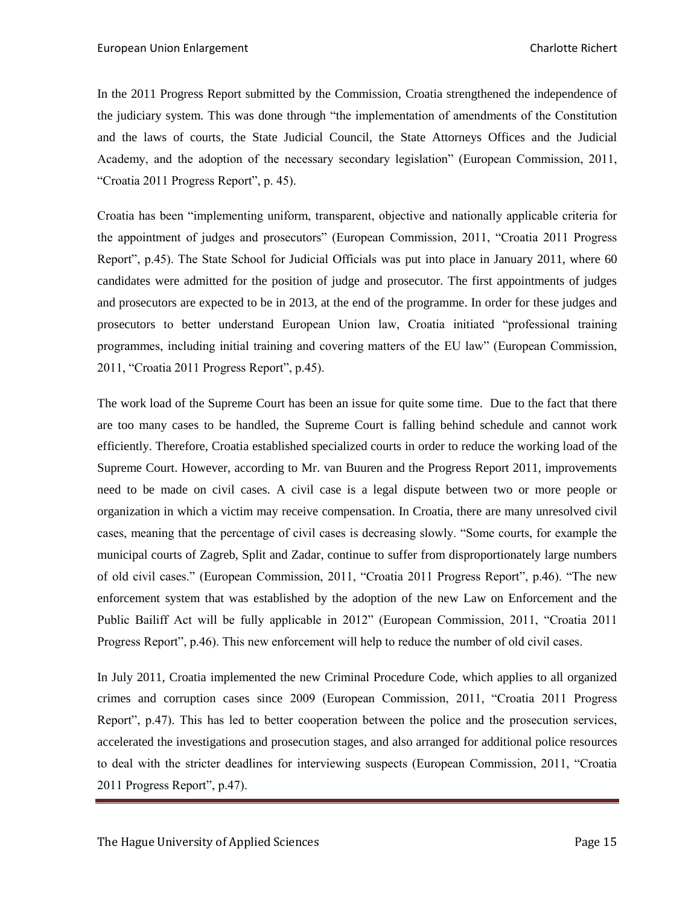In the 2011 Progress Report submitted by the Commission, Croatia strengthened the independence of the judiciary system. This was done through "the implementation of amendments of the Constitution and the laws of courts, the State Judicial Council, the State Attorneys Offices and the Judicial Academy, and the adoption of the necessary secondary legislation" (European Commission, 2011, "Croatia 2011 Progress Report", p. 45).

Croatia has been "implementing uniform, transparent, objective and nationally applicable criteria for the appointment of judges and prosecutors" (European Commission, 2011, "Croatia 2011 Progress Report", p.45). The State School for Judicial Officials was put into place in January 2011, where 60 candidates were admitted for the position of judge and prosecutor. The first appointments of judges and prosecutors are expected to be in 2013, at the end of the programme. In order for these judges and prosecutors to better understand European Union law, Croatia initiated "professional training programmes, including initial training and covering matters of the EU law" (European Commission, 2011, "Croatia 2011 Progress Report", p.45).

The work load of the Supreme Court has been an issue for quite some time. Due to the fact that there are too many cases to be handled, the Supreme Court is falling behind schedule and cannot work efficiently. Therefore, Croatia established specialized courts in order to reduce the working load of the Supreme Court. However, according to Mr. van Buuren and the Progress Report 2011, improvements need to be made on civil cases. A civil case is a legal dispute between two or more people or organization in which a victim may receive compensation. In Croatia, there are many unresolved civil cases, meaning that the percentage of civil cases is decreasing slowly. "Some courts, for example the municipal courts of Zagreb, Split and Zadar, continue to suffer from disproportionately large numbers of old civil cases." (European Commission, 2011, "Croatia 2011 Progress Report", p.46). "The new enforcement system that was established by the adoption of the new Law on Enforcement and the Public Bailiff Act will be fully applicable in 2012" (European Commission, 2011, "Croatia 2011 Progress Report", p.46). This new enforcement will help to reduce the number of old civil cases.

In July 2011, Croatia implemented the new Criminal Procedure Code, which applies to all organized crimes and corruption cases since 2009 (European Commission, 2011, "Croatia 2011 Progress Report", p.47). This has led to better cooperation between the police and the prosecution services, accelerated the investigations and prosecution stages, and also arranged for additional police resources to deal with the stricter deadlines for interviewing suspects (European Commission, 2011, "Croatia 2011 Progress Report", p.47).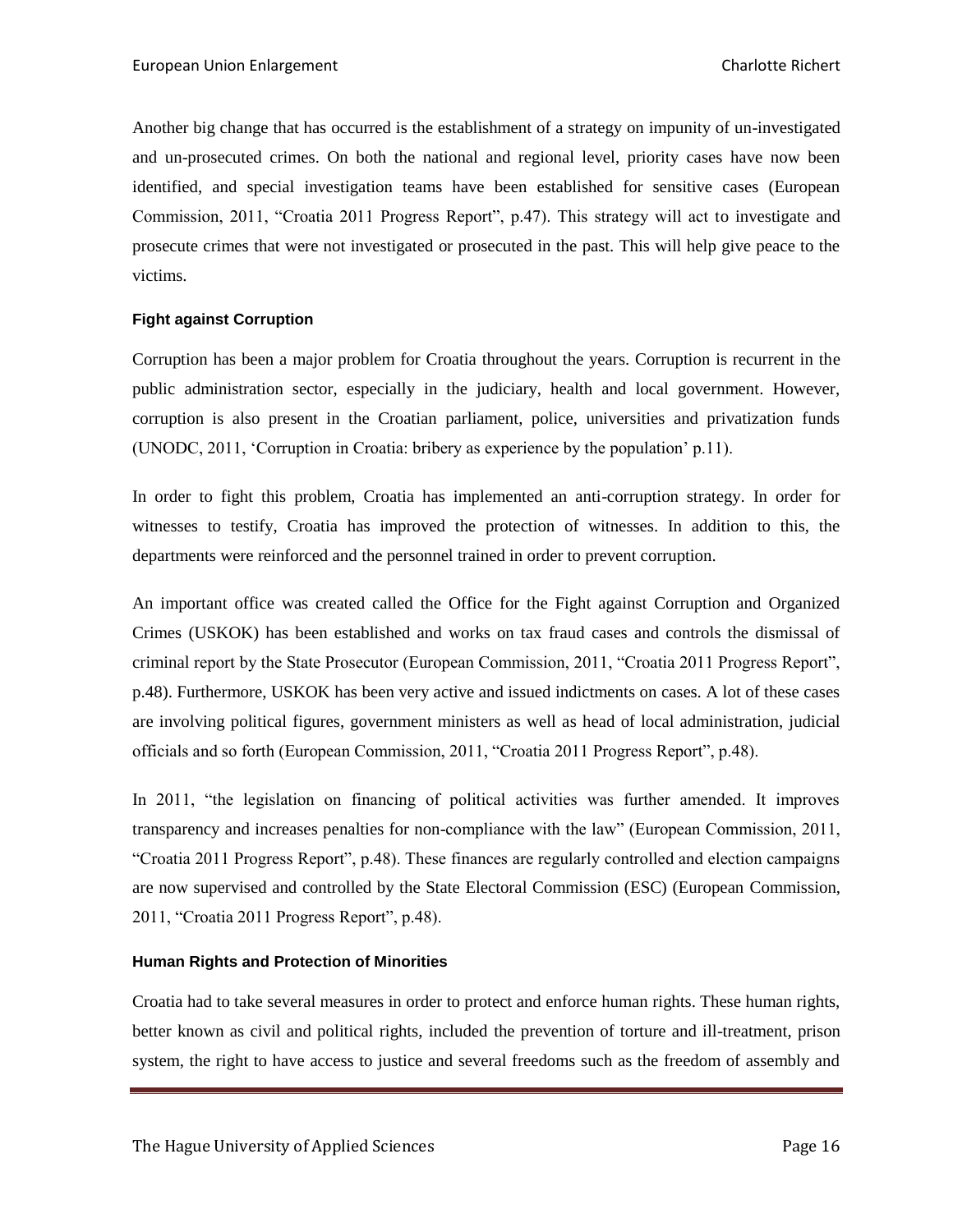Another big change that has occurred is the establishment of a strategy on impunity of un-investigated and un-prosecuted crimes. On both the national and regional level, priority cases have now been identified, and special investigation teams have been established for sensitive cases (European Commission, 2011, "Croatia 2011 Progress Report", p.47). This strategy will act to investigate and prosecute crimes that were not investigated or prosecuted in the past. This will help give peace to the victims.

#### Fight against Corruption

Corruption has been a major problem for Croatia throughout the years. Corruption is recurrent in the public administration sector, especially in the judiciary, health and local government. However, corruption is also present in the Croatian parliament, police, universities and privatization funds (UNODC, 2011, 'Corruption in Croatia: bribery as experience by the population' p.11).

In order to fight this problem, Croatia has implemented an anti-corruption strategy. In order for witnesses to testify, Croatia has improved the protection of witnesses. In addition to this, the departments were reinforced and the personnel trained in order to prevent corruption.

An important office was created called the Office for the Fight against Corruption and Organized Crimes (USKOK) has been established and works on tax fraud cases and controls the dismissal of criminal report by the State Prosecutor (European Commission, 2011, "Croatia 2011 Progress Report", p.48). Furthermore, USKOK has been very active and issued indictments on cases. A lot of these cases are involving political figures, government ministers as well as head of local administration, judicial officials and so forth (European Commission, 2011, "Croatia 2011 Progress Report", p.48).

In 2011, "the legislation on financing of political activities was further amended. It improves transparency and increases penalties for non-compliance with the law" (European Commission, 2011, "Croatia 2011 Progress Report", p.48). These finances are regularly controlled and election campaigns are now supervised and controlled by the State Electoral Commission (ESC) (European Commission, 2011, "Croatia 2011 Progress Report", p.48).

#### Human Rights and Protection of Minorities

Croatia had to take several measures in order to protect and enforce human rights. These human rights, better known as civil and political rights, included the prevention of torture and ill-treatment, prison system, the right to have access to justice and several freedoms such as the freedom of assembly and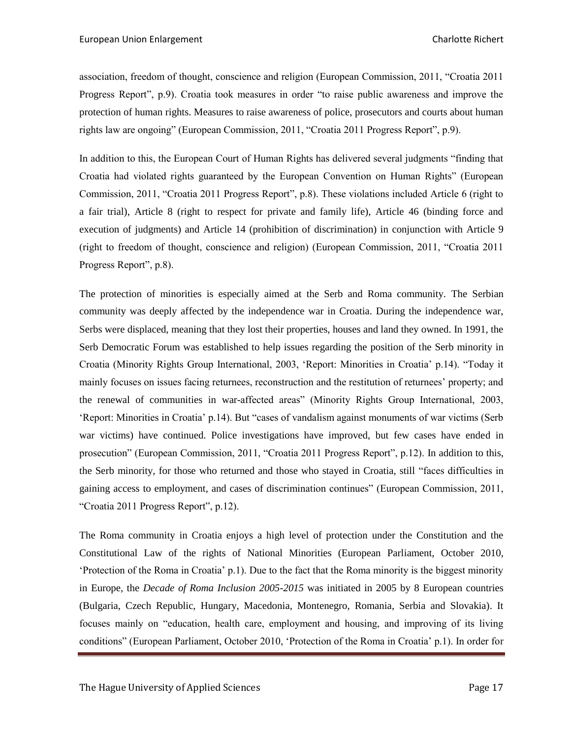association, freedom of thought, conscience and religion (European Commission, 2011, "Croatia 2011 Progress Report", p.9). Croatia took measures in order "to raise public awareness and improve the protection of human rights. Measures to raise awareness of police, prosecutors and courts about human rights law are ongoing" (European Commission, 2011, "Croatia 2011 Progress Report", p.9).

In addition to this, the European Court of Human Rights has delivered several judgments "finding that Croatia had violated rights guaranteed by the European Convention on Human Rights" (European Commission, 2011, "Croatia 2011 Progress Report", p.8). These violations included Article 6 (right to a fair trial), Article 8 (right to respect for private and family life), Article 46 (binding force and execution of judgments) and Article 14 (prohibition of discrimination) in conjunction with Article 9 (right to freedom of thought, conscience and religion) (European Commission, 2011, "Croatia 2011 Progress Report", p.8).

The protection of minorities is especially aimed at the Serb and Roma community. The Serbian community was deeply affected by the independence war in Croatia. During the independence war, Serbs were displaced, meaning that they lost their properties, houses and land they owned. In 1991, the Serb Democratic Forum was established to help issues regarding the position of the Serb minority in Croatia (Minority Rights Group International, 2003, 'Report: Minorities in Croatia' p.14). "Today it mainly focuses on issues facing returnees, reconstruction and the restitution of returnees' property; and the renewal of communities in war-affected areas" (Minority Rights Group International, 2003, 'Report: Minorities in Croatia' p.14). But "cases of vandalism against monuments of war victims (Serb war victims) have continued. Police investigations have improved, but few cases have ended in prosecution" (European Commission, 2011, "Croatia 2011 Progress Report", p.12). In addition to this, the Serb minority, for those who returned and those who stayed in Croatia, still "faces difficulties in gaining access to employment, and cases of discrimination continues" (European Commission, 2011, "Croatia 2011 Progress Report", p.12).

The Roma community in Croatia enjoys a high level of protection under the Constitution and the Constitutional Law of the rights of National Minorities (European Parliament, October 2010, 'Protection of the Roma in Croatia' p.1). Due to the fact that the Roma minority is the biggest minority in Europe, the *Decade of Roma Inclusion 2005-2015* was initiated in 2005 by 8 European countries (Bulgaria, Czech Republic, Hungary, Macedonia, Montenegro, Romania, Serbia and Slovakia). It focuses mainly on "education, health care, employment and housing, and improving of its living conditions" (European Parliament, October 2010, 'Protection of the Roma in Croatia' p.1). In order for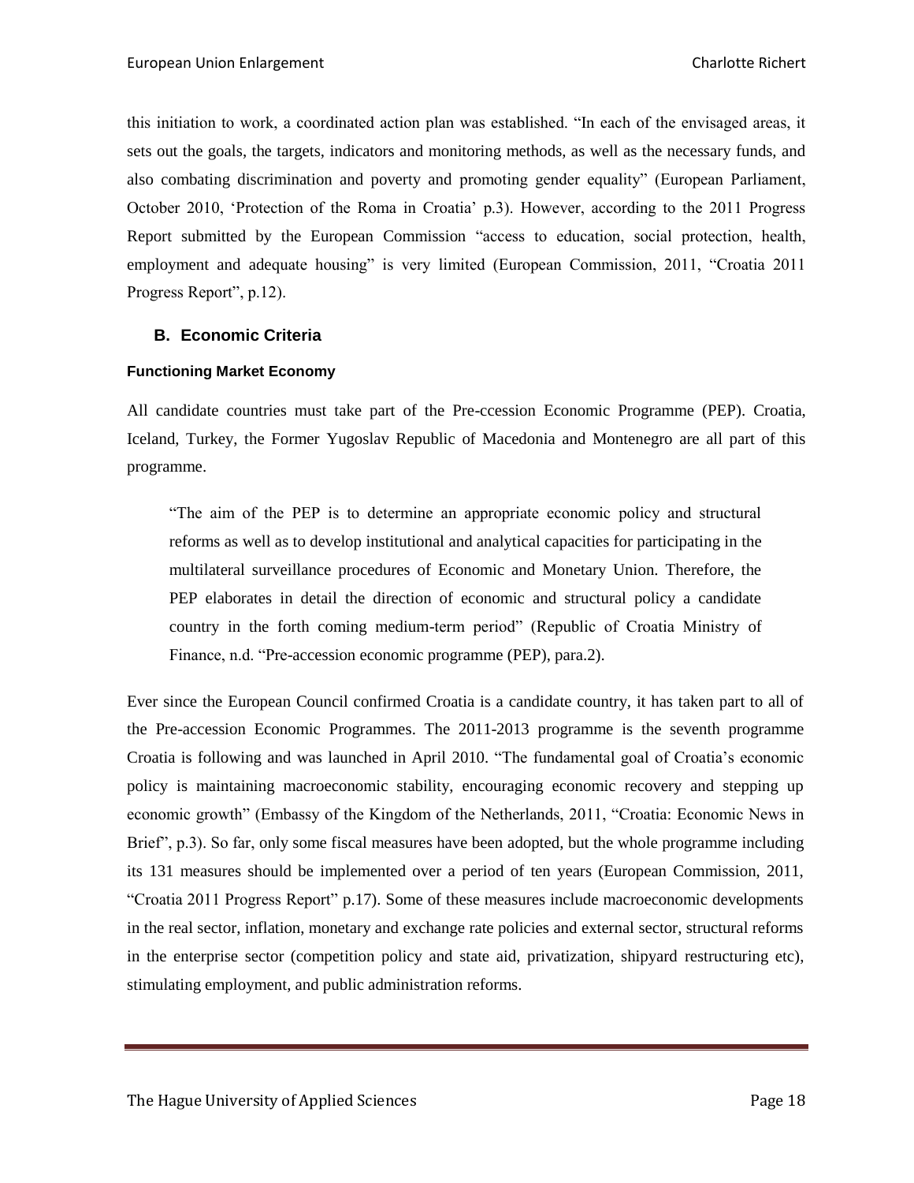this initiation to work, a coordinated action plan was established. "In each of the envisaged areas, it sets out the goals, the targets, indicators and monitoring methods, as well as the necessary funds, and also combating discrimination and poverty and promoting gender equality" (European Parliament, October 2010, 'Protection of the Roma in Croatia' p.3). However, according to the 2011 Progress Report submitted by the European Commission "access to education, social protection, health, employment and adequate housing" is very limited (European Commission, 2011, "Croatia 2011 Progress Report", p.12).

## B. Economic Criteria

#### Functioning Market Economy

All candidate countries must take part of the Pre-ccession Economic Programme (PEP). Croatia, Iceland, Turkey, the Former Yugoslav Republic of Macedonia and Montenegro are all part of this programme.

> "The aim of the PEP is to determine an appropriate economic policy and structural reforms as well as to develop institutional and analytical capacities for participating in the multilateral surveillance procedures of Economic and Monetary Union. Therefore, the PEP elaborates in detail the direction of economic and structural policy a candidate country in the forth coming medium-term period" (Republic of Croatia Ministry of Finance, n.d. "Pre-accession economic programme (PEP), para.2).

Ever since the European Council confirmed Croatia is a candidate country, it has taken part to all of the Pre-accession Economic Programmes. The 2011-2013 programme is the seventh programme Croatia is following and was launched in April 2010. "The fundamental goal of Croatia's economic policy is maintaining macroeconomic stability, encouraging economic recovery and stepping up economic growth" (Embassy of the Kingdom of the Netherlands, 2011, "Croatia: Economic News in Brief", p.3). So far, only some fiscal measures have been adopted, but the whole programme including its 131 measures should be implemented over a period of ten years (European Commission, 2011, "Croatia 2011 Progress Report" p.17). Some of these measures include macroeconomic developments in the real sector, inflation, monetary and exchange rate policies and external sector, structural reforms in the enterprise sector (competition policy and state aid, privatization, shipyard restructuring etc), stimulating employment, and public administration reforms.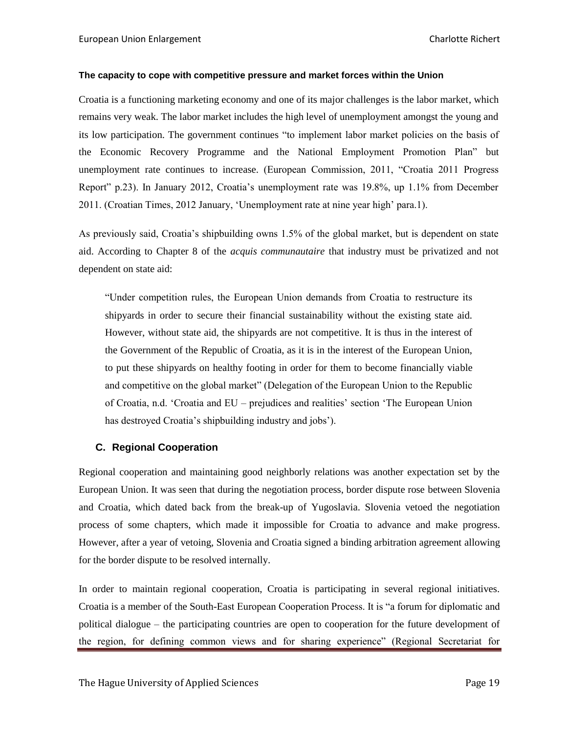**The capacity to cope with competitive pressure and market forces within the Union**

Croatia is a functioning marketing economy and one of its major challenges is the labor market, which remains very weak. The labor market includes the high level of unemployment amongst the young and its low participation. The government continues "to implement labor market policies on the basis of the Economic Recovery Programme and the National Employment Promotion Plan" but unemployment rate continues to increase. (European Commission, 2011, "Croatia 2011 Progress Report" p.23). In January 2012, Croatia's unemployment rate was 19.8%, up 1.1% from December 2011. (Croatian Times, 2012 January, 'Unemployment rate at nine year high' para.1).

As previously said, Croatia's shipbuilding owns 1.5% of the global market, but is dependent on state aid. According to Chapter 8 of the *acquis communautaire* that industry must be privatized and not dependent on state aid:

> "Under competition rules, the European Union demands from Croatia to restructure its shipyards in order to secure their financial sustainability without the existing state aid. However, without state aid, the shipyards are not competitive. It is thus in the interest of the Government of the Republic of Croatia, as it is in the interest of the European Union, to put these shipyards on healthy footing in order for them to become financially viable and competitive on the global market" (Delegation of the European Union to the Republic of Croatia, n.d. 'Croatia and EU – prejudices and realities' section 'The European Union has destroyed Croatia's shipbuilding industry and jobs').

## C. Regional Cooperation

Regional cooperation and maintaining good neighborly relations was another expectation set by the European Union. It was seen that during the negotiation process, border dispute rose between Slovenia and Croatia, which dated back from the break-up of Yugoslavia. Slovenia vetoed the negotiation process of some chapters, which made it impossible for Croatia to advance and make progress. However, after a year of vetoing, Slovenia and Croatia signed a binding arbitration agreement allowing for the border dispute to be resolved internally.

In order to maintain regional cooperation, Croatia is participating in several regional initiatives. Croatia is a member of the South-East European Cooperation Process. It is "a forum for diplomatic and political dialogue – the participating countries are open to cooperation for the future development of the region, for defining common views and for sharing experience" (Regional Secretariat for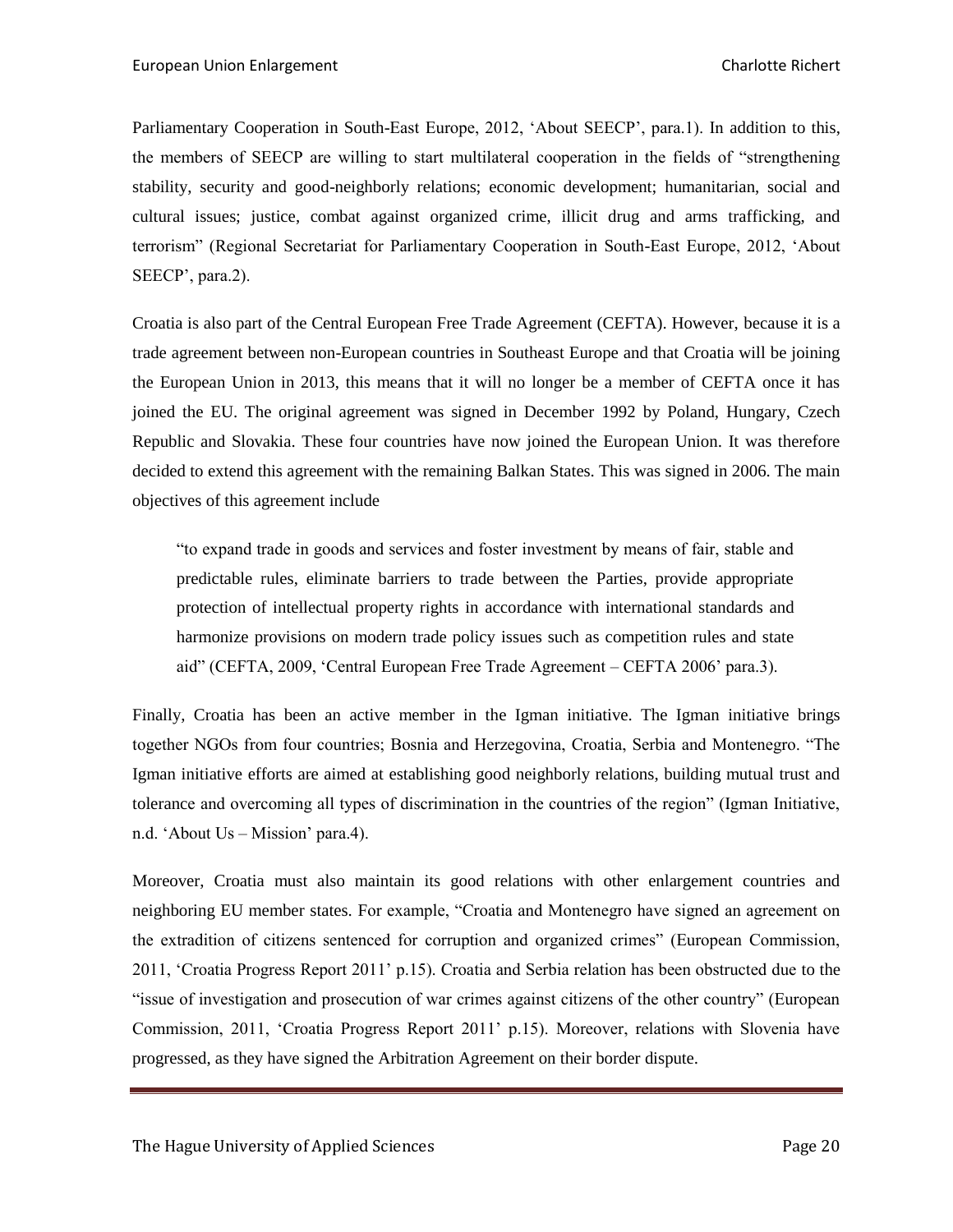Parliamentary Cooperation in South-East Europe, 2012, 'About SEECP', para.1). In addition to this, the members of SEECP are willing to start multilateral cooperation in the fields of "strengthening stability, security and good-neighborly relations; economic development; humanitarian, social and cultural issues; justice, combat against organized crime, illicit drug and arms trafficking, and terrorism" (Regional Secretariat for Parliamentary Cooperation in South-East Europe, 2012, 'About SEECP', para.2).

Croatia is also part of the Central European Free Trade Agreement (CEFTA). However, because it is a trade agreement between non-European countries in Southeast Europe and that Croatia will be joining the European Union in 2013, this means that it will no longer be a member of CEFTA once it has joined the EU. The original agreement was signed in December 1992 by Poland, Hungary, Czech Republic and Slovakia. These four countries have now joined the European Union. It was therefore decided to extend this agreement with the remaining Balkan States. This was signed in 2006. The main objectives of this agreement include

> "to expand trade in goods and services and foster investment by means of fair, stable and predictable rules, eliminate barriers to trade between the Parties, provide appropriate protection of intellectual property rights in accordance with international standards and harmonize provisions on modern trade policy issues such as competition rules and state aid" (CEFTA, 2009, 'Central European Free Trade Agreement – CEFTA 2006' para.3).

Finally, Croatia has been an active member in the Igman initiative. The Igman initiative brings together NGOs from four countries; Bosnia and Herzegovina, Croatia, Serbia and Montenegro. "The Igman initiative efforts are aimed at establishing good neighborly relations, building mutual trust and tolerance and overcoming all types of discrimination in the countries of the region" (Igman Initiative, n.d. 'About Us – Mission' para.4).

Moreover, Croatia must also maintain its good relations with other enlargement countries and neighboring EU member states. For example, "Croatia and Montenegro have signed an agreement on the extradition of citizens sentenced for corruption and organized crimes" (European Commission, 2011, 'Croatia Progress Report 2011' p.15). Croatia and Serbia relation has been obstructed due to the "issue of investigation and prosecution of war crimes against citizens of the other country" (European Commission, 2011, 'Croatia Progress Report 2011' p.15). Moreover, relations with Slovenia have progressed, as they have signed the Arbitration Agreement on their border dispute.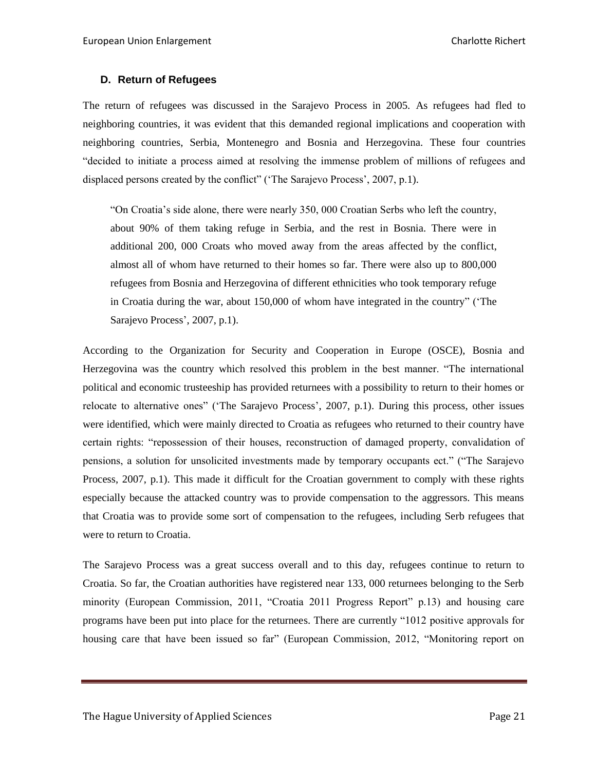### D. Return of Refugees

The return of refugees was discussed in the Sarajevo Process in 2005. As refugees had fled to neighboring countries, it was evident that this demanded regional implications and cooperation with neighboring countries, Serbia, Montenegro and Bosnia and Herzegovina. These four countries "decided to initiate a process aimed at resolving the immense problem of millions of refugees and displaced persons created by the conflict" ('The Sarajevo Process', 2007, p.1).

> "On Croatia's side alone, there were nearly 350, 000 Croatian Serbs who left the country, about 90% of them taking refuge in Serbia, and the rest in Bosnia. There were in additional 200, 000 Croats who moved away from the areas affected by the conflict, almost all of whom have returned to their homes so far. There were also up to 800,000 refugees from Bosnia and Herzegovina of different ethnicities who took temporary refuge in Croatia during the war, about 150,000 of whom have integrated in the country" ('The Sarajevo Process', 2007, p.1).

According to the Organization for Security and Cooperation in Europe (OSCE), Bosnia and Herzegovina was the country which resolved this problem in the best manner. "The international political and economic trusteeship has provided returnees with a possibility to return to their homes or relocate to alternative ones" ('The Sarajevo Process', 2007, p.1). During this process, other issues were identified, which were mainly directed to Croatia as refugees who returned to their country have certain rights: "repossession of their houses, reconstruction of damaged property, convalidation of pensions, a solution for unsolicited investments made by temporary occupants ect." ("The Sarajevo Process, 2007, p.1). This made it difficult for the Croatian government to comply with these rights especially because the attacked country was to provide compensation to the aggressors. This means that Croatia was to provide some sort of compensation to the refugees, including Serb refugees that were to return to Croatia.

The Sarajevo Process was a great success overall and to this day, refugees continue to return to Croatia. So far, the Croatian authorities have registered near 133, 000 returnees belonging to the Serb minority (European Commission, 2011, "Croatia 2011 Progress Report" p.13) and housing care programs have been put into place for the returnees. There are currently "1012 positive approvals for housing care that have been issued so far" (European Commission, 2012, "Monitoring report on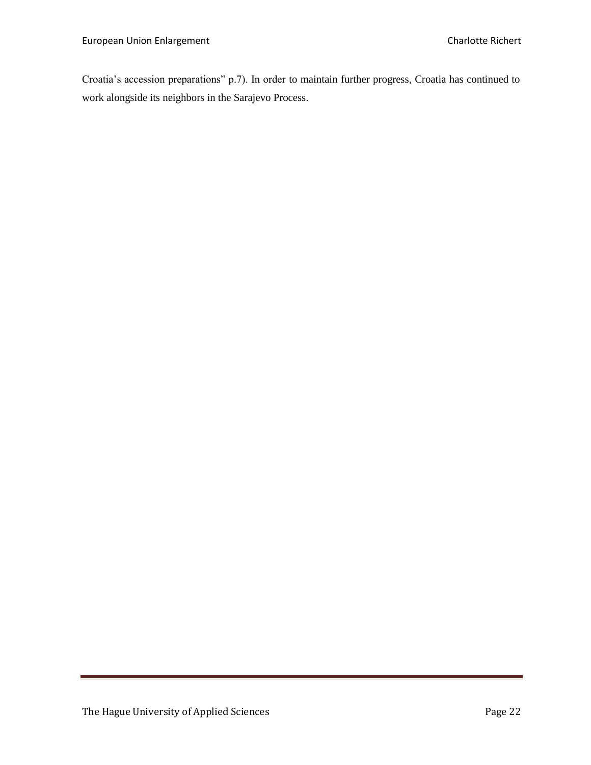Croatia’s accession preparations” p.7). In order to maintain further progress, Croatia has continued to work alongside its neighbors in the Sarajevo Process.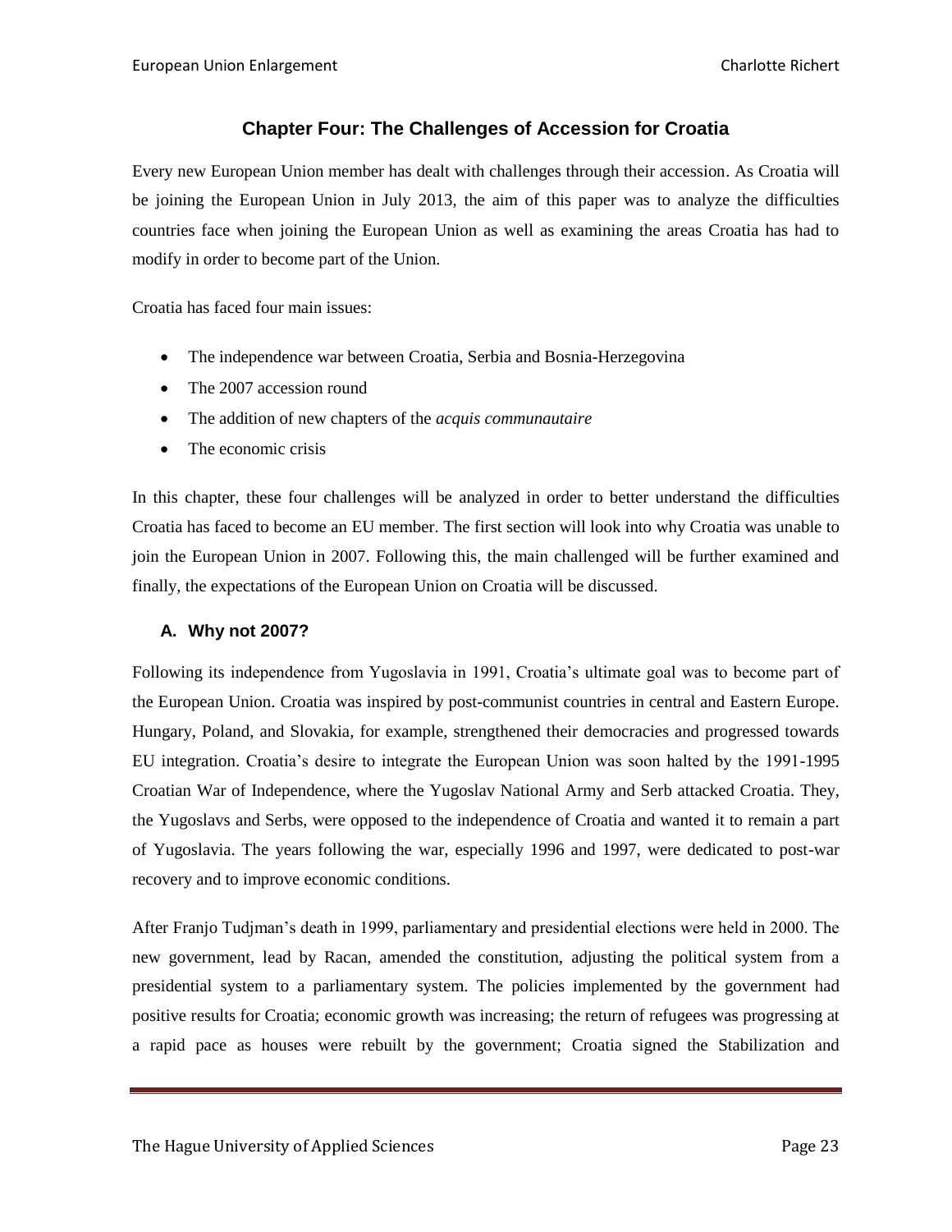## Chapter Four: The Challenges of Accession for Croatia

Every new European Union member has dealt with challenges through their accession. As Croatia will be joining the European Union in July 2013, the aim of this paper was to analyze the difficulties countries face when joining the European Union as well as examining the areas Croatia has had to modify in order to become part of the Union.

Croatia has faced four main issues:

- The independence war between Croatia, Serbia and Bosnia-Herzegovina
- The 2007 accession round
- The addition of new chapters of the *acquis communautaire*
- The economic crisis

In this chapter, these four challenges will be analyzed in order to better understand the difficulties Croatia has faced to become an EU member. The first section will look into why Croatia was unable to join the European Union in 2007. Following this, the main challenged will be further examined and finally, the expectations of the European Union on Croatia will be discussed.

### A. Why not 2007?

Following its independence from Yugoslavia in 1991, Croatia's ultimate goal was to become part of the European Union. Croatia was inspired by post-communist countries in central and Eastern Europe. Hungary, Poland, and Slovakia, for example, strengthened their democracies and progressed towards EU integration. Croatia's desire to integrate the European Union was soon halted by the 1991-1995 Croatian War of Independence, where the Yugoslav National Army and Serb attacked Croatia. They, the Yugoslavs and Serbs, were opposed to the independence of Croatia and wanted it to remain a part of Yugoslavia. The years following the war, especially 1996 and 1997, were dedicated to post-war recovery and to improve economic conditions.

After Franjo Tudjman's death in 1999, parliamentary and presidential elections were held in 2000. The new government, lead by Racan, amended the constitution, adjusting the political system from a presidential system to a parliamentary system. The policies implemented by the government had positive results for Croatia; economic growth was increasing; the return of refugees was progressing at a rapid pace as houses were rebuilt by the government; Croatia signed the Stabilization and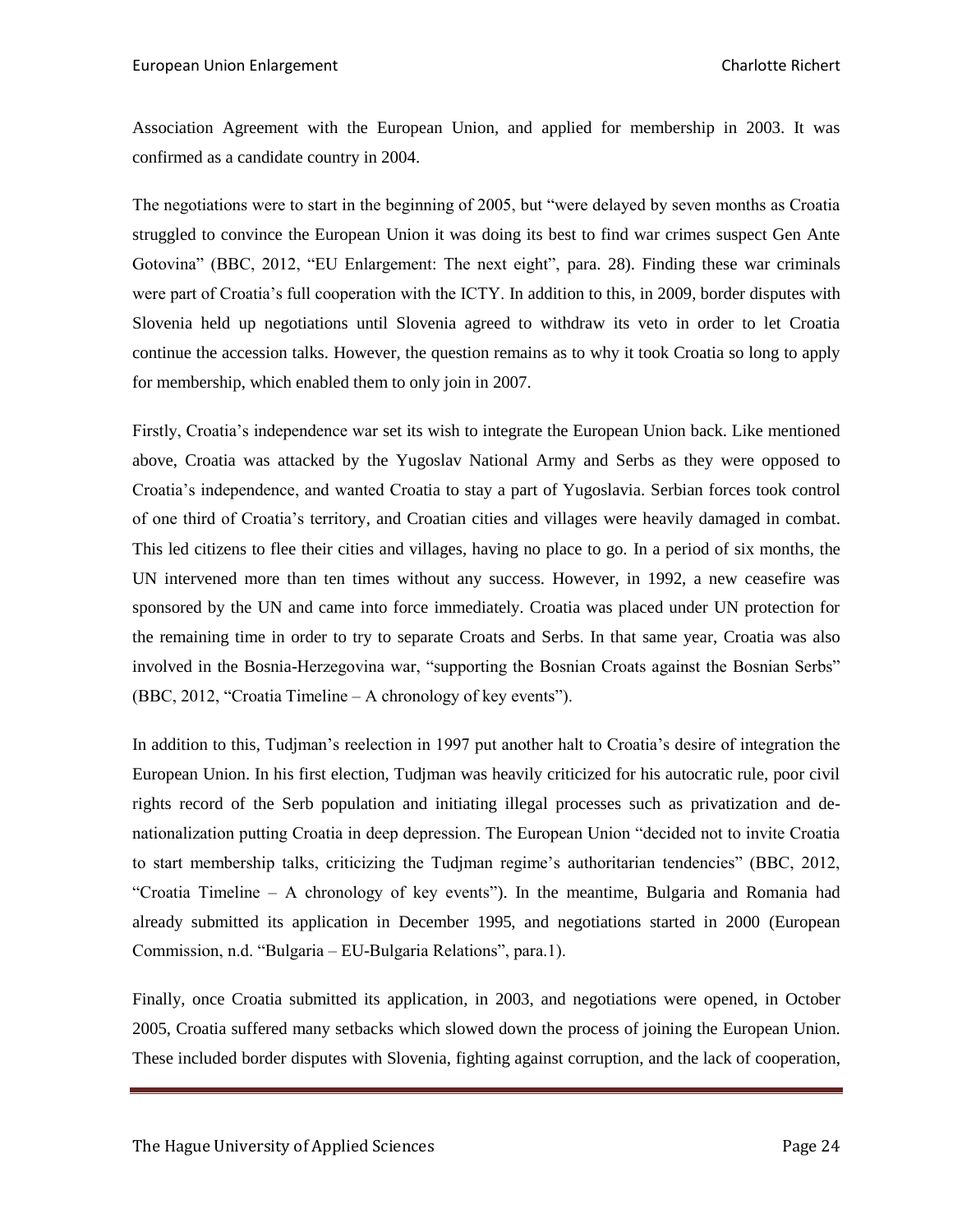Association Agreement with the European Union, and applied for membership in 2003. It was confirmed as a candidate country in 2004.

The negotiations were to start in the beginning of 2005, but "were delayed by seven months as Croatia struggled to convince the European Union it was doing its best to find war crimes suspect Gen Ante Gotovina" (BBC, 2012, "EU Enlargement: The next eight", para. 28). Finding these war criminals were part of Croatia's full cooperation with the ICTY. In addition to this, in 2009, border disputes with Slovenia held up negotiations until Slovenia agreed to withdraw its veto in order to let Croatia continue the accession talks. However, the question remains as to why it took Croatia so long to apply for membership, which enabled them to only join in 2007.

Firstly, Croatia's independence war set its wish to integrate the European Union back. Like mentioned above, Croatia was attacked by the Yugoslav National Army and Serbs as they were opposed to Croatia's independence, and wanted Croatia to stay a part of Yugoslavia. Serbian forces took control of one third of Croatia's territory, and Croatian cities and villages were heavily damaged in combat. This led citizens to flee their cities and villages, having no place to go. In a period of six months, the UN intervened more than ten times without any success. However, in 1992, a new ceasefire was sponsored by the UN and came into force immediately. Croatia was placed under UN protection for the remaining time in order to try to separate Croats and Serbs. In that same year, Croatia was also involved in the Bosnia-Herzegovina war, "supporting the Bosnian Croats against the Bosnian Serbs" (BBC, 2012, "Croatia Timeline – A chronology of key events").

In addition to this, Tudjman's reelection in 1997 put another halt to Croatia's desire of integration the European Union. In his first election, Tudjman was heavily criticized for his autocratic rule, poor civil rights record of the Serb population and initiating illegal processes such as privatization and de-nationalization putting Croatia in deep depression. The European Union "decided not to invite Croatia to start membership talks, criticizing the Tudjman regime's authoritarian tendencies" (BBC, 2012, "Croatia Timeline – A chronology of key events"). In the meantime, Bulgaria and Romania had already submitted its application in December 1995, and negotiations started in 2000 (European Commission, n.d. "Bulgaria – EU-Bulgaria Relations", para.1).

Finally, once Croatia submitted its application, in 2003, and negotiations were opened, in October 2005, Croatia suffered many setbacks which slowed down the process of joining the European Union. These included border disputes with Slovenia, fighting against corruption, and the lack of cooperation,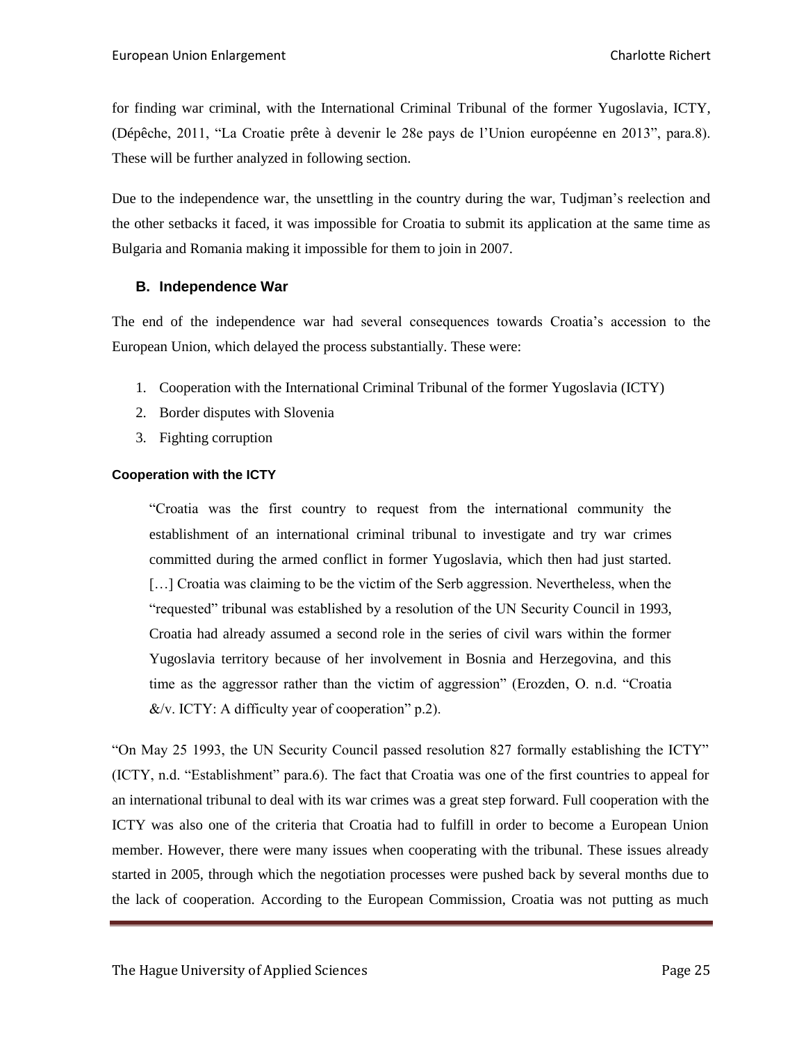for finding war criminal, with the International Criminal Tribunal of the former Yugoslavia, ICTY, (Dépêche, 2011, "La Croatie prête à devenir le 28e pays de l'Union européenne en 2013", para.8). These will be further analyzed in following section.

Due to the independence war, the unsettling in the country during the war, Tudjman's reelection and the other setbacks it faced, it was impossible for Croatia to submit its application at the same time as Bulgaria and Romania making it impossible for them to join in 2007.

## B. Independence War

The end of the independence war had several consequences towards Croatia's accession to the European Union, which delayed the process substantially. These were:

1. Cooperation with the International Criminal Tribunal of the former Yugoslavia (ICTY)
2. Border disputes with Slovenia
3. Fighting corruption

#### Cooperation with the ICTY

> "Croatia was the first country to request from the international community the establishment of an international criminal tribunal to investigate and try war crimes committed during the armed conflict in former Yugoslavia, which then had just started. […] Croatia was claiming to be the victim of the Serb aggression. Nevertheless, when the "requested" tribunal was established by a resolution of the UN Security Council in 1993, Croatia had already assumed a second role in the series of civil wars within the former Yugoslavia territory because of her involvement in Bosnia and Herzegovina, and this time as the aggressor rather than the victim of aggression" (Erozden, O. n.d. "Croatia &/v. ICTY: A difficulty year of cooperation" p.2).

"On May 25 1993, the UN Security Council passed resolution 827 formally establishing the ICTY" (ICTY, n.d. "Establishment" para.6). The fact that Croatia was one of the first countries to appeal for an international tribunal to deal with its war crimes was a great step forward. Full cooperation with the ICTY was also one of the criteria that Croatia had to fulfill in order to become a European Union member. However, there were many issues when cooperating with the tribunal. These issues already started in 2005, through which the negotiation processes were pushed back by several months due to the lack of cooperation. According to the European Commission, Croatia was not putting as much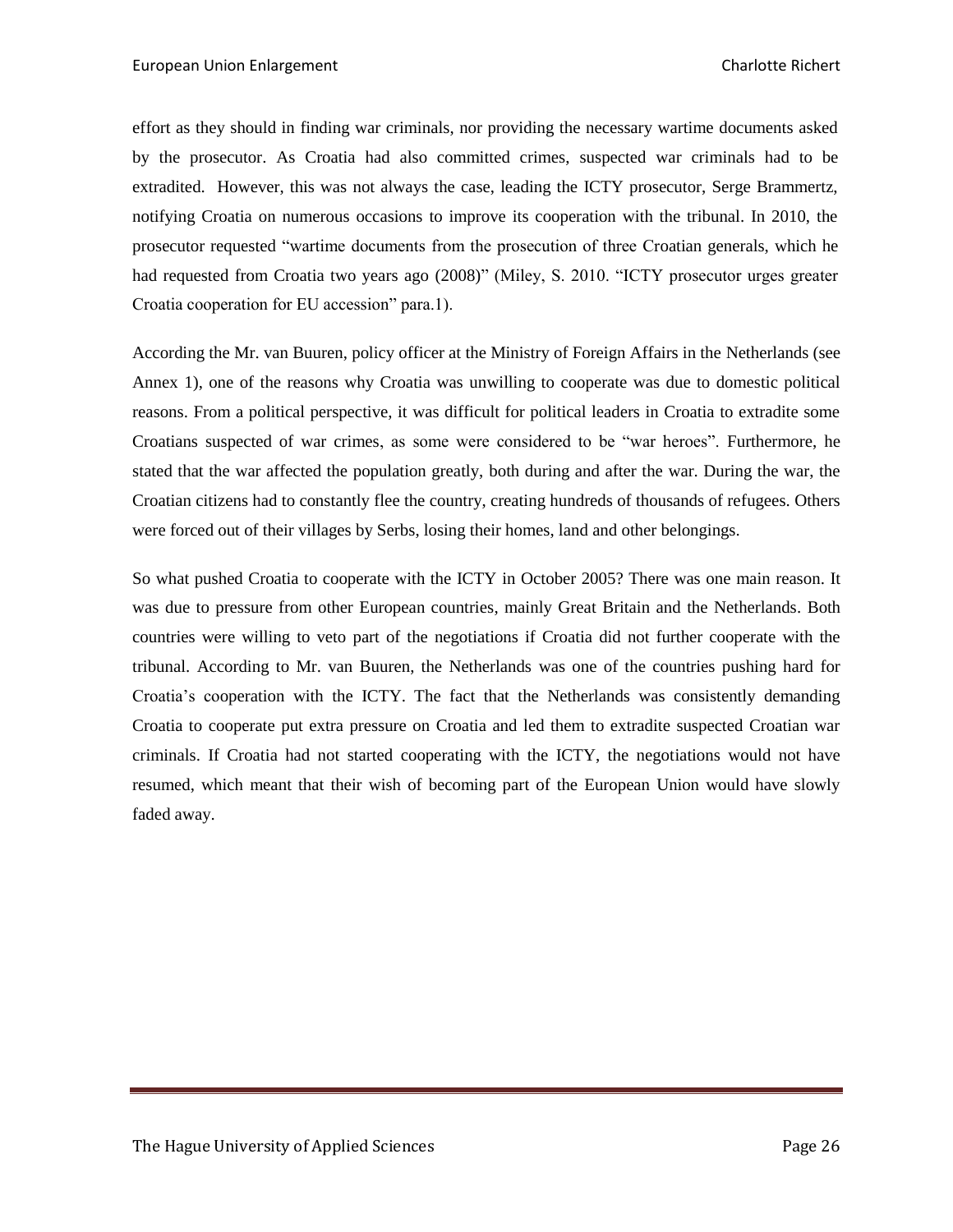effort as they should in finding war criminals, nor providing the necessary wartime documents asked by the prosecutor. As Croatia had also committed crimes, suspected war criminals had to be extradited. However, this was not always the case, leading the ICTY prosecutor, Serge Brammertz, notifying Croatia on numerous occasions to improve its cooperation with the tribunal. In 2010, the prosecutor requested "wartime documents from the prosecution of three Croatian generals, which he had requested from Croatia two years ago (2008)" (Miley, S. 2010. "ICTY prosecutor urges greater Croatia cooperation for EU accession" para.1).

According the Mr. van Buuren, policy officer at the Ministry of Foreign Affairs in the Netherlands (see Annex 1), one of the reasons why Croatia was unwilling to cooperate was due to domestic political reasons. From a political perspective, it was difficult for political leaders in Croatia to extradite some Croatians suspected of war crimes, as some were considered to be "war heroes". Furthermore, he stated that the war affected the population greatly, both during and after the war. During the war, the Croatian citizens had to constantly flee the country, creating hundreds of thousands of refugees. Others were forced out of their villages by Serbs, losing their homes, land and other belongings.

So what pushed Croatia to cooperate with the ICTY in October 2005? There was one main reason. It was due to pressure from other European countries, mainly Great Britain and the Netherlands. Both countries were willing to veto part of the negotiations if Croatia did not further cooperate with the tribunal. According to Mr. van Buuren, the Netherlands was one of the countries pushing hard for Croatia's cooperation with the ICTY. The fact that the Netherlands was consistently demanding Croatia to cooperate put extra pressure on Croatia and led them to extradite suspected Croatian war criminals. If Croatia had not started cooperating with the ICTY, the negotiations would not have resumed, which meant that their wish of becoming part of the European Union would have slowly faded away.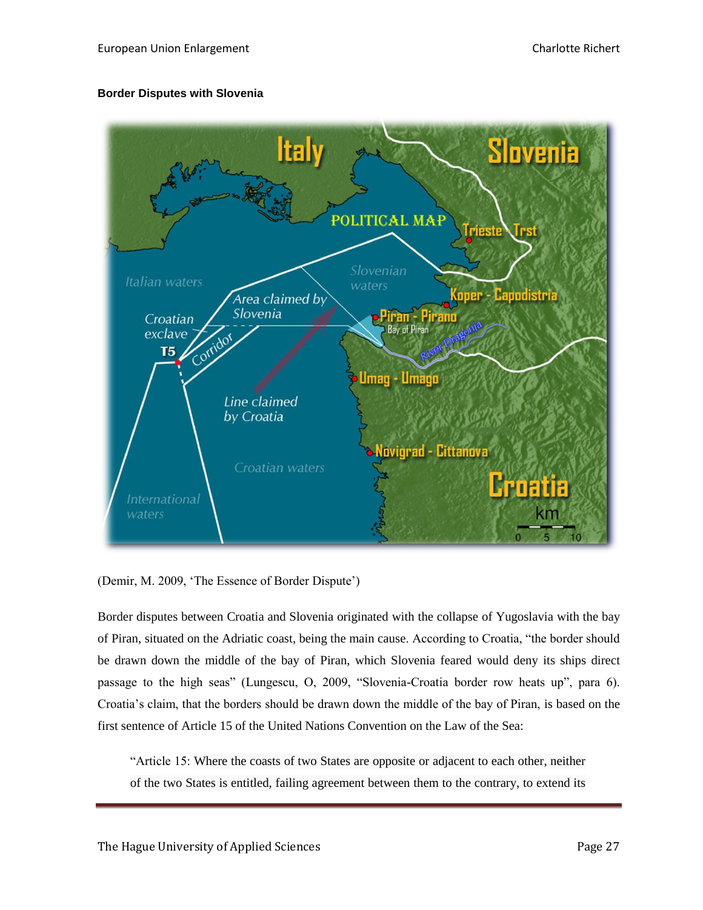**Border Disputes with Slovenia**

(Demir, M. 2009, 'The Essence of Border Dispute')

Border disputes between Croatia and Slovenia originated with the collapse of Yugoslavia with the bay of Piran, situated on the Adriatic coast, being the main cause. According to Croatia, "the border should be drawn down the middle of the bay of Piran, which Slovenia feared would deny its ships direct passage to the high seas" (Lungescu, O, 2009, "Slovenia-Croatia border row heats up", para 6). Croatia's claim, that the borders should be drawn down the middle of the bay of Piran, is based on the first sentence of Article 15 of the United Nations Convention on the Law of the Sea:

> "Article 15: Where the coasts of two States are opposite or adjacent to each other, neither of the two States is entitled, failing agreement between them to the contrary, to extend its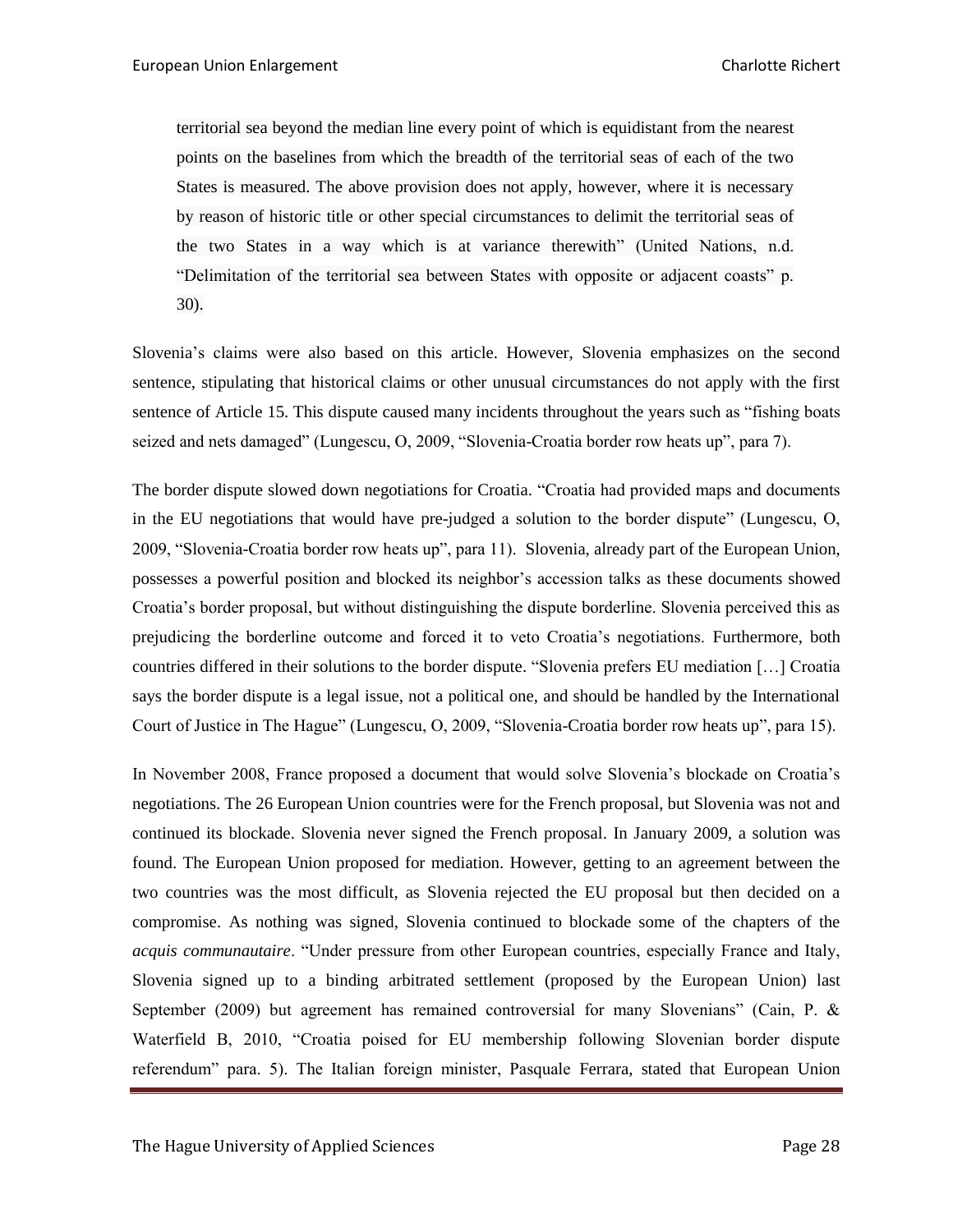> territorial sea beyond the median line every point of which is equidistant from the nearest points on the baselines from which the breadth of the territorial seas of each of the two States is measured. The above provision does not apply, however, where it is necessary by reason of historic title or other special circumstances to delimit the territorial seas of the two States in a way which is at variance therewith" (United Nations, n.d. "Delimitation of the territorial sea between States with opposite or adjacent coasts" p. 30).

Slovenia's claims were also based on this article. However, Slovenia emphasizes on the second sentence, stipulating that historical claims or other unusual circumstances do not apply with the first sentence of Article 15. This dispute caused many incidents throughout the years such as "fishing boats seized and nets damaged" (Lungescu, O, 2009, "Slovenia-Croatia border row heats up", para 7).

The border dispute slowed down negotiations for Croatia. "Croatia had provided maps and documents in the EU negotiations that would have pre-judged a solution to the border dispute" (Lungescu, O, 2009, "Slovenia-Croatia border row heats up", para 11). Slovenia, already part of the European Union, possesses a powerful position and blocked its neighbor's accession talks as these documents showed Croatia's border proposal, but without distinguishing the dispute borderline. Slovenia perceived this as prejudicing the borderline outcome and forced it to veto Croatia's negotiations. Furthermore, both countries differed in their solutions to the border dispute. "Slovenia prefers EU mediation […] Croatia says the border dispute is a legal issue, not a political one, and should be handled by the International Court of Justice in The Hague" (Lungescu, O, 2009, "Slovenia-Croatia border row heats up", para 15).

In November 2008, France proposed a document that would solve Slovenia's blockade on Croatia's negotiations. The 26 European Union countries were for the French proposal, but Slovenia was not and continued its blockade. Slovenia never signed the French proposal. In January 2009, a solution was found. The European Union proposed for mediation. However, getting to an agreement between the two countries was the most difficult, as Slovenia rejected the EU proposal but then decided on a compromise. As nothing was signed, Slovenia continued to blockade some of the chapters of the *acquis communautaire*. "Under pressure from other European countries, especially France and Italy, Slovenia signed up to a binding arbitrated settlement (proposed by the European Union) last September (2009) but agreement has remained controversial for many Slovenians" (Cain, P. & Waterfield B, 2010, "Croatia poised for EU membership following Slovenian border dispute referendum" para. 5). The Italian foreign minister, Pasquale Ferrara, stated that European Union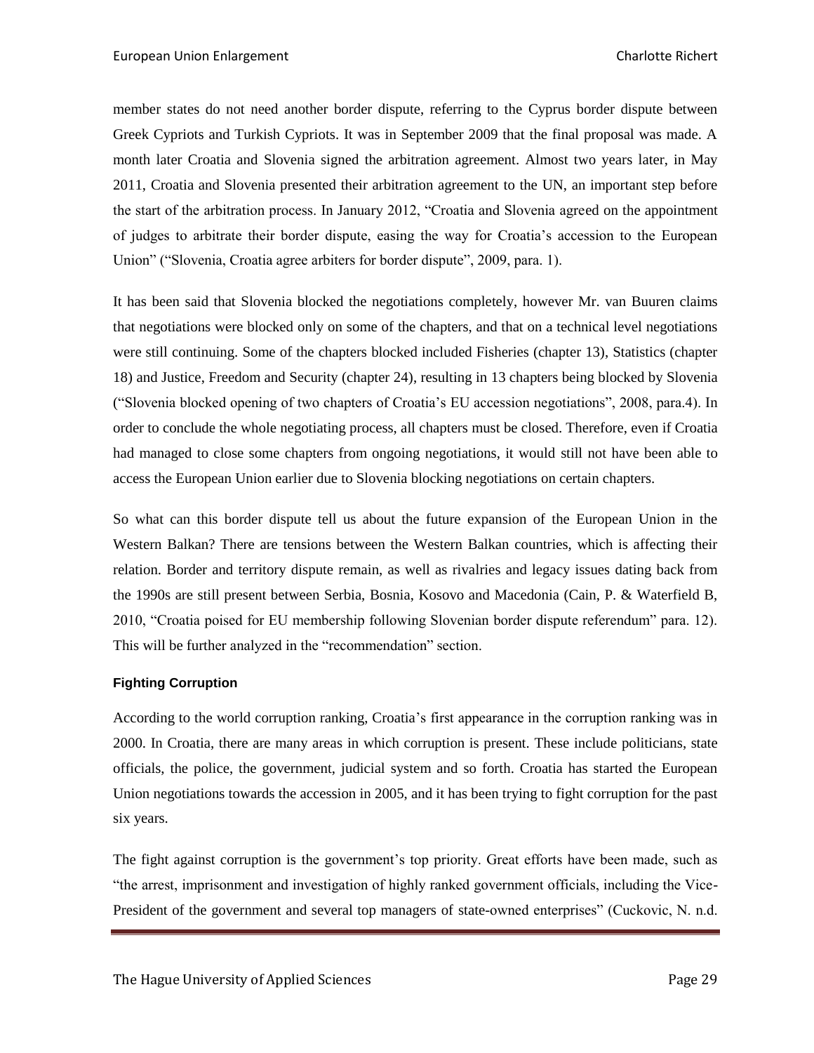member states do not need another border dispute, referring to the Cyprus border dispute between Greek Cypriots and Turkish Cypriots. It was in September 2009 that the final proposal was made. A month later Croatia and Slovenia signed the arbitration agreement. Almost two years later, in May 2011, Croatia and Slovenia presented their arbitration agreement to the UN, an important step before the start of the arbitration process. In January 2012, "Croatia and Slovenia agreed on the appointment of judges to arbitrate their border dispute, easing the way for Croatia's accession to the European Union" ("Slovenia, Croatia agree arbiters for border dispute", 2009, para. 1).

It has been said that Slovenia blocked the negotiations completely, however Mr. van Buuren claims that negotiations were blocked only on some of the chapters, and that on a technical level negotiations were still continuing. Some of the chapters blocked included Fisheries (chapter 13), Statistics (chapter 18) and Justice, Freedom and Security (chapter 24), resulting in 13 chapters being blocked by Slovenia ("Slovenia blocked opening of two chapters of Croatia's EU accession negotiations", 2008, para.4). In order to conclude the whole negotiating process, all chapters must be closed. Therefore, even if Croatia had managed to close some chapters from ongoing negotiations, it would still not have been able to access the European Union earlier due to Slovenia blocking negotiations on certain chapters.

So what can this border dispute tell us about the future expansion of the European Union in the Western Balkan? There are tensions between the Western Balkan countries, which is affecting their relation. Border and territory dispute remain, as well as rivalries and legacy issues dating back from the 1990s are still present between Serbia, Bosnia, Kosovo and Macedonia (Cain, P. & Waterfield B, 2010, "Croatia poised for EU membership following Slovenian border dispute referendum" para. 12). This will be further analyzed in the "recommendation" section.

#### Fighting Corruption

According to the world corruption ranking, Croatia's first appearance in the corruption ranking was in 2000. In Croatia, there are many areas in which corruption is present. These include politicians, state officials, the police, the government, judicial system and so forth. Croatia has started the European Union negotiations towards the accession in 2005, and it has been trying to fight corruption for the past six years.

The fight against corruption is the government's top priority. Great efforts have been made, such as "the arrest, imprisonment and investigation of highly ranked government officials, including the Vice-President of the government and several top managers of state-owned enterprises" (Cuckovic, N. n.d.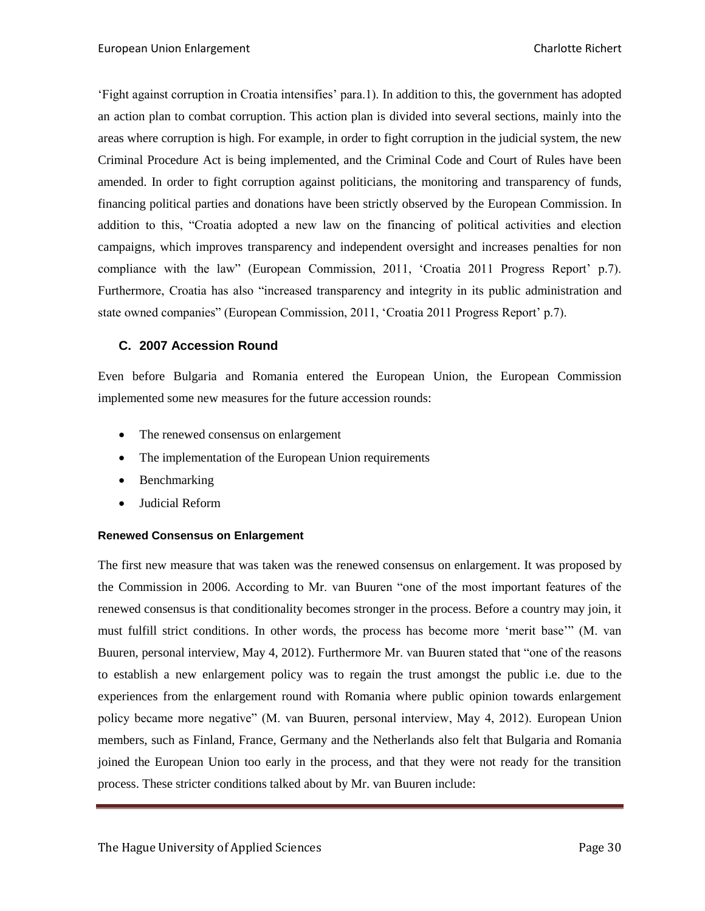'Fight against corruption in Croatia intensifies' para.1). In addition to this, the government has adopted an action plan to combat corruption. This action plan is divided into several sections, mainly into the areas where corruption is high. For example, in order to fight corruption in the judicial system, the new Criminal Procedure Act is being implemented, and the Criminal Code and Court of Rules have been amended. In order to fight corruption against politicians, the monitoring and transparency of funds, financing political parties and donations have been strictly observed by the European Commission. In addition to this, "Croatia adopted a new law on the financing of political activities and election campaigns, which improves transparency and independent oversight and increases penalties for non compliance with the law" (European Commission, 2011, 'Croatia 2011 Progress Report' p.7). Furthermore, Croatia has also "increased transparency and integrity in its public administration and state owned companies" (European Commission, 2011, 'Croatia 2011 Progress Report' p.7).

### C. 2007 Accession Round

Even before Bulgaria and Romania entered the European Union, the European Commission implemented some new measures for the future accession rounds:

- The renewed consensus on enlargement
- The implementation of the European Union requirements
- Benchmarking
- Judicial Reform

#### Renewed Consensus on Enlargement

The first new measure that was taken was the renewed consensus on enlargement. It was proposed by the Commission in 2006. According to Mr. van Buuren "one of the most important features of the renewed consensus is that conditionality becomes stronger in the process. Before a country may join, it must fulfill strict conditions. In other words, the process has become more 'merit base'" (M. van Buuren, personal interview, May 4, 2012). Furthermore Mr. van Buuren stated that "one of the reasons to establish a new enlargement policy was to regain the trust amongst the public i.e. due to the experiences from the enlargement round with Romania where public opinion towards enlargement policy became more negative" (M. van Buuren, personal interview, May 4, 2012). European Union members, such as Finland, France, Germany and the Netherlands also felt that Bulgaria and Romania joined the European Union too early in the process, and that they were not ready for the transition process. These stricter conditions talked about by Mr. van Buuren include: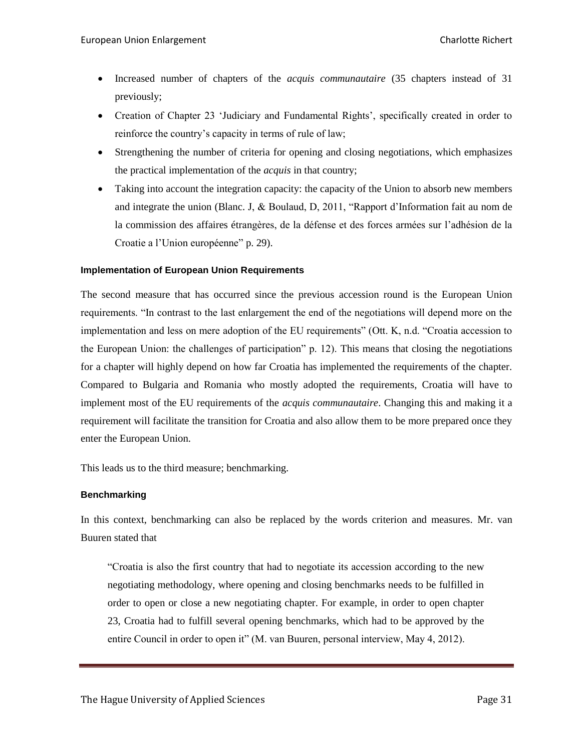- Increased number of chapters of the *acquis communautaire* (35 chapters instead of 31 previously;
- Creation of Chapter 23 'Judiciary and Fundamental Rights', specifically created in order to reinforce the country's capacity in terms of rule of law;
- Strengthening the number of criteria for opening and closing negotiations, which emphasizes the practical implementation of the *acquis* in that country;
- Taking into account the integration capacity: the capacity of the Union to absorb new members and integrate the union (Blanc. J, & Boulaud, D, 2011, "Rapport d'Information fait au nom de la commission des affaires étrangères, de la défense et des forces armées sur l'adhésion de la Croatie a l'Union européenne" p. 29).

#### Implementation of European Union Requirements

The second measure that has occurred since the previous accession round is the European Union requirements. "In contrast to the last enlargement the end of the negotiations will depend more on the implementation and less on mere adoption of the EU requirements" (Ott. K, n.d. "Croatia accession to the European Union: the challenges of participation" p. 12). This means that closing the negotiations for a chapter will highly depend on how far Croatia has implemented the requirements of the chapter. Compared to Bulgaria and Romania who mostly adopted the requirements, Croatia will have to implement most of the EU requirements of the *acquis communautaire*. Changing this and making it a requirement will facilitate the transition for Croatia and also allow them to be more prepared once they enter the European Union.

This leads us to the third measure; benchmarking.

#### Benchmarking

In this context, benchmarking can also be replaced by the words criterion and measures. Mr. van Buuren stated that

> "Croatia is also the first country that had to negotiate its accession according to the new negotiating methodology, where opening and closing benchmarks needs to be fulfilled in order to open or close a new negotiating chapter. For example, in order to open chapter 23, Croatia had to fulfill several opening benchmarks, which had to be approved by the entire Council in order to open it" (M. van Buuren, personal interview, May 4, 2012).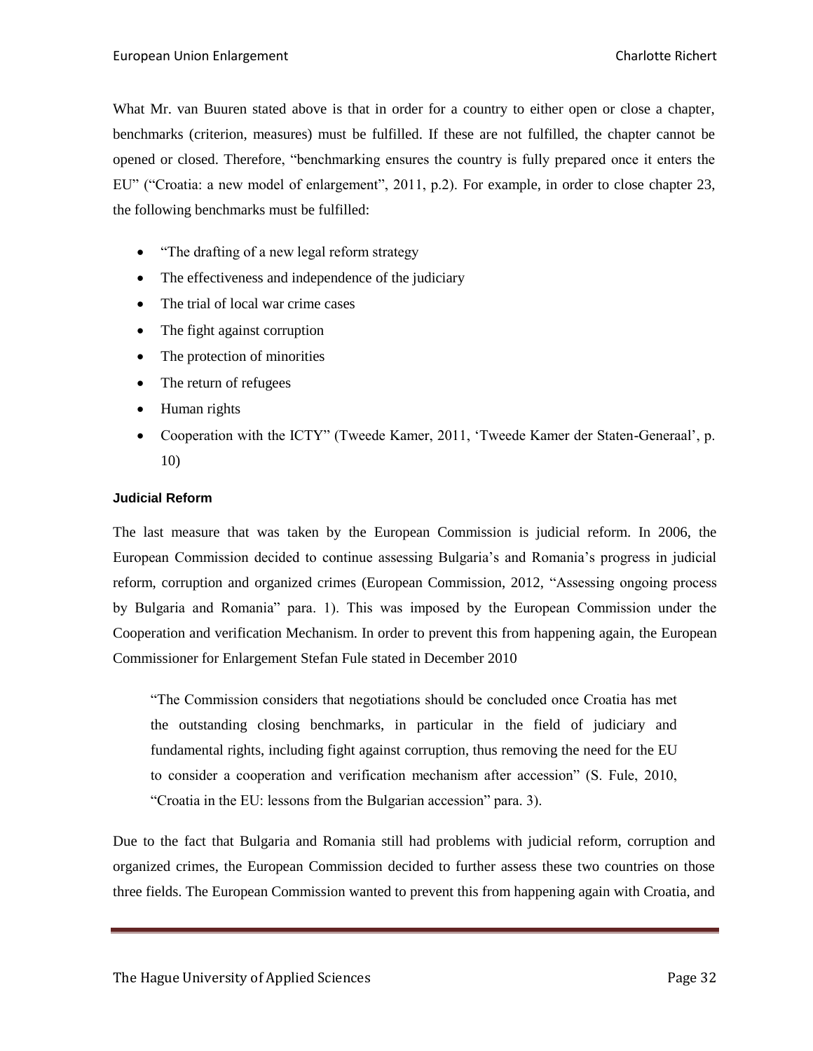What Mr. van Buuren stated above is that in order for a country to either open or close a chapter, benchmarks (criterion, measures) must be fulfilled. If these are not fulfilled, the chapter cannot be opened or closed. Therefore, "benchmarking ensures the country is fully prepared once it enters the EU" ("Croatia: a new model of enlargement", 2011, p.2). For example, in order to close chapter 23, the following benchmarks must be fulfilled:

- "The drafting of a new legal reform strategy
- The effectiveness and independence of the judiciary
- The trial of local war crime cases
- The fight against corruption
- The protection of minorities
- The return of refugees
- Human rights
- Cooperation with the ICTY" (Tweede Kamer, 2011, 'Tweede Kamer der Staten-Generaal', p. 10)

#### Judicial Reform

The last measure that was taken by the European Commission is judicial reform. In 2006, the European Commission decided to continue assessing Bulgaria's and Romania's progress in judicial reform, corruption and organized crimes (European Commission, 2012, "Assessing ongoing process by Bulgaria and Romania" para. 1). This was imposed by the European Commission under the Cooperation and verification Mechanism. In order to prevent this from happening again, the European Commissioner for Enlargement Stefan Fule stated in December 2010

> "The Commission considers that negotiations should be concluded once Croatia has met the outstanding closing benchmarks, in particular in the field of judiciary and fundamental rights, including fight against corruption, thus removing the need for the EU to consider a cooperation and verification mechanism after accession" (S. Fule, 2010, "Croatia in the EU: lessons from the Bulgarian accession" para. 3).

Due to the fact that Bulgaria and Romania still had problems with judicial reform, corruption and organized crimes, the European Commission decided to further assess these two countries on those three fields. The European Commission wanted to prevent this from happening again with Croatia, and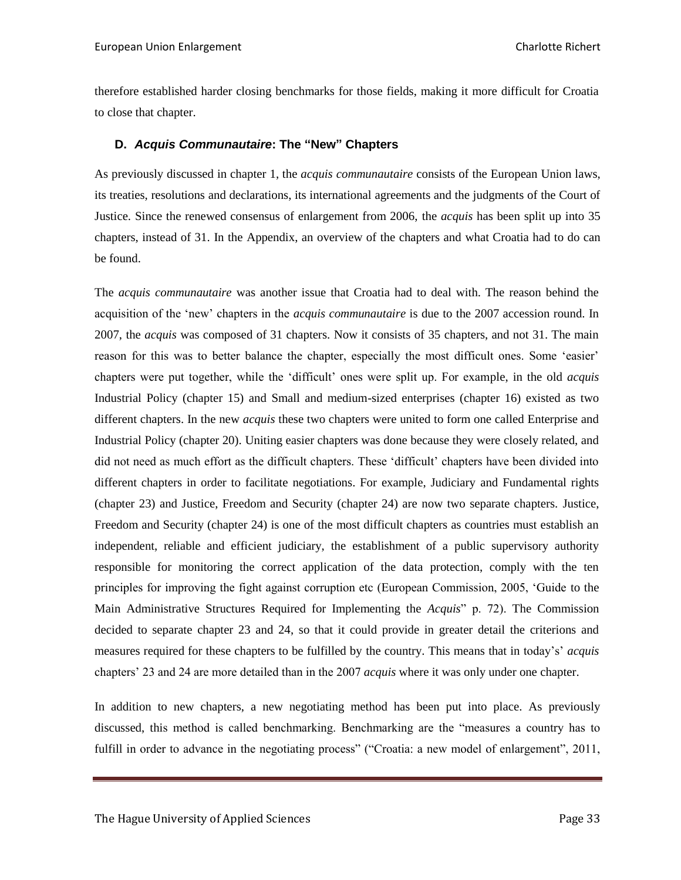therefore established harder closing benchmarks for those fields, making it more difficult for Croatia to close that chapter.

### D. *Acquis Communautaire*: The "New" Chapters

As previously discussed in chapter 1, the *acquis communautaire* consists of the European Union laws, its treaties, resolutions and declarations, its international agreements and the judgments of the Court of Justice. Since the renewed consensus of enlargement from 2006, the *acquis* has been split up into 35 chapters, instead of 31. In the Appendix, an overview of the chapters and what Croatia had to do can be found.

The *acquis communautaire* was another issue that Croatia had to deal with. The reason behind the acquisition of the 'new' chapters in the *acquis communautaire* is due to the 2007 accession round. In 2007, the *acquis* was composed of 31 chapters. Now it consists of 35 chapters, and not 31. The main reason for this was to better balance the chapter, especially the most difficult ones. Some 'easier' chapters were put together, while the 'difficult' ones were split up. For example, in the old *acquis* Industrial Policy (chapter 15) and Small and medium-sized enterprises (chapter 16) existed as two different chapters. In the new *acquis* these two chapters were united to form one called Enterprise and Industrial Policy (chapter 20). Uniting easier chapters was done because they were closely related, and did not need as much effort as the difficult chapters. These 'difficult' chapters have been divided into different chapters in order to facilitate negotiations. For example, Judiciary and Fundamental rights (chapter 23) and Justice, Freedom and Security (chapter 24) are now two separate chapters. Justice, Freedom and Security (chapter 24) is one of the most difficult chapters as countries must establish an independent, reliable and efficient judiciary, the establishment of a public supervisory authority responsible for monitoring the correct application of the data protection, comply with the ten principles for improving the fight against corruption etc (European Commission, 2005, 'Guide to the Main Administrative Structures Required for Implementing the *Acquis*" p. 72). The Commission decided to separate chapter 23 and 24, so that it could provide in greater detail the criterions and measures required for these chapters to be fulfilled by the country. This means that in today's' *acquis* chapters' 23 and 24 are more detailed than in the 2007 *acquis* where it was only under one chapter.

In addition to new chapters, a new negotiating method has been put into place. As previously discussed, this method is called benchmarking. Benchmarking are the "measures a country has to fulfill in order to advance in the negotiating process" ("Croatia: a new model of enlargement", 2011,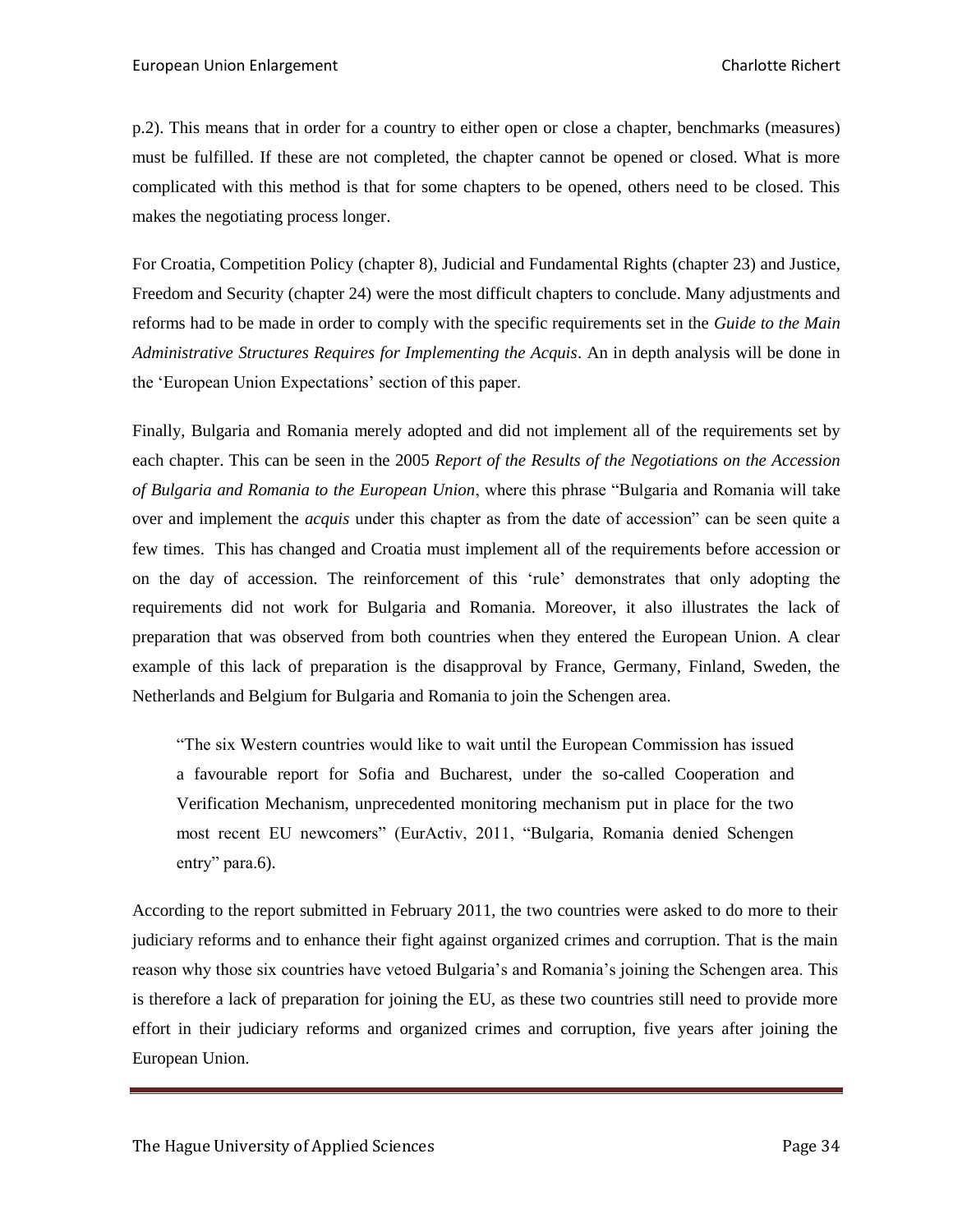p.2). This means that in order for a country to either open or close a chapter, benchmarks (measures) must be fulfilled. If these are not completed, the chapter cannot be opened or closed. What is more complicated with this method is that for some chapters to be opened, others need to be closed. This makes the negotiating process longer.

For Croatia, Competition Policy (chapter 8), Judicial and Fundamental Rights (chapter 23) and Justice, Freedom and Security (chapter 24) were the most difficult chapters to conclude. Many adjustments and reforms had to be made in order to comply with the specific requirements set in the *Guide to the Main Administrative Structures Requires for Implementing the Acquis*. An in depth analysis will be done in the 'European Union Expectations' section of this paper.

Finally, Bulgaria and Romania merely adopted and did not implement all of the requirements set by each chapter. This can be seen in the 2005 *Report of the Results of the Negotiations on the Accession of Bulgaria and Romania to the European Union*, where this phrase "Bulgaria and Romania will take over and implement the *acquis* under this chapter as from the date of accession" can be seen quite a few times. This has changed and Croatia must implement all of the requirements before accession or on the day of accession. The reinforcement of this 'rule' demonstrates that only adopting the requirements did not work for Bulgaria and Romania. Moreover, it also illustrates the lack of preparation that was observed from both countries when they entered the European Union. A clear example of this lack of preparation is the disapproval by France, Germany, Finland, Sweden, the Netherlands and Belgium for Bulgaria and Romania to join the Schengen area.

> "The six Western countries would like to wait until the European Commission has issued a favourable report for Sofia and Bucharest, under the so-called Cooperation and Verification Mechanism, unprecedented monitoring mechanism put in place for the two most recent EU newcomers" (EurActiv, 2011, "Bulgaria, Romania denied Schengen entry" para.6).

According to the report submitted in February 2011, the two countries were asked to do more to their judiciary reforms and to enhance their fight against organized crimes and corruption. That is the main reason why those six countries have vetoed Bulgaria's and Romania's joining the Schengen area. This is therefore a lack of preparation for joining the EU, as these two countries still need to provide more effort in their judiciary reforms and organized crimes and corruption, five years after joining the European Union.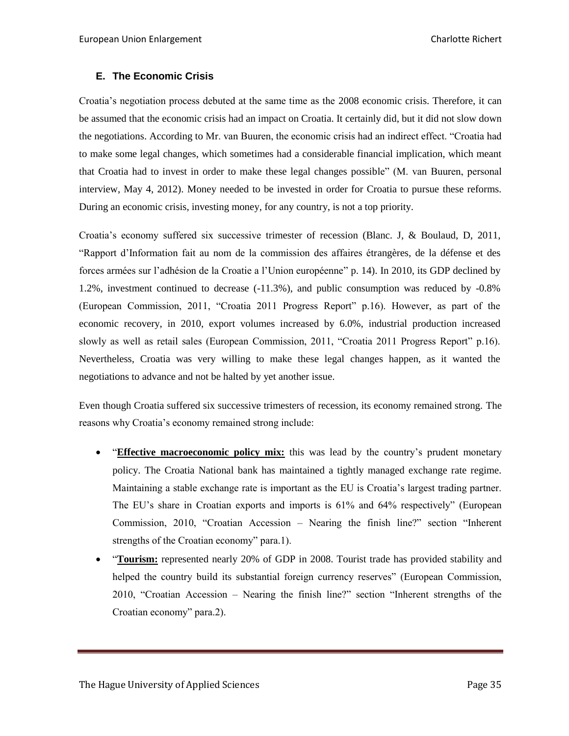### E. The Economic Crisis

Croatia's negotiation process debuted at the same time as the 2008 economic crisis. Therefore, it can be assumed that the economic crisis had an impact on Croatia. It certainly did, but it did not slow down the negotiations. According to Mr. van Buuren, the economic crisis had an indirect effect. "Croatia had to make some legal changes, which sometimes had a considerable financial implication, which meant that Croatia had to invest in order to make these legal changes possible" (M. van Buuren, personal interview, May 4, 2012). Money needed to be invested in order for Croatia to pursue these reforms. During an economic crisis, investing money, for any country, is not a top priority.

Croatia's economy suffered six successive trimester of recession (Blanc. J, & Boulaud, D, 2011, "Rapport d'Information fait au nom de la commission des affaires étrangères, de la défense et des forces armées sur l'adhésion de la Croatie a l'Union européenne" p. 14). In 2010, its GDP declined by 1.2%, investment continued to decrease (-11.3%), and public consumption was reduced by -0.8% (European Commission, 2011, "Croatia 2011 Progress Report" p.16). However, as part of the economic recovery, in 2010, export volumes increased by 6.0%, industrial production increased slowly as well as retail sales (European Commission, 2011, "Croatia 2011 Progress Report" p.16). Nevertheless, Croatia was very willing to make these legal changes happen, as it wanted the negotiations to advance and not be halted by yet another issue.

Even though Croatia suffered six successive trimesters of recession, its economy remained strong. The reasons why Croatia's economy remained strong include:

- "**Effective macroeconomic policy mix:** this was lead by the country's prudent monetary policy. The Croatia National bank has maintained a tightly managed exchange rate regime. Maintaining a stable exchange rate is important as the EU is Croatia's largest trading partner. The EU's share in Croatian exports and imports is 61% and 64% respectively" (European Commission, 2010, "Croatian Accession – Nearing the finish line?" section "Inherent strengths of the Croatian economy" para.1).
- "**Tourism:** represented nearly 20% of GDP in 2008. Tourist trade has provided stability and helped the country build its substantial foreign currency reserves" (European Commission, 2010, "Croatian Accession – Nearing the finish line?" section "Inherent strengths of the Croatian economy" para.2).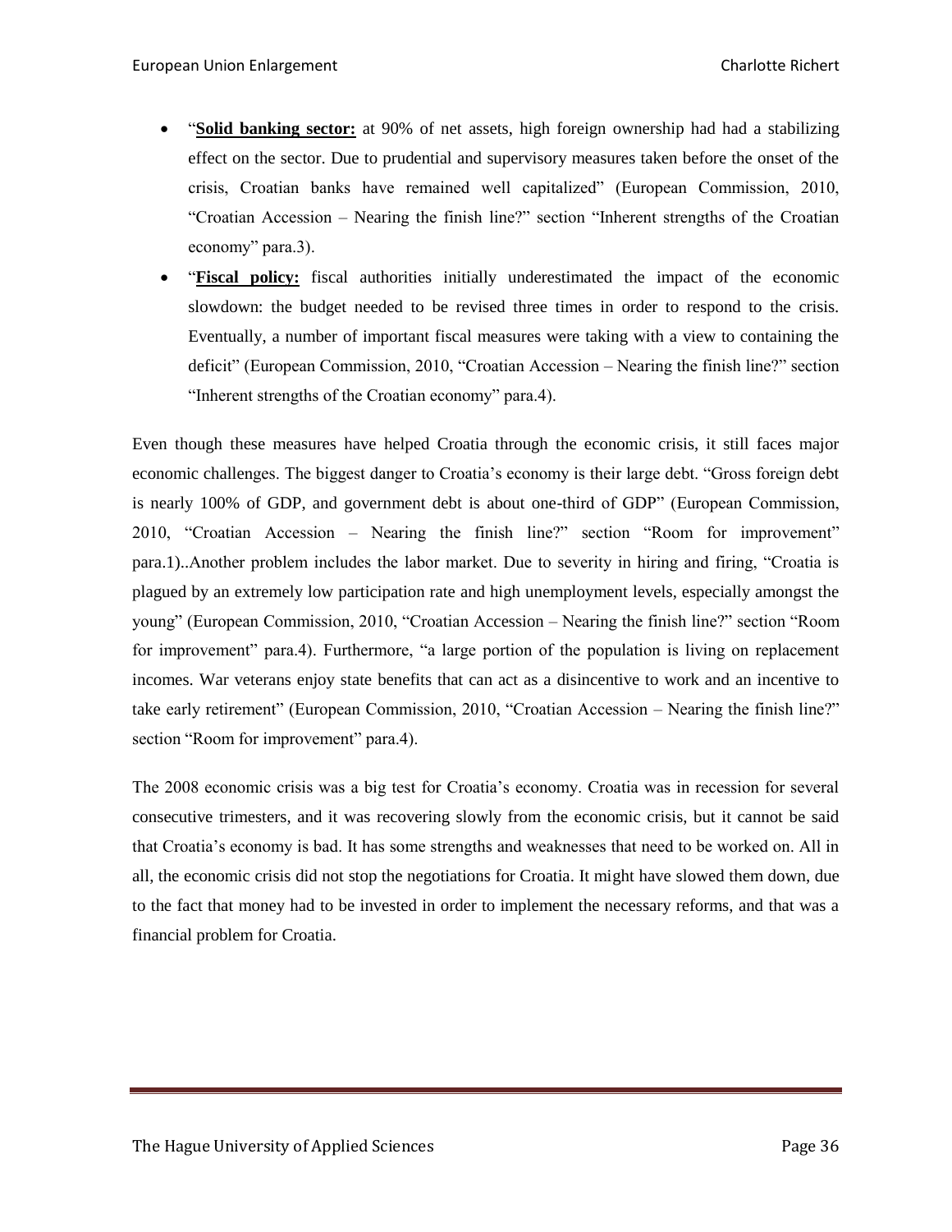- "**<u>Solid banking sector:</u>** at 90% of net assets, high foreign ownership had had a stabilizing effect on the sector. Due to prudential and supervisory measures taken before the onset of the crisis, Croatian banks have remained well capitalized" (European Commission, 2010, "Croatian Accession – Nearing the finish line?" section "Inherent strengths of the Croatian economy" para.3).
- "**<u>Fiscal policy:</u>** fiscal authorities initially underestimated the impact of the economic slowdown: the budget needed to be revised three times in order to respond to the crisis. Eventually, a number of important fiscal measures were taking with a view to containing the deficit" (European Commission, 2010, "Croatian Accession – Nearing the finish line?" section "Inherent strengths of the Croatian economy" para.4).

Even though these measures have helped Croatia through the economic crisis, it still faces major economic challenges. The biggest danger to Croatia's economy is their large debt. "Gross foreign debt is nearly 100% of GDP, and government debt is about one-third of GDP" (European Commission, 2010, "Croatian Accession – Nearing the finish line?" section "Room for improvement" para.1)..Another problem includes the labor market. Due to severity in hiring and firing, "Croatia is plagued by an extremely low participation rate and high unemployment levels, especially amongst the young" (European Commission, 2010, "Croatian Accession – Nearing the finish line?" section "Room for improvement" para.4). Furthermore, "a large portion of the population is living on replacement incomes. War veterans enjoy state benefits that can act as a disincentive to work and an incentive to take early retirement" (European Commission, 2010, "Croatian Accession – Nearing the finish line?" section "Room for improvement" para.4).

The 2008 economic crisis was a big test for Croatia's economy. Croatia was in recession for several consecutive trimesters, and it was recovering slowly from the economic crisis, but it cannot be said that Croatia's economy is bad. It has some strengths and weaknesses that need to be worked on. All in all, the economic crisis did not stop the negotiations for Croatia. It might have slowed them down, due to the fact that money had to be invested in order to implement the necessary reforms, and that was a financial problem for Croatia.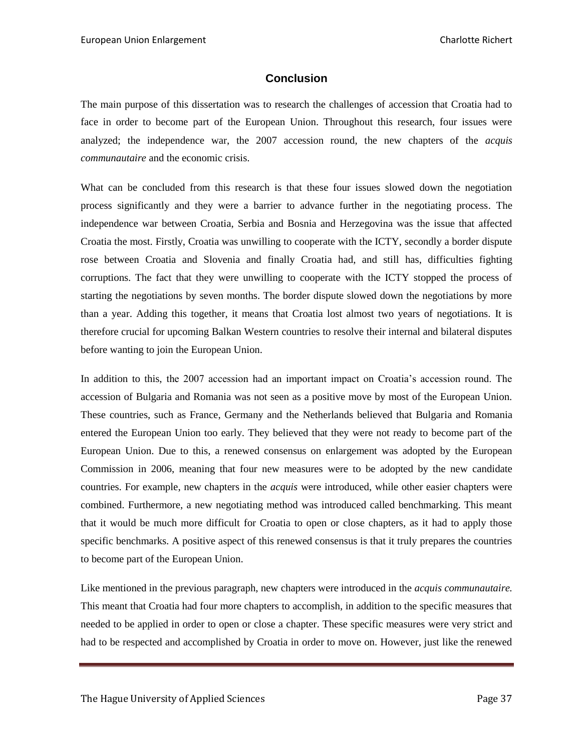## Conclusion

The main purpose of this dissertation was to research the challenges of accession that Croatia had to face in order to become part of the European Union. Throughout this research, four issues were analyzed; the independence war, the 2007 accession round, the new chapters of the *acquis communautaire* and the economic crisis.

What can be concluded from this research is that these four issues slowed down the negotiation process significantly and they were a barrier to advance further in the negotiating process. The independence war between Croatia, Serbia and Bosnia and Herzegovina was the issue that affected Croatia the most. Firstly, Croatia was unwilling to cooperate with the ICTY, secondly a border dispute rose between Croatia and Slovenia and finally Croatia had, and still has, difficulties fighting corruptions. The fact that they were unwilling to cooperate with the ICTY stopped the process of starting the negotiations by seven months. The border dispute slowed down the negotiations by more than a year. Adding this together, it means that Croatia lost almost two years of negotiations. It is therefore crucial for upcoming Balkan Western countries to resolve their internal and bilateral disputes before wanting to join the European Union.

In addition to this, the 2007 accession had an important impact on Croatia's accession round. The accession of Bulgaria and Romania was not seen as a positive move by most of the European Union. These countries, such as France, Germany and the Netherlands believed that Bulgaria and Romania entered the European Union too early. They believed that they were not ready to become part of the European Union. Due to this, a renewed consensus on enlargement was adopted by the European Commission in 2006, meaning that four new measures were to be adopted by the new candidate countries. For example, new chapters in the *acquis* were introduced, while other easier chapters were combined. Furthermore, a new negotiating method was introduced called benchmarking. This meant that it would be much more difficult for Croatia to open or close chapters, as it had to apply those specific benchmarks. A positive aspect of this renewed consensus is that it truly prepares the countries to become part of the European Union.

Like mentioned in the previous paragraph, new chapters were introduced in the *acquis communautaire.* This meant that Croatia had four more chapters to accomplish, in addition to the specific measures that needed to be applied in order to open or close a chapter. These specific measures were very strict and had to be respected and accomplished by Croatia in order to move on. However, just like the renewed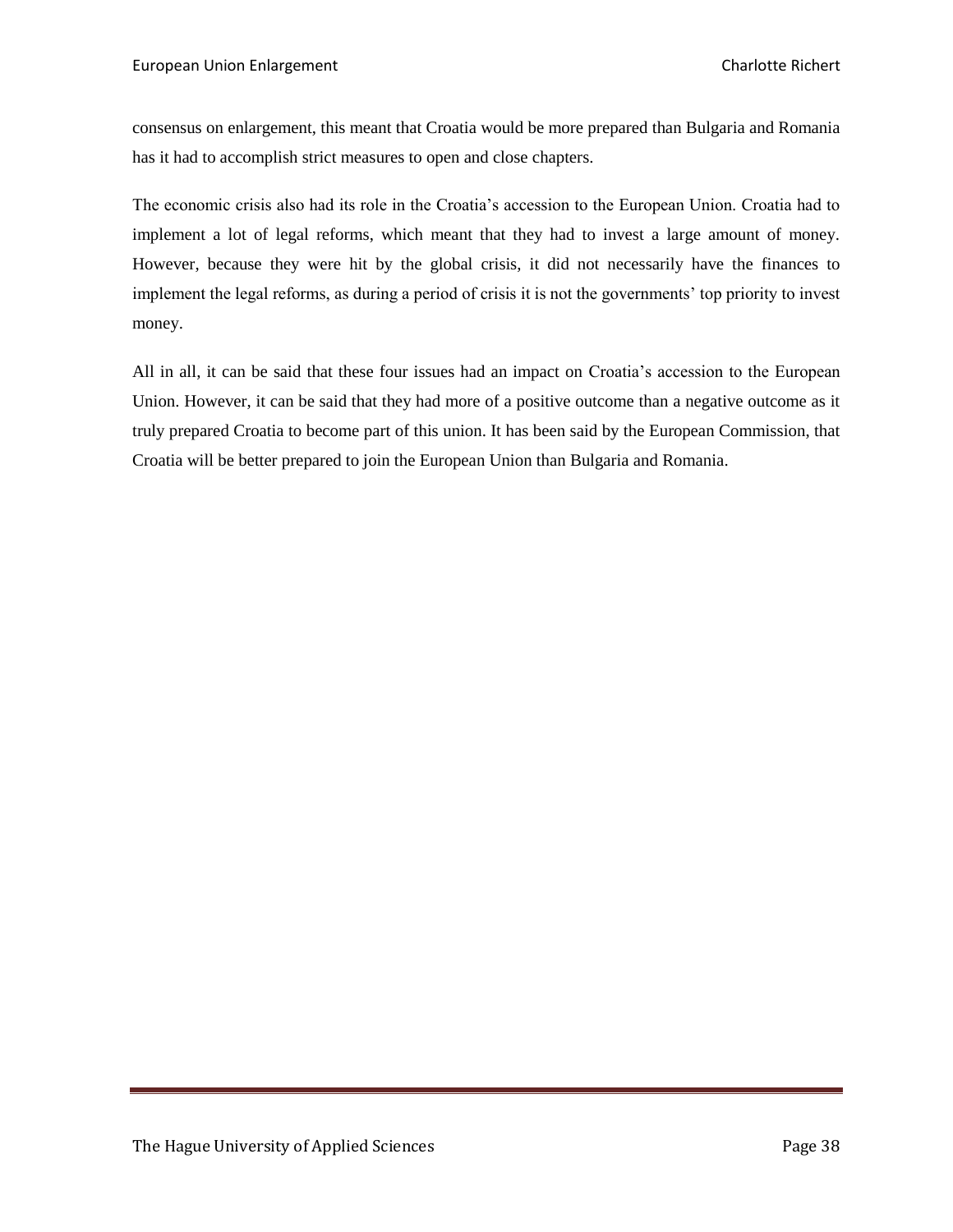consensus on enlargement, this meant that Croatia would be more prepared than Bulgaria and Romania has it had to accomplish strict measures to open and close chapters.

The economic crisis also had its role in the Croatia's accession to the European Union. Croatia had to implement a lot of legal reforms, which meant that they had to invest a large amount of money. However, because they were hit by the global crisis, it did not necessarily have the finances to implement the legal reforms, as during a period of crisis it is not the governments' top priority to invest money.

All in all, it can be said that these four issues had an impact on Croatia's accession to the European Union. However, it can be said that they had more of a positive outcome than a negative outcome as it truly prepared Croatia to become part of this union. It has been said by the European Commission, that Croatia will be better prepared to join the European Union than Bulgaria and Romania.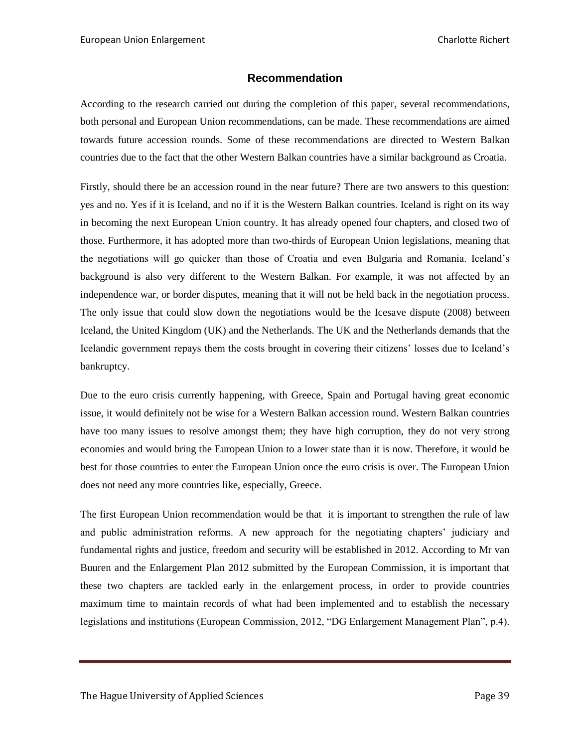## Recommendation

According to the research carried out during the completion of this paper, several recommendations, both personal and European Union recommendations, can be made. These recommendations are aimed towards future accession rounds. Some of these recommendations are directed to Western Balkan countries due to the fact that the other Western Balkan countries have a similar background as Croatia.

Firstly, should there be an accession round in the near future? There are two answers to this question: yes and no. Yes if it is Iceland, and no if it is the Western Balkan countries. Iceland is right on its way in becoming the next European Union country. It has already opened four chapters, and closed two of those. Furthermore, it has adopted more than two-thirds of European Union legislations, meaning that the negotiations will go quicker than those of Croatia and even Bulgaria and Romania. Iceland's background is also very different to the Western Balkan. For example, it was not affected by an independence war, or border disputes, meaning that it will not be held back in the negotiation process. The only issue that could slow down the negotiations would be the Icesave dispute (2008) between Iceland, the United Kingdom (UK) and the Netherlands. The UK and the Netherlands demands that the Icelandic government repays them the costs brought in covering their citizens' losses due to Iceland's bankruptcy.

Due to the euro crisis currently happening, with Greece, Spain and Portugal having great economic issue, it would definitely not be wise for a Western Balkan accession round. Western Balkan countries have too many issues to resolve amongst them; they have high corruption, they do not very strong economies and would bring the European Union to a lower state than it is now. Therefore, it would be best for those countries to enter the European Union once the euro crisis is over. The European Union does not need any more countries like, especially, Greece.

The first European Union recommendation would be that it is important to strengthen the rule of law and public administration reforms. A new approach for the negotiating chapters' judiciary and fundamental rights and justice, freedom and security will be established in 2012. According to Mr van Buuren and the Enlargement Plan 2012 submitted by the European Commission, it is important that these two chapters are tackled early in the enlargement process, in order to provide countries maximum time to maintain records of what had been implemented and to establish the necessary legislations and institutions (European Commission, 2012, "DG Enlargement Management Plan", p.4).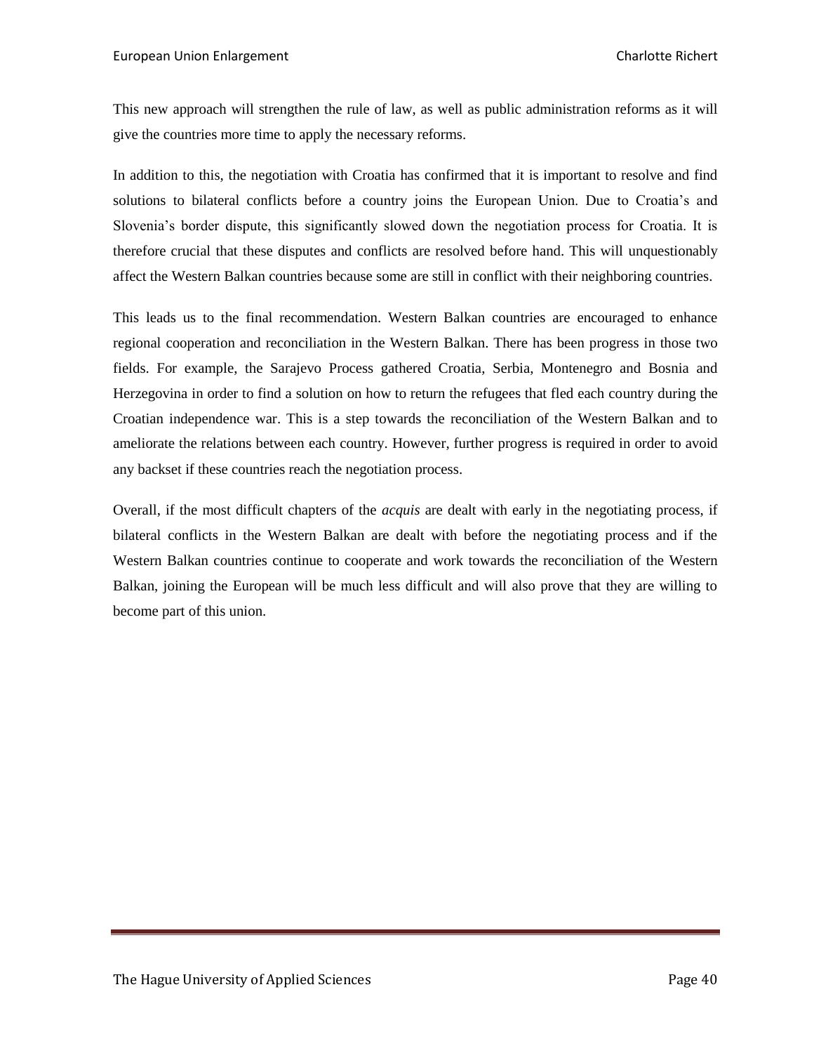This new approach will strengthen the rule of law, as well as public administration reforms as it will give the countries more time to apply the necessary reforms.

In addition to this, the negotiation with Croatia has confirmed that it is important to resolve and find solutions to bilateral conflicts before a country joins the European Union. Due to Croatia's and Slovenia's border dispute, this significantly slowed down the negotiation process for Croatia. It is therefore crucial that these disputes and conflicts are resolved before hand. This will unquestionably affect the Western Balkan countries because some are still in conflict with their neighboring countries.

This leads us to the final recommendation. Western Balkan countries are encouraged to enhance regional cooperation and reconciliation in the Western Balkan. There has been progress in those two fields. For example, the Sarajevo Process gathered Croatia, Serbia, Montenegro and Bosnia and Herzegovina in order to find a solution on how to return the refugees that fled each country during the Croatian independence war. This is a step towards the reconciliation of the Western Balkan and to ameliorate the relations between each country. However, further progress is required in order to avoid any backset if these countries reach the negotiation process.

Overall, if the most difficult chapters of the *acquis* are dealt with early in the negotiating process, if bilateral conflicts in the Western Balkan are dealt with before the negotiating process and if the Western Balkan countries continue to cooperate and work towards the reconciliation of the Western Balkan, joining the European will be much less difficult and will also prove that they are willing to become part of this union.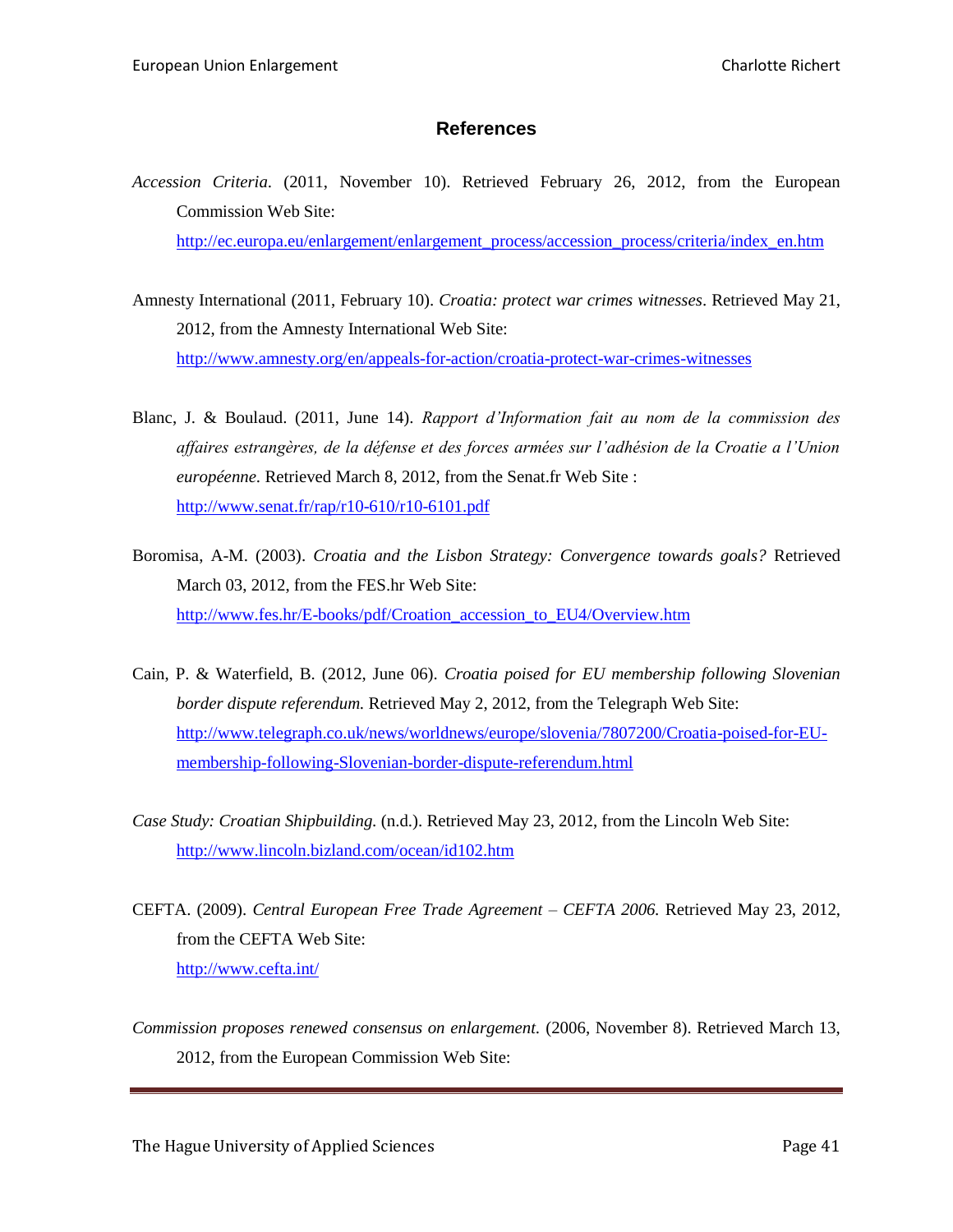## References

*Accession Criteria*. (2011, November 10). Retrieved February 26, 2012, from the European Commission Web Site: http://ec.europa.eu/enlargement/enlargement_process/accession_process/criteria/index_en.htm

Amnesty International (2011, February 10). *Croatia: protect war crimes witnesses*. Retrieved May 21, 2012, from the Amnesty International Web Site: http://www.amnesty.org/en/appeals-for-action/croatia-protect-war-crimes-witnesses

Blanc, J. & Boulaud. (2011, June 14). *Rapport d'Information fait au nom de la commission des affaires estrangères, de la défense et des forces armées sur l'adhésion de la Croatie a l'Union européenne.* Retrieved March 8, 2012, from the Senat.fr Web Site : http://www.senat.fr/rap/r10-610/r10-6101.pdf

Boromisa, A-M. (2003). *Croatia and the Lisbon Strategy: Convergence towards goals?* Retrieved March 03, 2012, from the FES.hr Web Site: http://www.fes.hr/E-books/pdf/Croation_accession_to_EU4/Overview.htm

Cain, P. & Waterfield, B. (2012, June 06). *Croatia poised for EU membership following Slovenian border dispute referendum.* Retrieved May 2, 2012, from the Telegraph Web Site: http://www.telegraph.co.uk/news/worldnews/europe/slovenia/7807200/Croatia-poised-for-EU-membership-following-Slovenian-border-dispute-referendum.html

*Case Study: Croatian Shipbuilding.* (n.d.). Retrieved May 23, 2012, from the Lincoln Web Site: http://www.lincoln.bizland.com/ocean/id102.htm

CEFTA. (2009). *Central European Free Trade Agreement – CEFTA 2006.* Retrieved May 23, 2012, from the CEFTA Web Site: http://www.cefta.int/

*Commission proposes renewed consensus on enlargement.* (2006, November 8). Retrieved March 13, 2012, from the European Commission Web Site: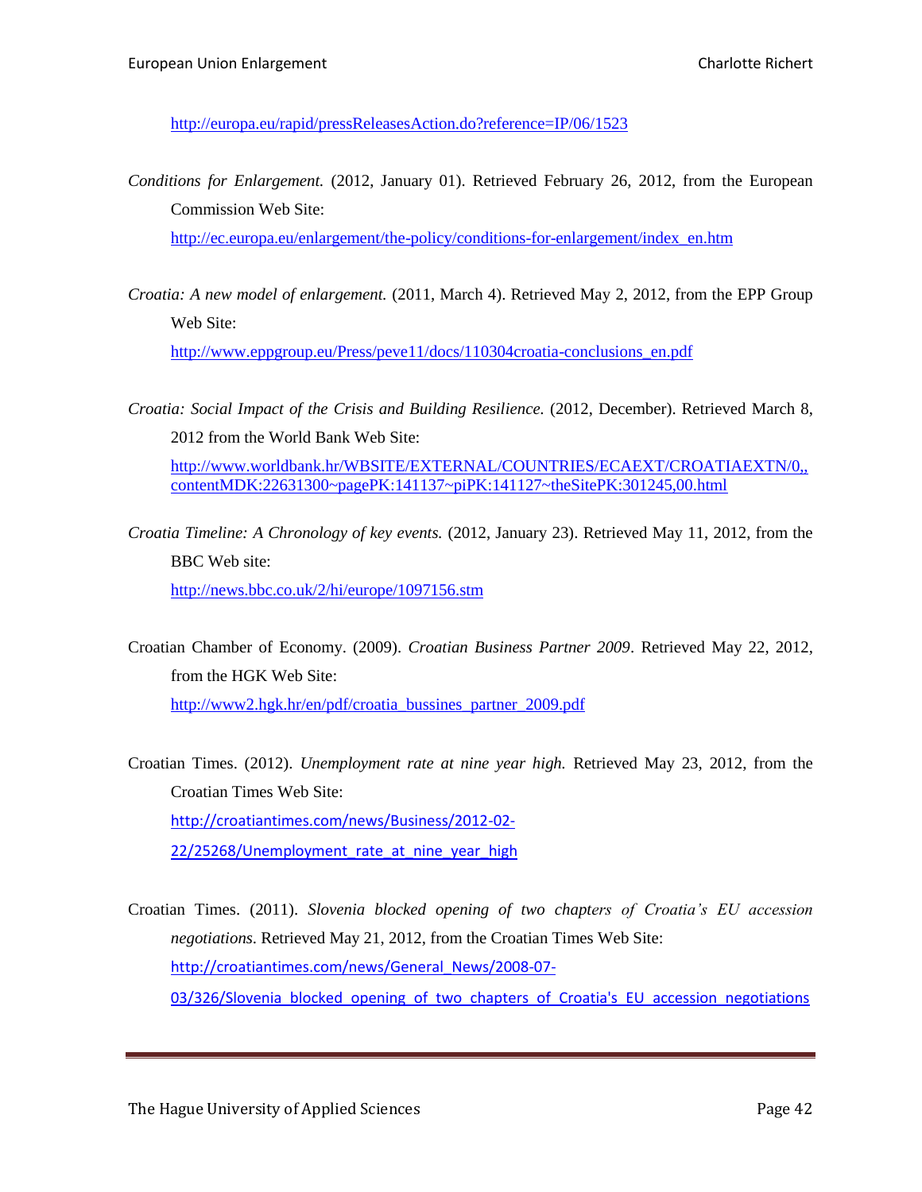http://europa.eu/rapid/pressReleasesAction.do?reference=IP/06/1523

*Conditions for Enlargement.* (2012, January 01). Retrieved February 26, 2012, from the European Commission Web Site:
http://ec.europa.eu/enlargement/the-policy/conditions-for-enlargement/index_en.htm

*Croatia: A new model of enlargement.* (2011, March 4). Retrieved May 2, 2012, from the EPP Group Web Site:
http://www.eppgroup.eu/Press/peve11/docs/110304croatia-conclusions_en.pdf

*Croatia: Social Impact of the Crisis and Building Resilience.* (2012, December). Retrieved March 8, 2012 from the World Bank Web Site:
http://www.worldbank.hr/WBSITE/EXTERNAL/COUNTRIES/ECAEXT/CROATIAEXTN/0,,contentMDK:22631300~pagePK:141137~piPK:141127~theSitePK:301245,00.html

*Croatia Timeline: A Chronology of key events.* (2012, January 23). Retrieved May 11, 2012, from the BBC Web site:
http://news.bbc.co.uk/2/hi/europe/1097156.stm

Croatian Chamber of Economy. (2009). *Croatian Business Partner 2009*. Retrieved May 22, 2012, from the HGK Web Site:
http://www2.hgk.hr/en/pdf/croatia_bussines_partner_2009.pdf

Croatian Times. (2012). *Unemployment rate at nine year high.* Retrieved May 23, 2012, from the Croatian Times Web Site:
http://croatiantimes.com/news/Business/2012-02-22/25268/Unemployment_rate_at_nine_year_high

Croatian Times. (2011). *Slovenia blocked opening of two chapters of Croatia's EU accession negotiations.* Retrieved May 21, 2012, from the Croatian Times Web Site:
http://croatiantimes.com/news/General_News/2008-07-03/326/Slovenia_blocked_opening_of_two_chapters_of_Croatia's_EU_accession_negotiations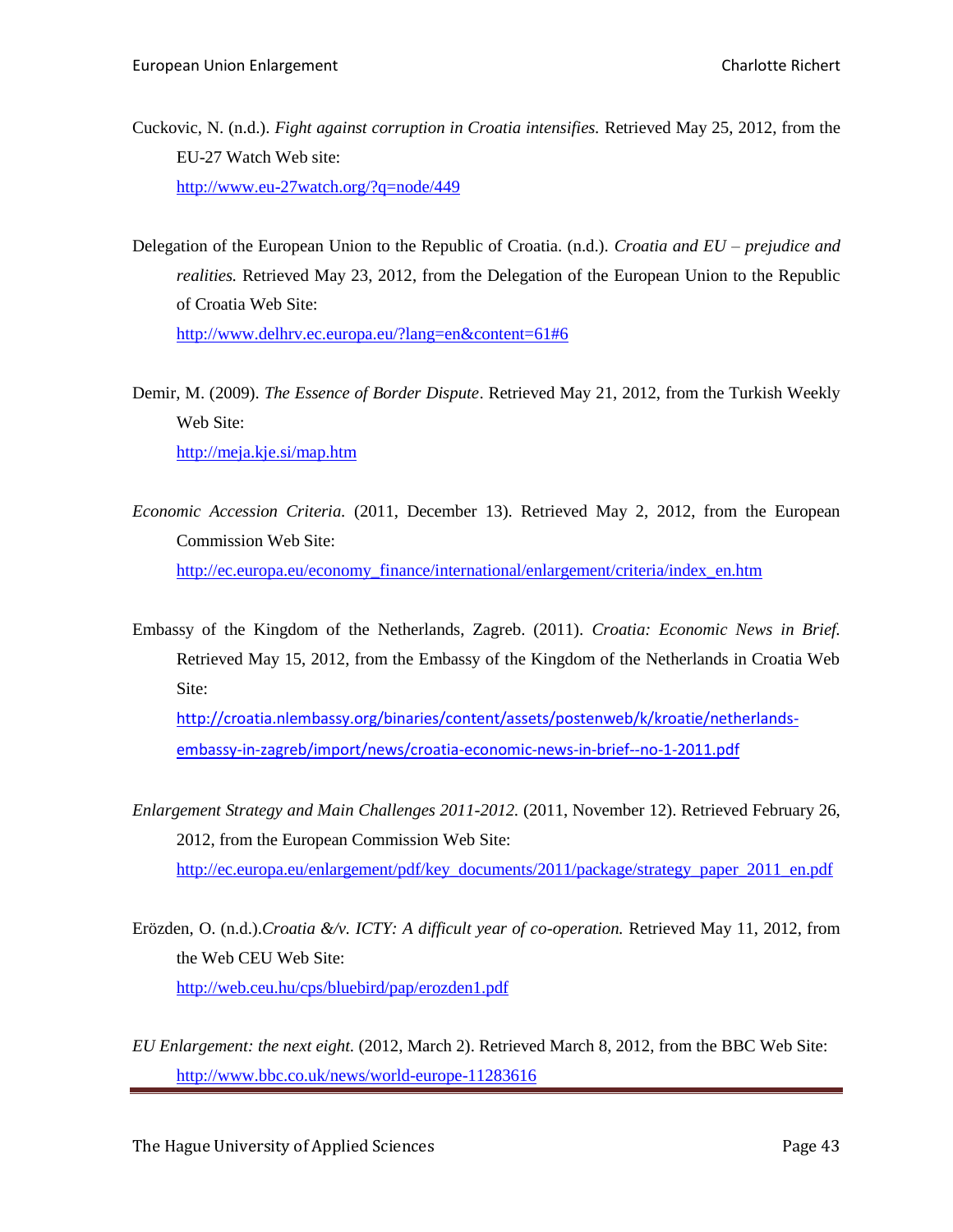Cuckovic, N. (n.d.). *Fight against corruption in Croatia intensifies.* Retrieved May 25, 2012, from the EU-27 Watch Web site:
http://www.eu-27watch.org/?q=node/449

Delegation of the European Union to the Republic of Croatia. (n.d.). *Croatia and EU – prejudice and realities.* Retrieved May 23, 2012, from the Delegation of the European Union to the Republic of Croatia Web Site:
http://www.delhrv.ec.europa.eu/?lang=en&content=61#6

Demir, M. (2009). *The Essence of Border Dispute*. Retrieved May 21, 2012, from the Turkish Weekly Web Site:
http://meja.kje.si/map.htm

*Economic Accession Criteria.* (2011, December 13). Retrieved May 2, 2012, from the European Commission Web Site:
http://ec.europa.eu/economy_finance/international/enlargement/criteria/index_en.htm

Embassy of the Kingdom of the Netherlands, Zagreb. (2011). *Croatia: Economic News in Brief.* Retrieved May 15, 2012, from the Embassy of the Kingdom of the Netherlands in Croatia Web Site:
http://croatia.nlembassy.org/binaries/content/assets/postenweb/k/kroatie/netherlands-embassy-in-zagreb/import/news/croatia-economic-news-in-brief--no-1-2011.pdf

*Enlargement Strategy and Main Challenges 2011-2012.* (2011, November 12). Retrieved February 26, 2012, from the European Commission Web Site:
http://ec.europa.eu/enlargement/pdf/key_documents/2011/package/strategy_paper_2011_en.pdf

Erözden, O. (n.d.).*Croatia &/v. ICTY: A difficult year of co-operation.* Retrieved May 11, 2012, from the Web CEU Web Site:
http://web.ceu.hu/cps/bluebird/pap/erozden1.pdf

*EU Enlargement: the next eight.* (2012, March 2). Retrieved March 8, 2012, from the BBC Web Site:
http://www.bbc.co.uk/news/world-europe-11283616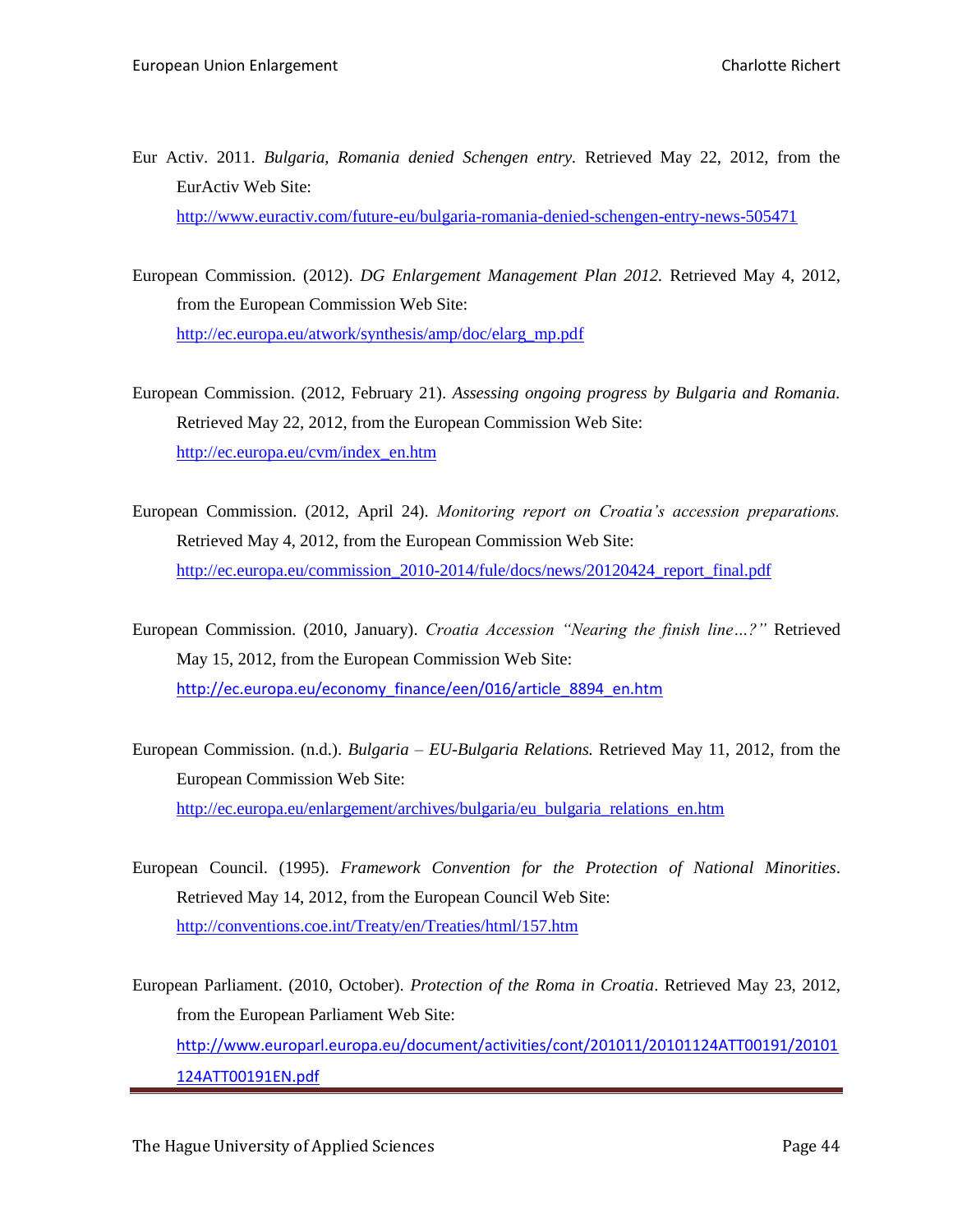Eur Activ. 2011. *Bulgaria, Romania denied Schengen entry.* Retrieved May 22, 2012, from the EurActiv Web Site: http://www.euractiv.com/future-eu/bulgaria-romania-denied-schengen-entry-news-505471

European Commission. (2012). *DG Enlargement Management Plan 2012.* Retrieved May 4, 2012, from the European Commission Web Site: http://ec.europa.eu/atwork/synthesis/amp/doc/elarg_mp.pdf

European Commission. (2012, February 21). *Assessing ongoing progress by Bulgaria and Romania.* Retrieved May 22, 2012, from the European Commission Web Site: http://ec.europa.eu/cvm/index_en.htm

European Commission. (2012, April 24). *Monitoring report on Croatia's accession preparations.* Retrieved May 4, 2012, from the European Commission Web Site: http://ec.europa.eu/commission_2010-2014/fule/docs/news/20120424_report_final.pdf

European Commission. (2010, January). *Croatia Accession "Nearing the finish line…?"* Retrieved May 15, 2012, from the European Commission Web Site: http://ec.europa.eu/economy_finance/een/016/article_8894_en.htm

European Commission. (n.d.). *Bulgaria – EU-Bulgaria Relations.* Retrieved May 11, 2012, from the European Commission Web Site: http://ec.europa.eu/enlargement/archives/bulgaria/eu_bulgaria_relations_en.htm

European Council. (1995). *Framework Convention for the Protection of National Minorities*. Retrieved May 14, 2012, from the European Council Web Site: http://conventions.coe.int/Treaty/en/Treaties/html/157.htm

European Parliament. (2010, October). *Protection of the Roma in Croatia*. Retrieved May 23, 2012, from the European Parliament Web Site: http://www.europarl.europa.eu/document/activities/cont/201011/20101124ATT00191/20101124ATT00191EN.pdf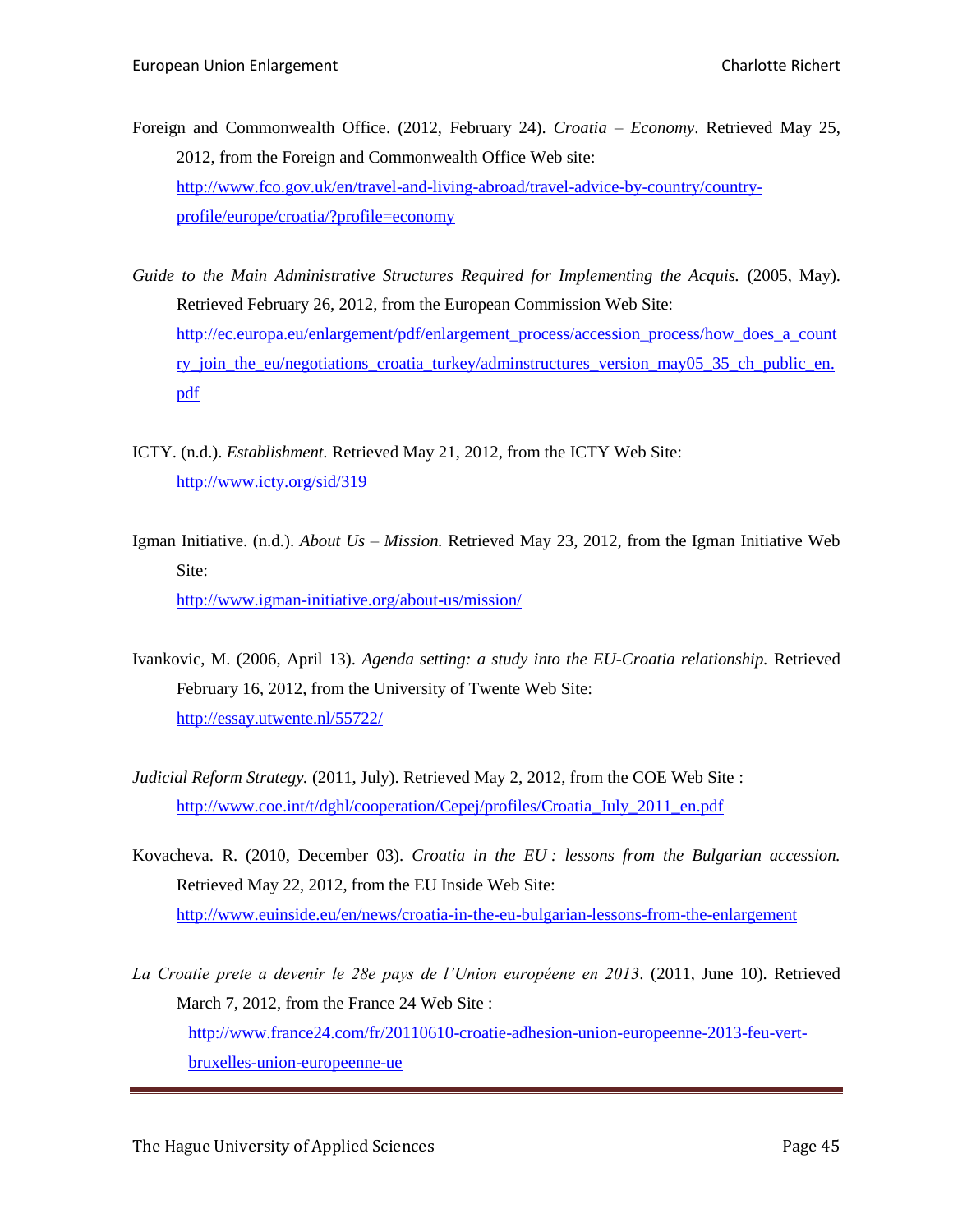Foreign and Commonwealth Office. (2012, February 24). *Croatia – Economy*. Retrieved May 25, 2012, from the Foreign and Commonwealth Office Web site: http://www.fco.gov.uk/en/travel-and-living-abroad/travel-advice-by-country/country-profile/europe/croatia/?profile=economy

*Guide to the Main Administrative Structures Required for Implementing the Acquis.* (2005, May). Retrieved February 26, 2012, from the European Commission Web Site: http://ec.europa.eu/enlargement/pdf/enlargement_process/accession_process/how_does_a_country_join_the_eu/negotiations_croatia_turkey/adminstructures_version_may05_35_ch_public_en.pdf

ICTY. (n.d.). *Establishment.* Retrieved May 21, 2012, from the ICTY Web Site: http://www.icty.org/sid/319

Igman Initiative. (n.d.). *About Us – Mission.* Retrieved May 23, 2012, from the Igman Initiative Web Site: http://www.igman-initiative.org/about-us/mission/

Ivankovic, M. (2006, April 13). *Agenda setting: a study into the EU-Croatia relationship.* Retrieved February 16, 2012, from the University of Twente Web Site: http://essay.utwente.nl/55722/

*Judicial Reform Strategy.* (2011, July). Retrieved May 2, 2012, from the COE Web Site : http://www.coe.int/t/dghl/cooperation/Cepej/profiles/Croatia_July_2011_en.pdf

Kovacheva. R. (2010, December 03). *Croatia in the EU : lessons from the Bulgarian accession.* Retrieved May 22, 2012, from the EU Inside Web Site: http://www.euinside.eu/en/news/croatia-in-the-eu-bulgarian-lessons-from-the-enlargement

*La Croatie prete a devenir le 28e pays de l'Union européene en 2013*. (2011, June 10). Retrieved March 7, 2012, from the France 24 Web Site : http://www.france24.com/fr/20110610-croatie-adhesion-union-europeenne-2013-feu-vert-bruxelles-union-europeenne-ue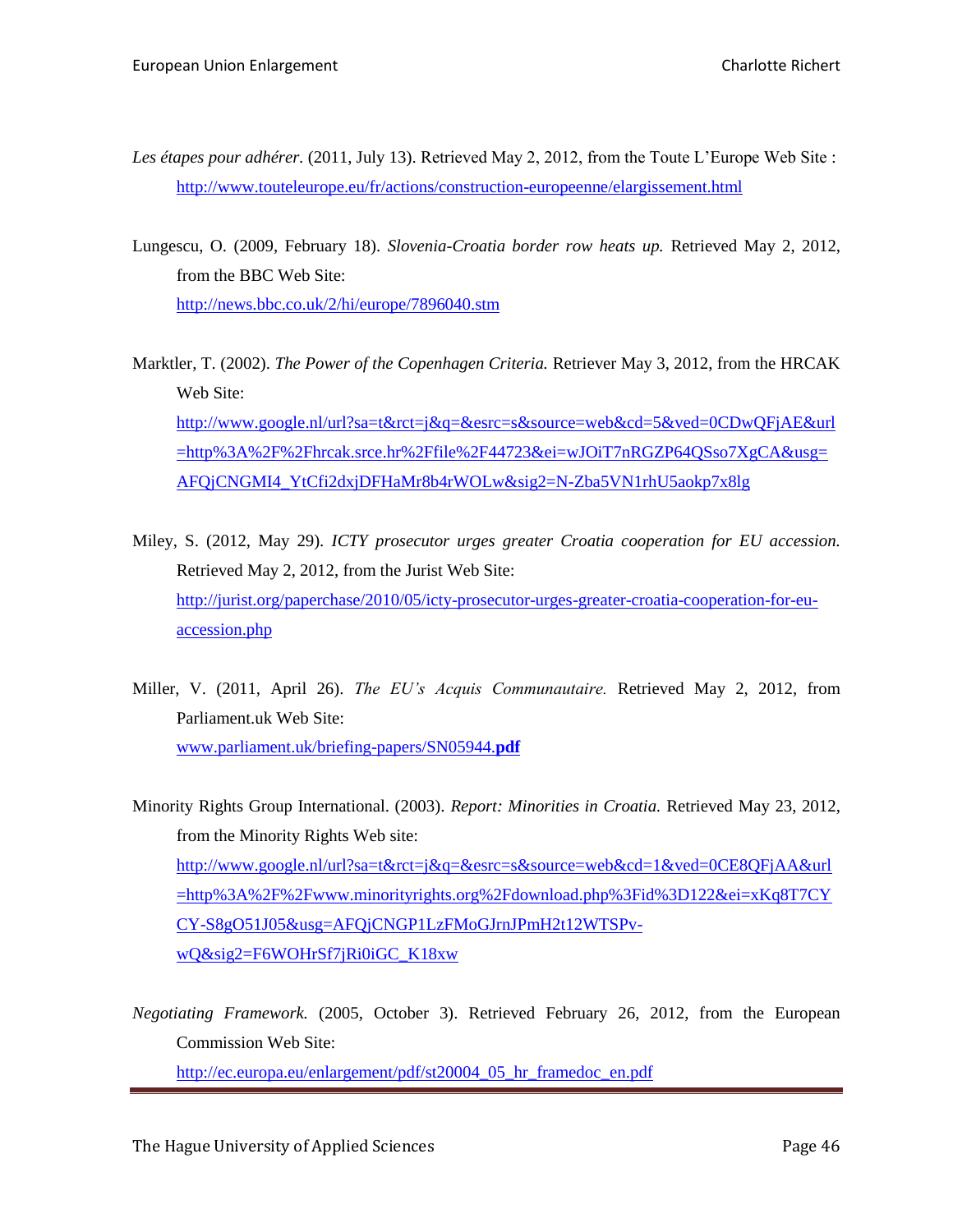*Les étapes pour adhérer.* (2011, July 13). Retrieved May 2, 2012, from the Toute L'Europe Web Site : http://www.touteleurope.eu/fr/actions/construction-europeenne/elargissement.html

Lungescu, O. (2009, February 18). *Slovenia-Croatia border row heats up.* Retrieved May 2, 2012, from the BBC Web Site: http://news.bbc.co.uk/2/hi/europe/7896040.stm

Marktler, T. (2002). *The Power of the Copenhagen Criteria.* Retriever May 3, 2012, from the HRCAK Web Site: http://www.google.nl/url?sa=t&rct=j&q=&esrc=s&source=web&cd=5&ved=0CDwQFjAE&url=http%3A%2F%2Fhrcak.srce.hr%2Ffile%2F44723&ei=wJOiT7nRGZP64QSso7XgCA&usg=AFQjCNGMI4_YtCfi2dxjDFHaMr8b4rWOLw&sig2=N-Zba5VN1rhU5aokp7x8lg

Miley, S. (2012, May 29). *ICTY prosecutor urges greater Croatia cooperation for EU accession.* Retrieved May 2, 2012, from the Jurist Web Site: http://jurist.org/paperchase/2010/05/icty-prosecutor-urges-greater-croatia-cooperation-for-eu-accession.php

Miller, V. (2011, April 26). *The EU's Acquis Communautaire.* Retrieved May 2, 2012, from Parliament.uk Web Site: www.parliament.uk/briefing-papers/SN05944.**pdf**

Minority Rights Group International. (2003). *Report: Minorities in Croatia.* Retrieved May 23, 2012, from the Minority Rights Web site: http://www.google.nl/url?sa=t&rct=j&q=&esrc=s&source=web&cd=1&ved=0CE8QFjAA&url=http%3A%2F%2Fwww.minorityrights.org%2Fdownload.php%3Fid%3D122&ei=xKq8T7CYCY-S8gO51J05&usg=AFQjCNGP1LzFMoGJrnJPmH2t12WTSPv-wQ&sig2=F6WOHrSf7jRi0iGC_K18xw

*Negotiating Framework.* (2005, October 3). Retrieved February 26, 2012, from the European Commission Web Site: http://ec.europa.eu/enlargement/pdf/st20004_05_hr_framedoc_en.pdf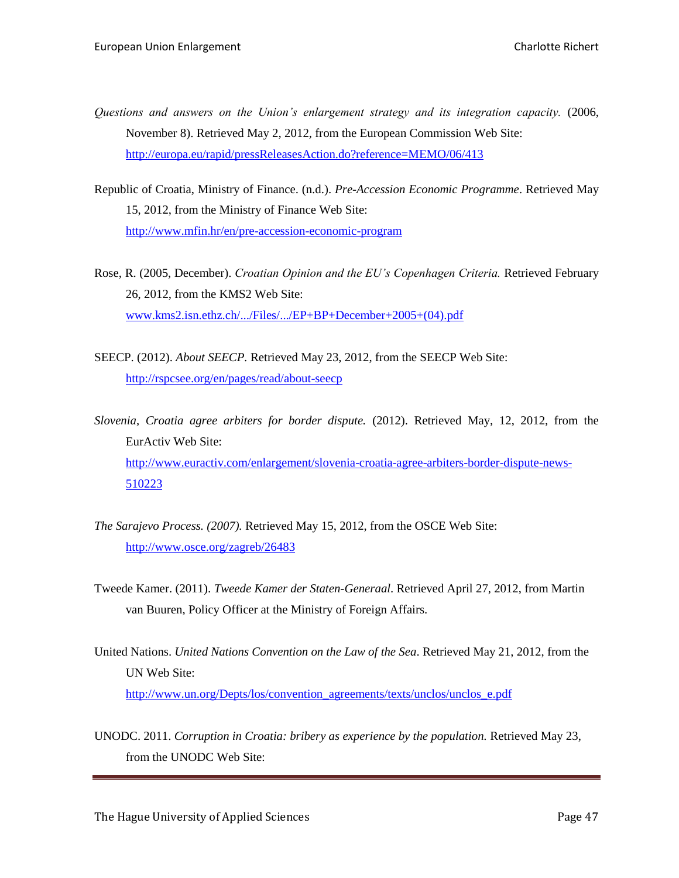*Questions and answers on the Union's enlargement strategy and its integration capacity.* (2006, November 8). Retrieved May 2, 2012, from the European Commission Web Site: http://europa.eu/rapid/pressReleasesAction.do?reference=MEMO/06/413

Republic of Croatia, Ministry of Finance. (n.d.). *Pre-Accession Economic Programme*. Retrieved May 15, 2012, from the Ministry of Finance Web Site: http://www.mfin.hr/en/pre-accession-economic-program

Rose, R. (2005, December). *Croatian Opinion and the EU's Copenhagen Criteria.* Retrieved February 26, 2012, from the KMS2 Web Site: www.kms2.isn.ethz.ch/.../Files/.../EP+BP+December+2005+(04).pdf

SEECP. (2012). *About SEECP.* Retrieved May 23, 2012, from the SEECP Web Site: http://rspcsee.org/en/pages/read/about-seecp

*Slovenia, Croatia agree arbiters for border dispute.* (2012). Retrieved May, 12, 2012, from the EurActiv Web Site: http://www.euractiv.com/enlargement/slovenia-croatia-agree-arbiters-border-dispute-news-510223

*The Sarajevo Process. (2007).* Retrieved May 15, 2012, from the OSCE Web Site: http://www.osce.org/zagreb/26483

Tweede Kamer. (2011). *Tweede Kamer der Staten-Generaal*. Retrieved April 27, 2012, from Martin van Buuren, Policy Officer at the Ministry of Foreign Affairs.

United Nations. *United Nations Convention on the Law of the Sea*. Retrieved May 21, 2012, from the UN Web Site: http://www.un.org/Depts/los/convention_agreements/texts/unclos/unclos_e.pdf

UNODC. 2011. *Corruption in Croatia: bribery as experience by the population.* Retrieved May 23, from the UNODC Web Site: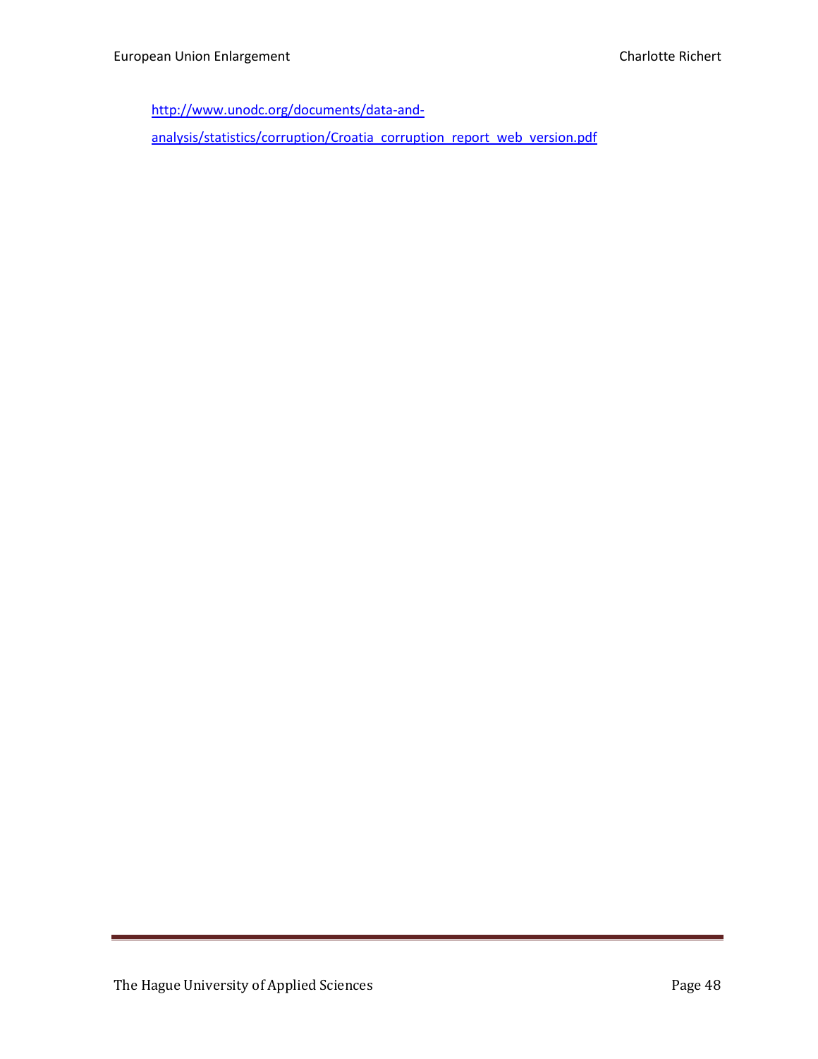http://www.unodc.org/documents/data-and-analysis/statistics/corruption/Croatia_corruption_report_web_version.pdf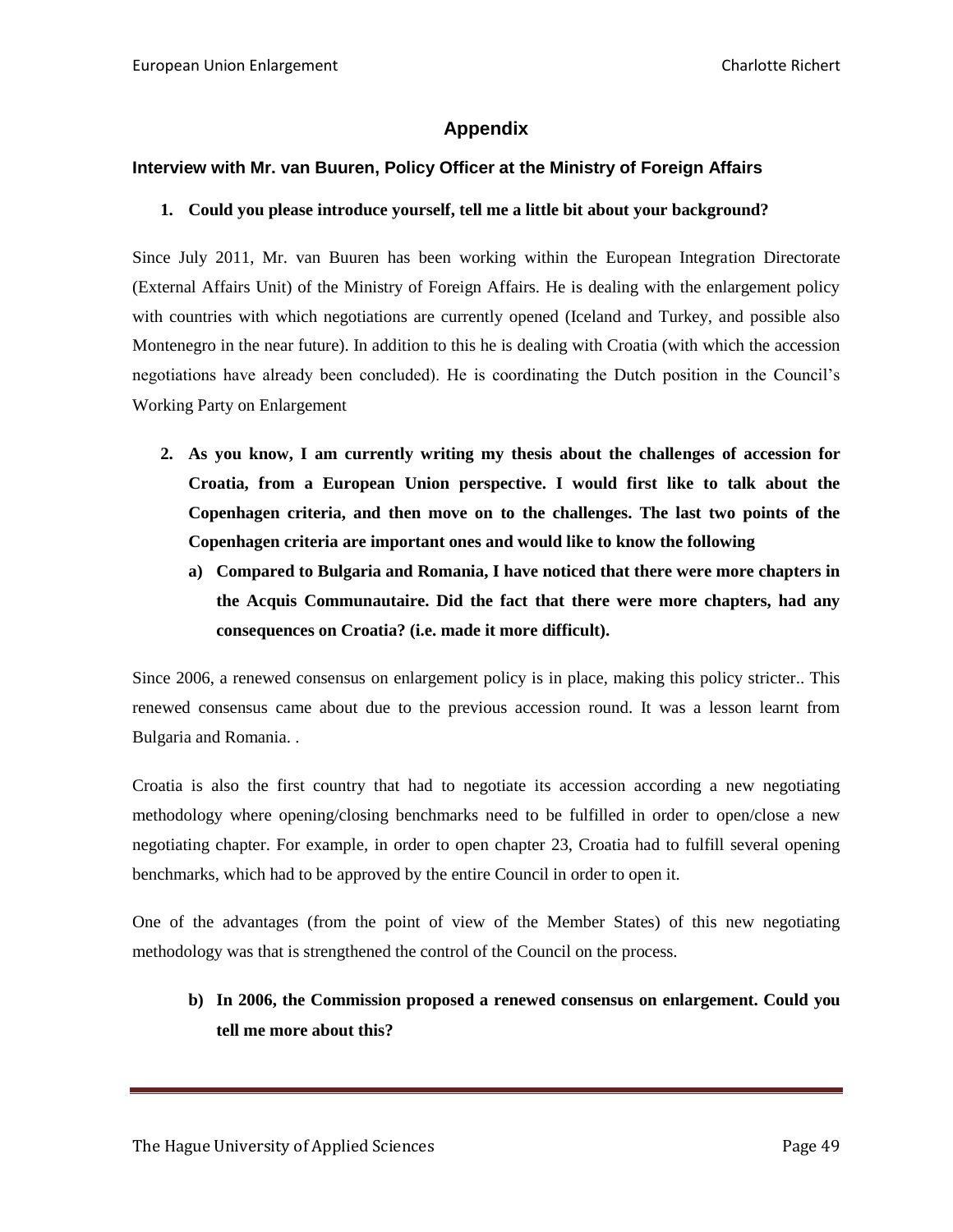## Appendix

### Interview with Mr. van Buuren, Policy Officer at the Ministry of Foreign Affairs

1. **Could you please introduce yourself, tell me a little bit about your background?**

Since July 2011, Mr. van Buuren has been working within the European Integration Directorate (External Affairs Unit) of the Ministry of Foreign Affairs. He is dealing with the enlargement policy with countries with which negotiations are currently opened (Iceland and Turkey, and possible also Montenegro in the near future). In addition to this he is dealing with Croatia (with which the accession negotiations have already been concluded). He is coordinating the Dutch position in the Council's Working Party on Enlargement

2. **As you know, I am currently writing my thesis about the challenges of accession for Croatia, from a European Union perspective. I would first like to talk about the Copenhagen criteria, and then move on to the challenges. The last two points of the Copenhagen criteria are important ones and would like to know the following**

   a) **Compared to Bulgaria and Romania, I have noticed that there were more chapters in the Acquis Communautaire. Did the fact that there were more chapters, had any consequences on Croatia? (i.e. made it more difficult).**

Since 2006, a renewed consensus on enlargement policy is in place, making this policy stricter.. This renewed consensus came about due to the previous accession round. It was a lesson learnt from Bulgaria and Romania. .

Croatia is also the first country that had to negotiate its accession according a new negotiating methodology where opening/closing benchmarks need to be fulfilled in order to open/close a new negotiating chapter. For example, in order to open chapter 23, Croatia had to fulfill several opening benchmarks, which had to be approved by the entire Council in order to open it.

One of the advantages (from the point of view of the Member States) of this new negotiating methodology was that is strengthened the control of the Council on the process.

   b) **In 2006, the Commission proposed a renewed consensus on enlargement. Could you tell me more about this?**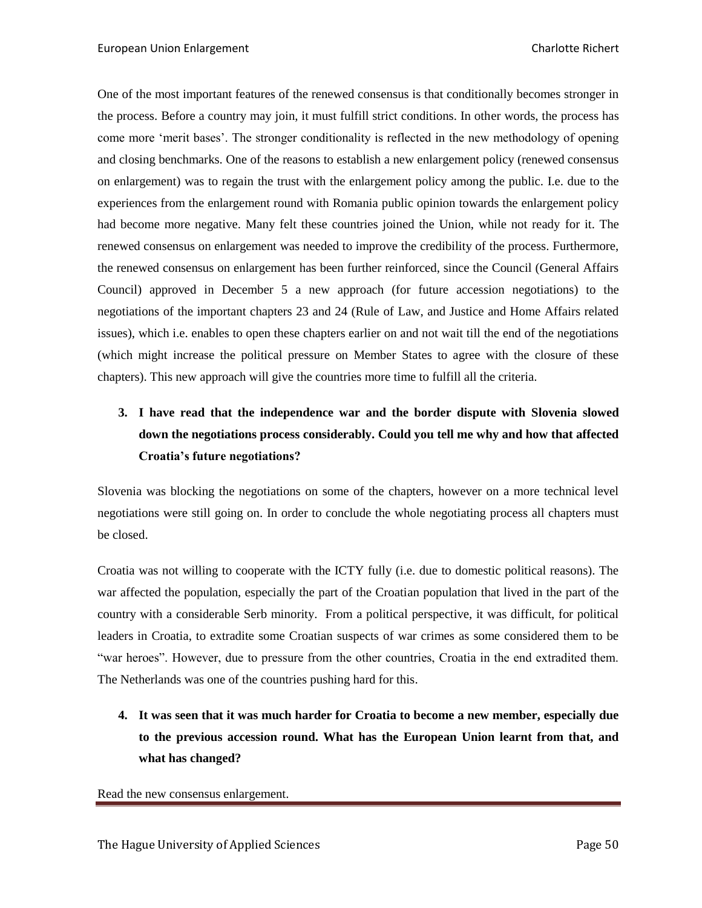One of the most important features of the renewed consensus is that conditionally becomes stronger in the process. Before a country may join, it must fulfill strict conditions. In other words, the process has come more 'merit bases'. The stronger conditionality is reflected in the new methodology of opening and closing benchmarks. One of the reasons to establish a new enlargement policy (renewed consensus on enlargement) was to regain the trust with the enlargement policy among the public. I.e. due to the experiences from the enlargement round with Romania public opinion towards the enlargement policy had become more negative. Many felt these countries joined the Union, while not ready for it. The renewed consensus on enlargement was needed to improve the credibility of the process. Furthermore, the renewed consensus on enlargement has been further reinforced, since the Council (General Affairs Council) approved in December 5 a new approach (for future accession negotiations) to the negotiations of the important chapters 23 and 24 (Rule of Law, and Justice and Home Affairs related issues), which i.e. enables to open these chapters earlier on and not wait till the end of the negotiations (which might increase the political pressure on Member States to agree with the closure of these chapters). This new approach will give the countries more time to fulfill all the criteria.

3. **I have read that the independence war and the border dispute with Slovenia slowed down the negotiations process considerably. Could you tell me why and how that affected Croatia's future negotiations?**

Slovenia was blocking the negotiations on some of the chapters, however on a more technical level negotiations were still going on. In order to conclude the whole negotiating process all chapters must be closed.

Croatia was not willing to cooperate with the ICTY fully (i.e. due to domestic political reasons). The war affected the population, especially the part of the Croatian population that lived in the part of the country with a considerable Serb minority. From a political perspective, it was difficult, for political leaders in Croatia, to extradite some Croatian suspects of war crimes as some considered them to be "war heroes". However, due to pressure from the other countries, Croatia in the end extradited them. The Netherlands was one of the countries pushing hard for this.

4. **It was seen that it was much harder for Croatia to become a new member, especially due to the previous accession round. What has the European Union learnt from that, and what has changed?**

Read the new consensus enlargement.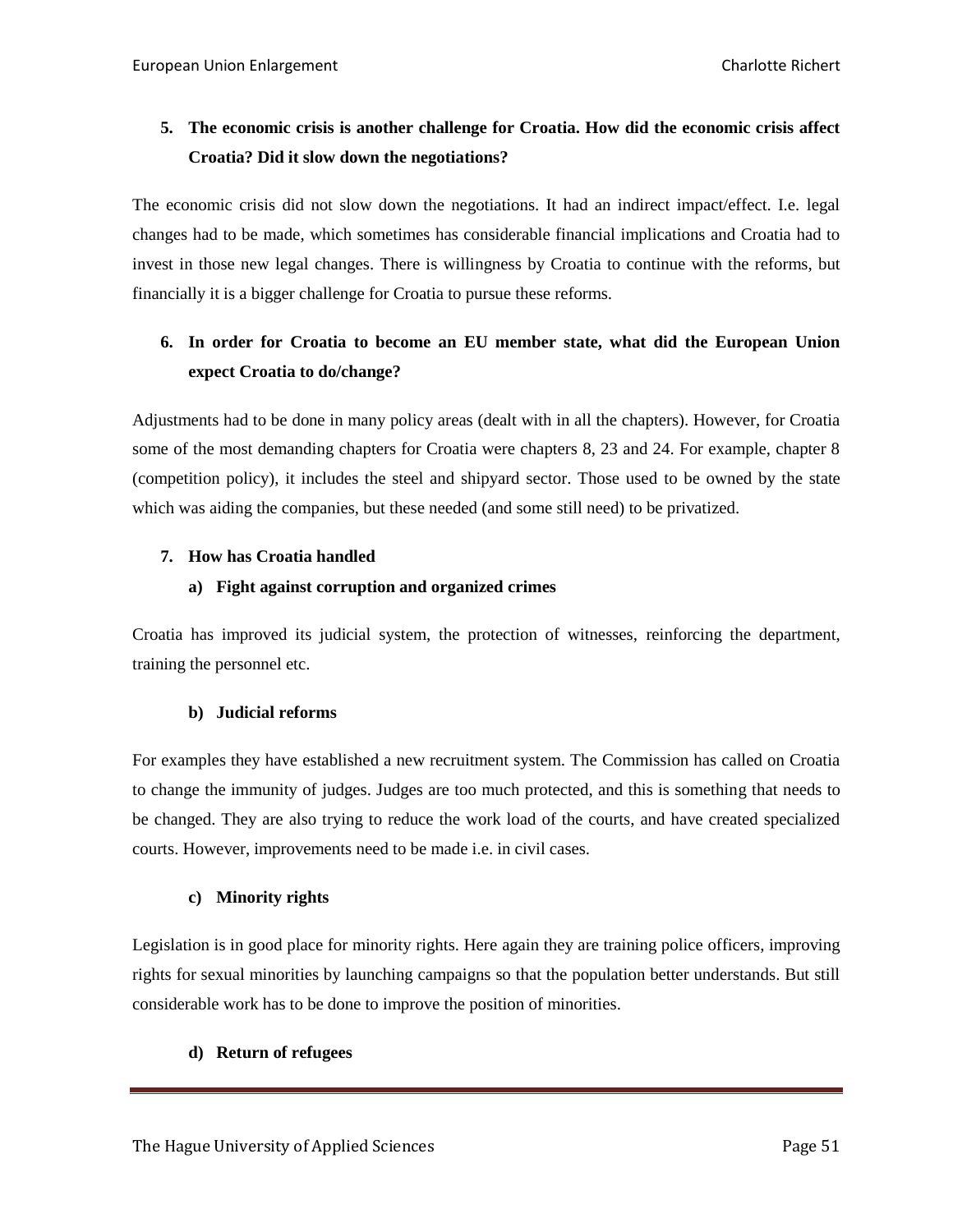5. **The economic crisis is another challenge for Croatia. How did the economic crisis affect Croatia? Did it slow down the negotiations?**

The economic crisis did not slow down the negotiations. It had an indirect impact/effect. I.e. legal changes had to be made, which sometimes has considerable financial implications and Croatia had to invest in those new legal changes. There is willingness by Croatia to continue with the reforms, but financially it is a bigger challenge for Croatia to pursue these reforms.

6. **In order for Croatia to become an EU member state, what did the European Union expect Croatia to do/change?**

Adjustments had to be done in many policy areas (dealt with in all the chapters). However, for Croatia some of the most demanding chapters for Croatia were chapters 8, 23 and 24. For example, chapter 8 (competition policy), it includes the steel and shipyard sector. Those used to be owned by the state which was aiding the companies, but these needed (and some still need) to be privatized.

7. **How has Croatia handled**

   a) **Fight against corruption and organized crimes**

Croatia has improved its judicial system, the protection of witnesses, reinforcing the department, training the personnel etc.

   b) **Judicial reforms**

For examples they have established a new recruitment system. The Commission has called on Croatia to change the immunity of judges. Judges are too much protected, and this is something that needs to be changed. They are also trying to reduce the work load of the courts, and have created specialized courts. However, improvements need to be made i.e. in civil cases.

   c) **Minority rights**

Legislation is in good place for minority rights. Here again they are training police officers, improving rights for sexual minorities by launching campaigns so that the population better understands. But still considerable work has to be done to improve the position of minorities.

   d) **Return of refugees**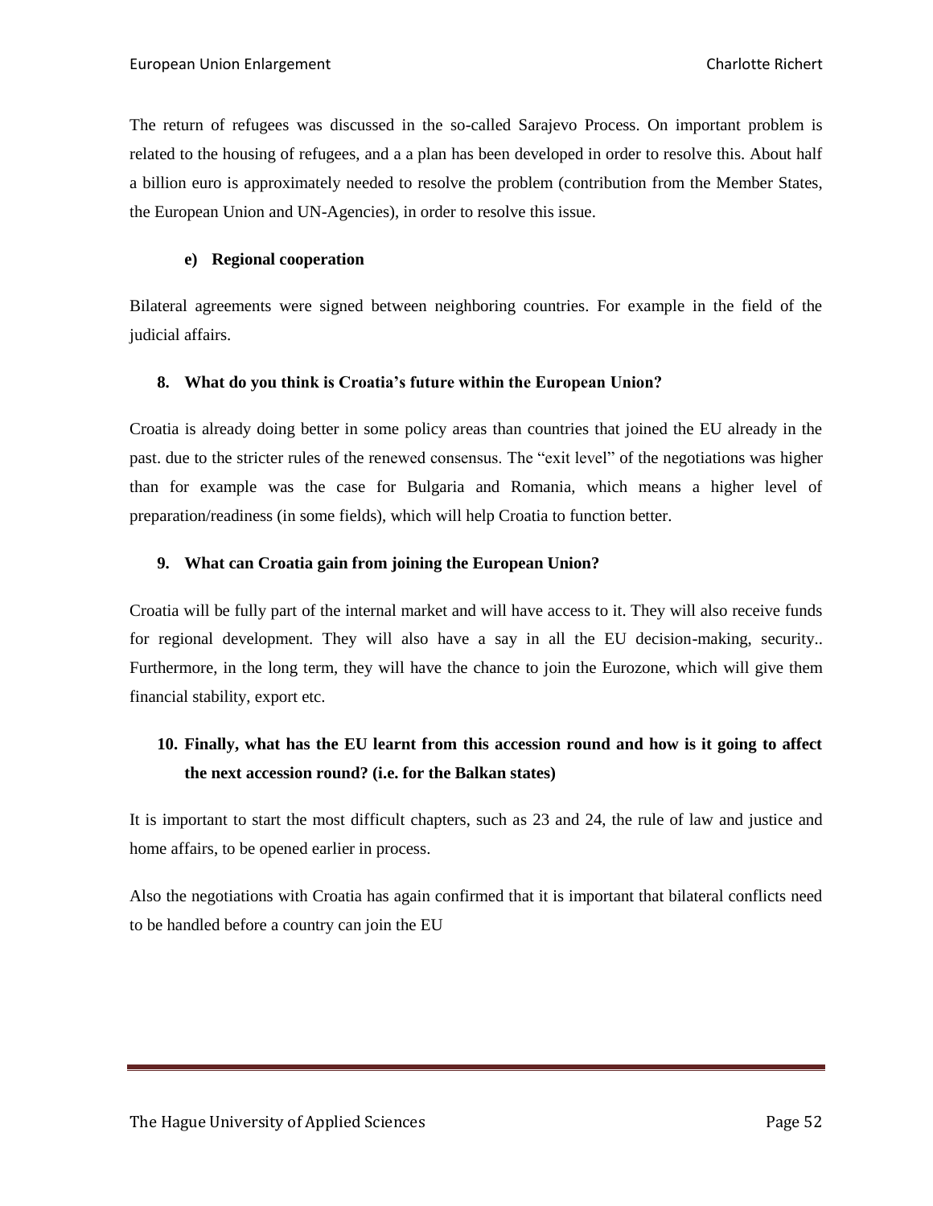The return of refugees was discussed in the so-called Sarajevo Process. On important problem is related to the housing of refugees, and a a plan has been developed in order to resolve this. About half a billion euro is approximately needed to resolve the problem (contribution from the Member States, the European Union and UN-Agencies), in order to resolve this issue.

#### e) Regional cooperation

Bilateral agreements were signed between neighboring countries. For example in the field of the judicial affairs.

### 8. What do you think is Croatia's future within the European Union?

Croatia is already doing better in some policy areas than countries that joined the EU already in the past. due to the stricter rules of the renewed consensus. The "exit level" of the negotiations was higher than for example was the case for Bulgaria and Romania, which means a higher level of preparation/readiness (in some fields), which will help Croatia to function better.

### 9. What can Croatia gain from joining the European Union?

Croatia will be fully part of the internal market and will have access to it. They will also receive funds for regional development. They will also have a say in all the EU decision-making, security.. Furthermore, in the long term, they will have the chance to join the Eurozone, which will give them financial stability, export etc.

### 10. Finally, what has the EU learnt from this accession round and how is it going to affect the next accession round? (i.e. for the Balkan states)

It is important to start the most difficult chapters, such as 23 and 24, the rule of law and justice and home affairs, to be opened earlier in process.

Also the negotiations with Croatia has again confirmed that it is important that bilateral conflicts need to be handled before a country can join the EU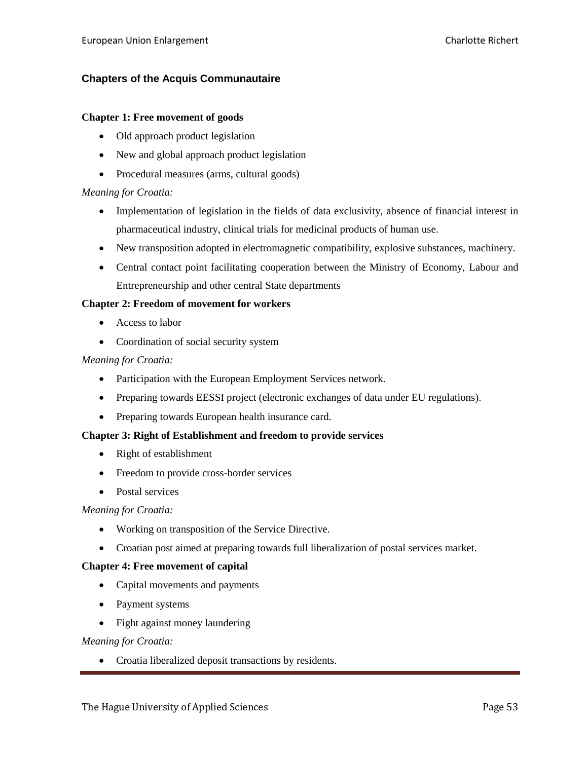## Chapters of the Acquis Communautaire

**Chapter 1: Free movement of goods**

- Old approach product legislation
- New and global approach product legislation
- Procedural measures (arms, cultural goods)

*Meaning for Croatia:*

- Implementation of legislation in the fields of data exclusivity, absence of financial interest in pharmaceutical industry, clinical trials for medicinal products of human use.
- New transposition adopted in electromagnetic compatibility, explosive substances, machinery.
- Central contact point facilitating cooperation between the Ministry of Economy, Labour and Entrepreneurship and other central State departments

**Chapter 2: Freedom of movement for workers**

- Access to labor
- Coordination of social security system

*Meaning for Croatia:*

- Participation with the European Employment Services network.
- Preparing towards EESSI project (electronic exchanges of data under EU regulations).
- Preparing towards European health insurance card.

**Chapter 3: Right of Establishment and freedom to provide services**

- Right of establishment
- Freedom to provide cross-border services
- Postal services

*Meaning for Croatia:*

- Working on transposition of the Service Directive.
- Croatian post aimed at preparing towards full liberalization of postal services market.

**Chapter 4: Free movement of capital**

- Capital movements and payments
- Payment systems
- Fight against money laundering

*Meaning for Croatia:*

- Croatia liberalized deposit transactions by residents.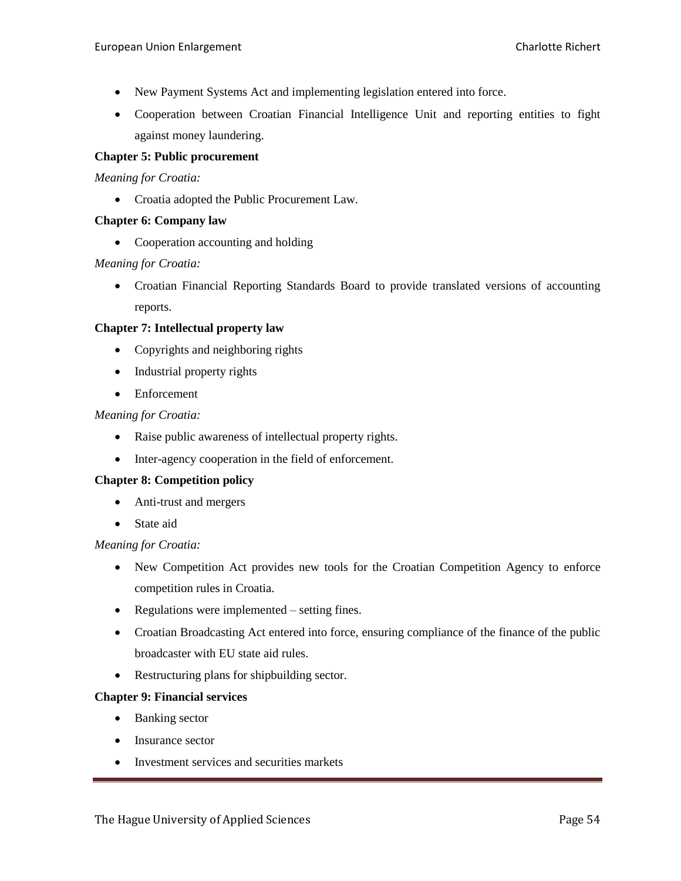- New Payment Systems Act and implementing legislation entered into force.
- Cooperation between Croatian Financial Intelligence Unit and reporting entities to fight against money laundering.

**Chapter 5: Public procurement**

*Meaning for Croatia:*

- Croatia adopted the Public Procurement Law.

**Chapter 6: Company law**

- Cooperation accounting and holding

*Meaning for Croatia:*

- Croatian Financial Reporting Standards Board to provide translated versions of accounting reports.

**Chapter 7: Intellectual property law**

- Copyrights and neighboring rights
- Industrial property rights
- Enforcement

*Meaning for Croatia:*

- Raise public awareness of intellectual property rights.
- Inter-agency cooperation in the field of enforcement.

**Chapter 8: Competition policy**

- Anti-trust and mergers
- State aid

*Meaning for Croatia:*

- New Competition Act provides new tools for the Croatian Competition Agency to enforce competition rules in Croatia.
- Regulations were implemented – setting fines.
- Croatian Broadcasting Act entered into force, ensuring compliance of the finance of the public broadcaster with EU state aid rules.
- Restructuring plans for shipbuilding sector.

**Chapter 9: Financial services**

- Banking sector
- Insurance sector
- Investment services and securities markets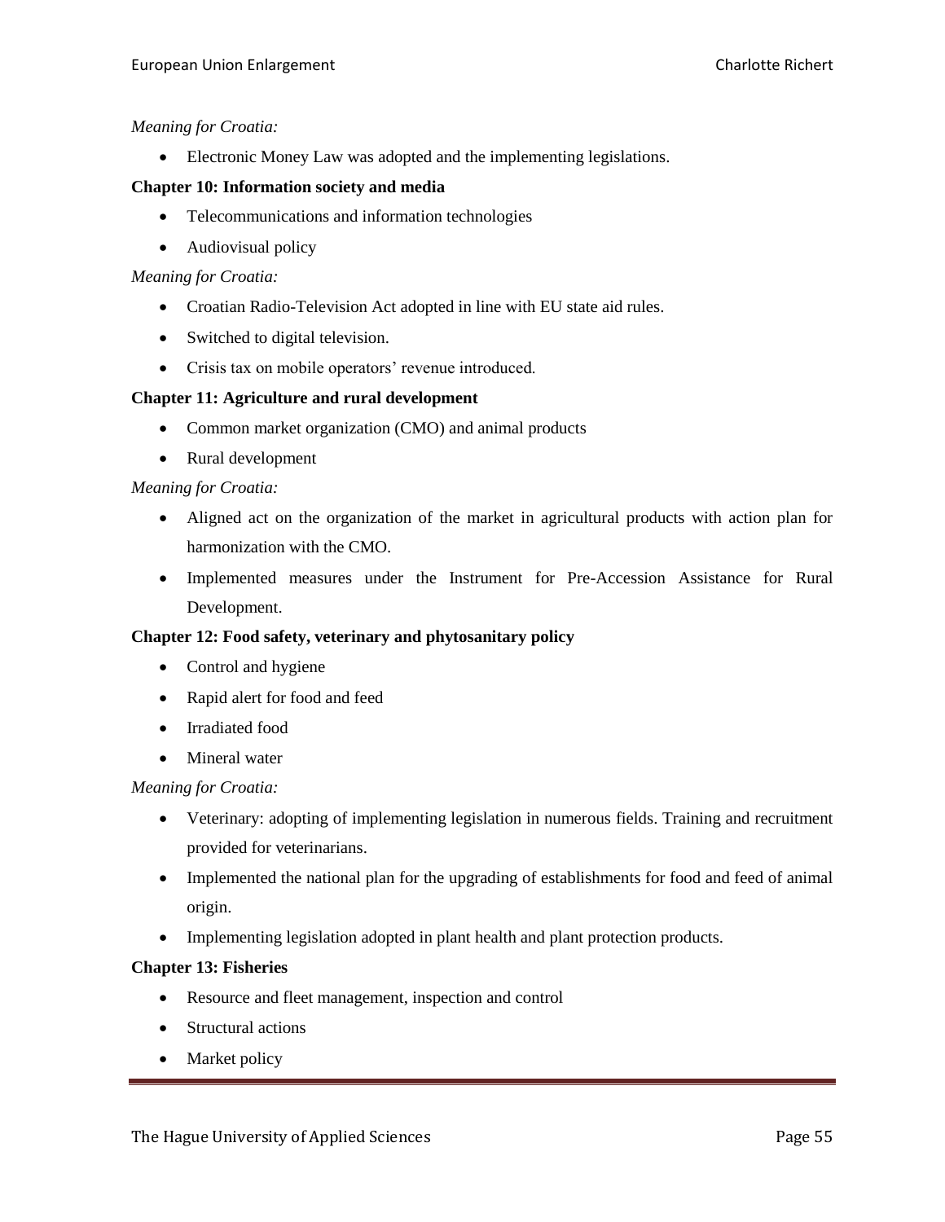*Meaning for Croatia:*

- Electronic Money Law was adopted and the implementing legislations.

**Chapter 10: Information society and media**

- Telecommunications and information technologies
- Audiovisual policy

*Meaning for Croatia:*

- Croatian Radio-Television Act adopted in line with EU state aid rules.
- Switched to digital television.
- Crisis tax on mobile operators' revenue introduced.

**Chapter 11: Agriculture and rural development**

- Common market organization (CMO) and animal products
- Rural development

*Meaning for Croatia:*

- Aligned act on the organization of the market in agricultural products with action plan for harmonization with the CMO.
- Implemented measures under the Instrument for Pre-Accession Assistance for Rural Development.

**Chapter 12: Food safety, veterinary and phytosanitary policy**

- Control and hygiene
- Rapid alert for food and feed
- Irradiated food
- Mineral water

*Meaning for Croatia:*

- Veterinary: adopting of implementing legislation in numerous fields. Training and recruitment provided for veterinarians.
- Implemented the national plan for the upgrading of establishments for food and feed of animal origin.
- Implementing legislation adopted in plant health and plant protection products.

**Chapter 13: Fisheries**

- Resource and fleet management, inspection and control
- Structural actions
- Market policy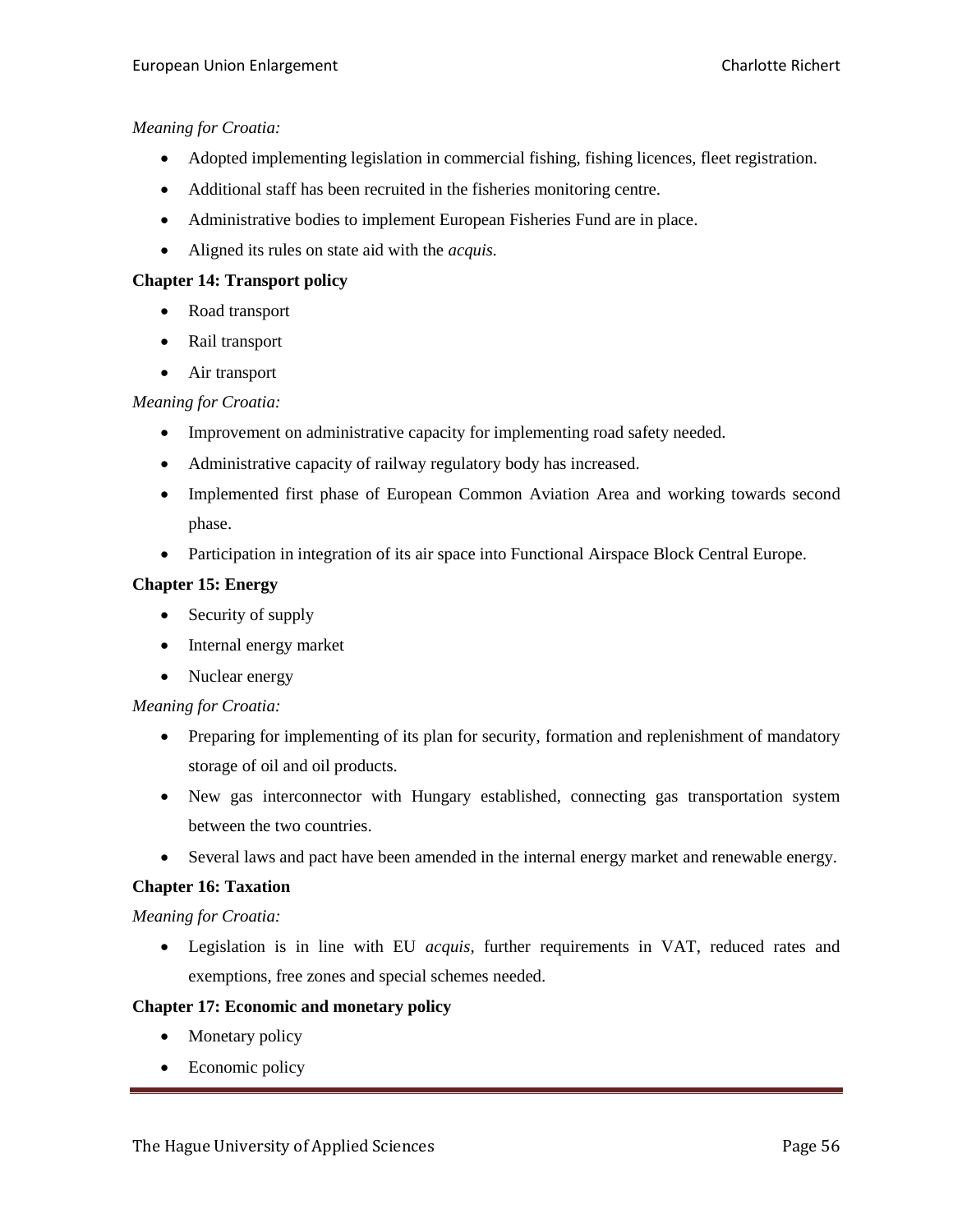*Meaning for Croatia:*

- Adopted implementing legislation in commercial fishing, fishing licences, fleet registration.
- Additional staff has been recruited in the fisheries monitoring centre.
- Administrative bodies to implement European Fisheries Fund are in place.
- Aligned its rules on state aid with the *acquis.*

**Chapter 14: Transport policy**

- Road transport
- Rail transport
- Air transport

*Meaning for Croatia:*

- Improvement on administrative capacity for implementing road safety needed.
- Administrative capacity of railway regulatory body has increased.
- Implemented first phase of European Common Aviation Area and working towards second phase.
- Participation in integration of its air space into Functional Airspace Block Central Europe.

**Chapter 15: Energy**

- Security of supply
- Internal energy market
- Nuclear energy

*Meaning for Croatia:*

- Preparing for implementing of its plan for security, formation and replenishment of mandatory storage of oil and oil products.
- New gas interconnector with Hungary established, connecting gas transportation system between the two countries.
- Several laws and pact have been amended in the internal energy market and renewable energy.

**Chapter 16: Taxation**

*Meaning for Croatia:*

- Legislation is in line with EU *acquis*, further requirements in VAT, reduced rates and exemptions, free zones and special schemes needed.

**Chapter 17: Economic and monetary policy**

- Monetary policy
- Economic policy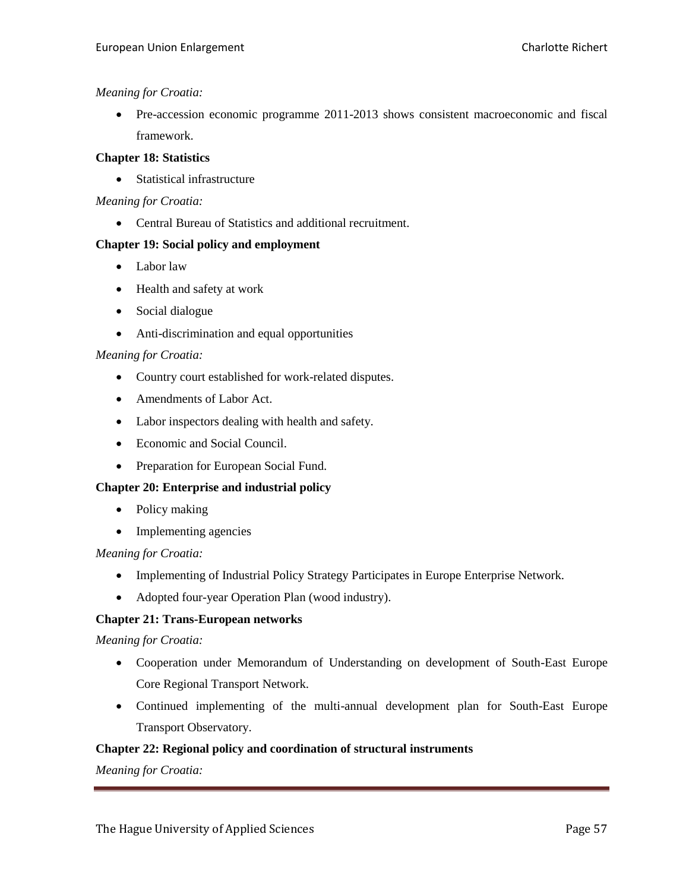*Meaning for Croatia:*

- Pre-accession economic programme 2011-2013 shows consistent macroeconomic and fiscal framework.

**Chapter 18: Statistics**

- Statistical infrastructure

*Meaning for Croatia:*

- Central Bureau of Statistics and additional recruitment.

**Chapter 19: Social policy and employment**

- Labor law
- Health and safety at work
- Social dialogue
- Anti-discrimination and equal opportunities

*Meaning for Croatia:*

- Country court established for work-related disputes.
- Amendments of Labor Act.
- Labor inspectors dealing with health and safety.
- Economic and Social Council.
- Preparation for European Social Fund.

**Chapter 20: Enterprise and industrial policy**

- Policy making
- Implementing agencies

*Meaning for Croatia:*

- Implementing of Industrial Policy Strategy Participates in Europe Enterprise Network.
- Adopted four-year Operation Plan (wood industry).

**Chapter 21: Trans-European networks**

*Meaning for Croatia:*

- Cooperation under Memorandum of Understanding on development of South-East Europe Core Regional Transport Network.
- Continued implementing of the multi-annual development plan for South-East Europe Transport Observatory.

**Chapter 22: Regional policy and coordination of structural instruments**

*Meaning for Croatia:*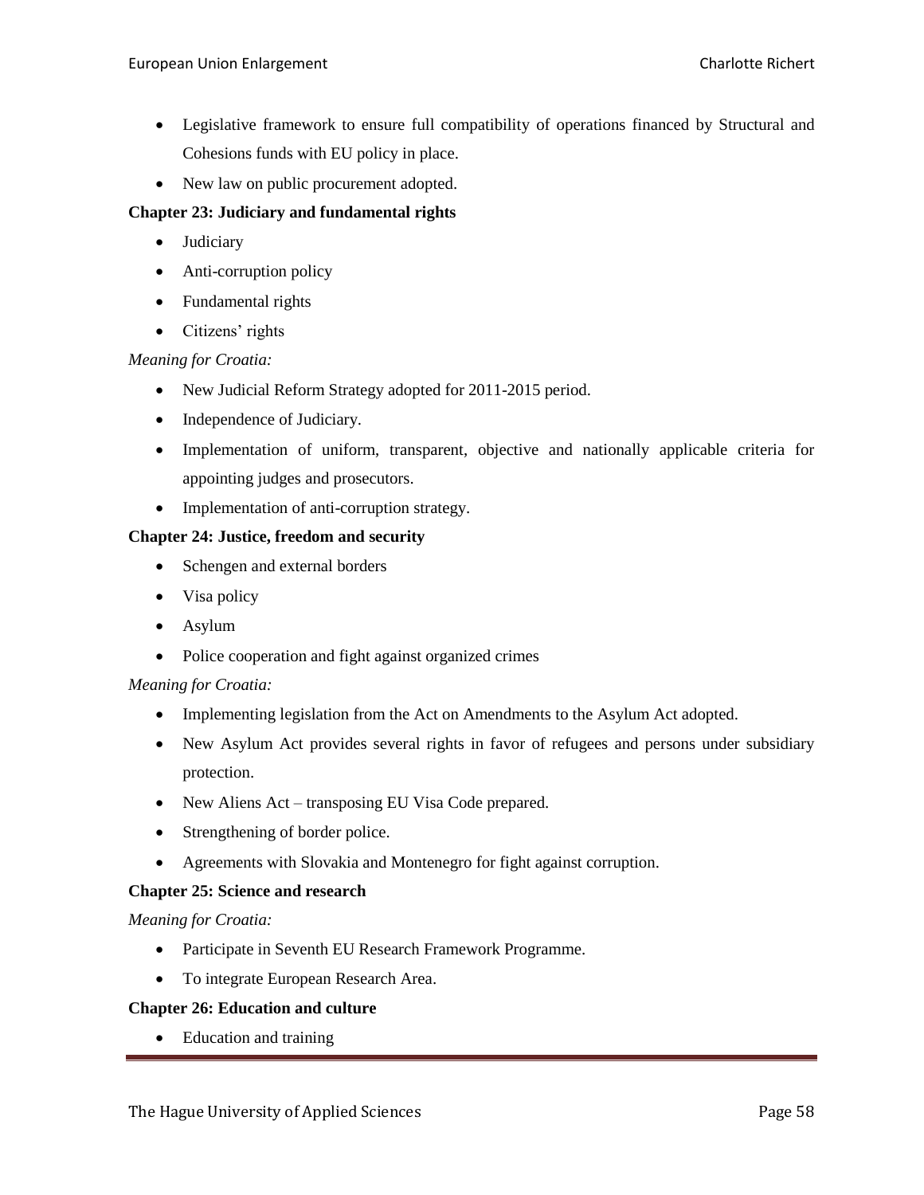- Legislative framework to ensure full compatibility of operations financed by Structural and Cohesions funds with EU policy in place.
- New law on public procurement adopted.

**Chapter 23: Judiciary and fundamental rights**

- Judiciary
- Anti-corruption policy
- Fundamental rights
- Citizens' rights

*Meaning for Croatia:*

- New Judicial Reform Strategy adopted for 2011-2015 period.
- Independence of Judiciary.
- Implementation of uniform, transparent, objective and nationally applicable criteria for appointing judges and prosecutors.
- Implementation of anti-corruption strategy.

**Chapter 24: Justice, freedom and security**

- Schengen and external borders
- Visa policy
- Asylum
- Police cooperation and fight against organized crimes

*Meaning for Croatia:*

- Implementing legislation from the Act on Amendments to the Asylum Act adopted.
- New Asylum Act provides several rights in favor of refugees and persons under subsidiary protection.
- New Aliens Act – transposing EU Visa Code prepared.
- Strengthening of border police.
- Agreements with Slovakia and Montenegro for fight against corruption.

**Chapter 25: Science and research**

*Meaning for Croatia:*

- Participate in Seventh EU Research Framework Programme.
- To integrate European Research Area.

**Chapter 26: Education and culture**

- Education and training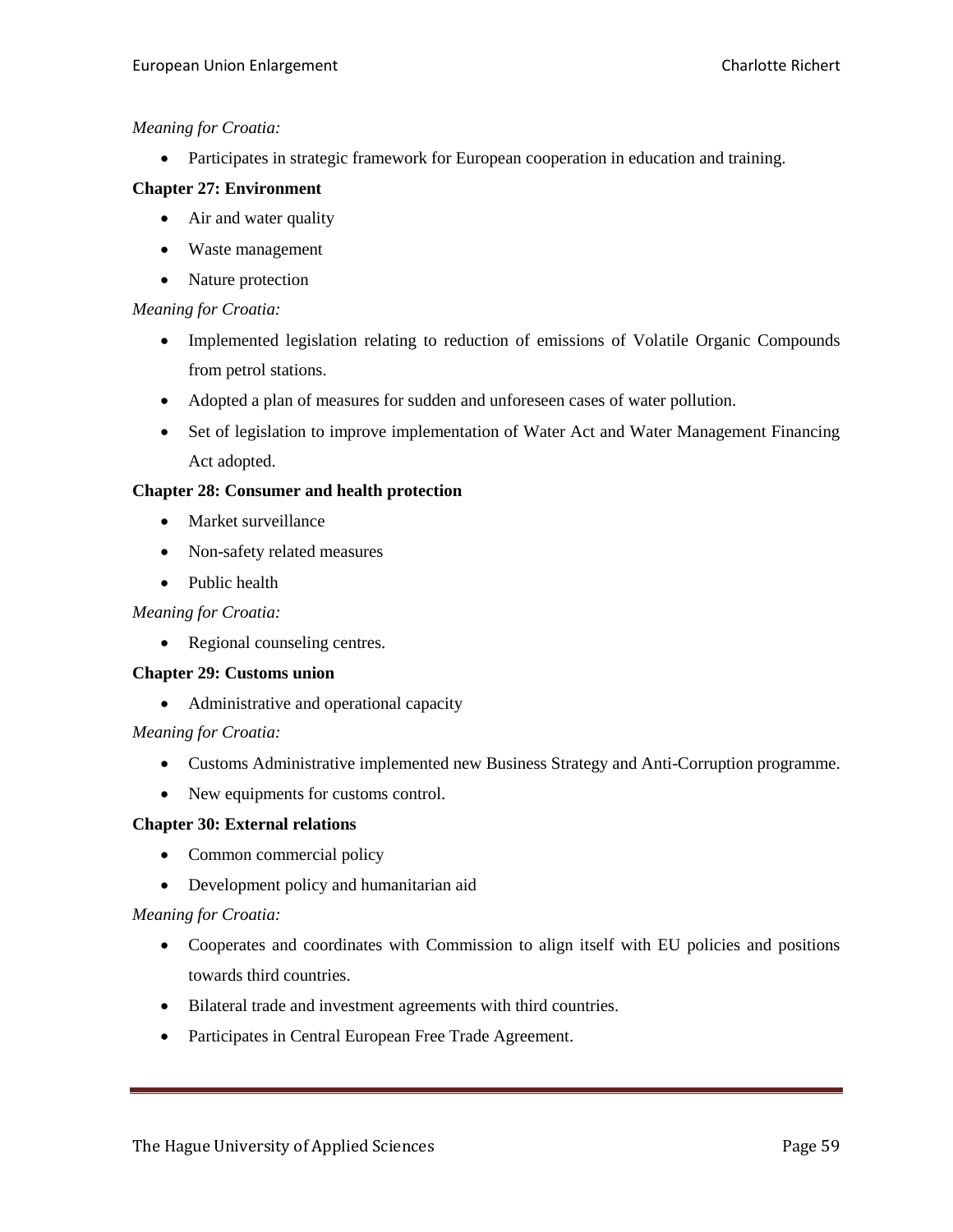*Meaning for Croatia:*

- Participates in strategic framework for European cooperation in education and training.

**Chapter 27: Environment**

- Air and water quality
- Waste management
- Nature protection

*Meaning for Croatia:*

- Implemented legislation relating to reduction of emissions of Volatile Organic Compounds from petrol stations.
- Adopted a plan of measures for sudden and unforeseen cases of water pollution.
- Set of legislation to improve implementation of Water Act and Water Management Financing Act adopted.

**Chapter 28: Consumer and health protection**

- Market surveillance
- Non-safety related measures
- Public health

*Meaning for Croatia:*

- Regional counseling centres.

**Chapter 29: Customs union**

- Administrative and operational capacity

*Meaning for Croatia:*

- Customs Administrative implemented new Business Strategy and Anti-Corruption programme.
- New equipments for customs control.

**Chapter 30: External relations**

- Common commercial policy
- Development policy and humanitarian aid

*Meaning for Croatia:*

- Cooperates and coordinates with Commission to align itself with EU policies and positions towards third countries.
- Bilateral trade and investment agreements with third countries.
- Participates in Central European Free Trade Agreement.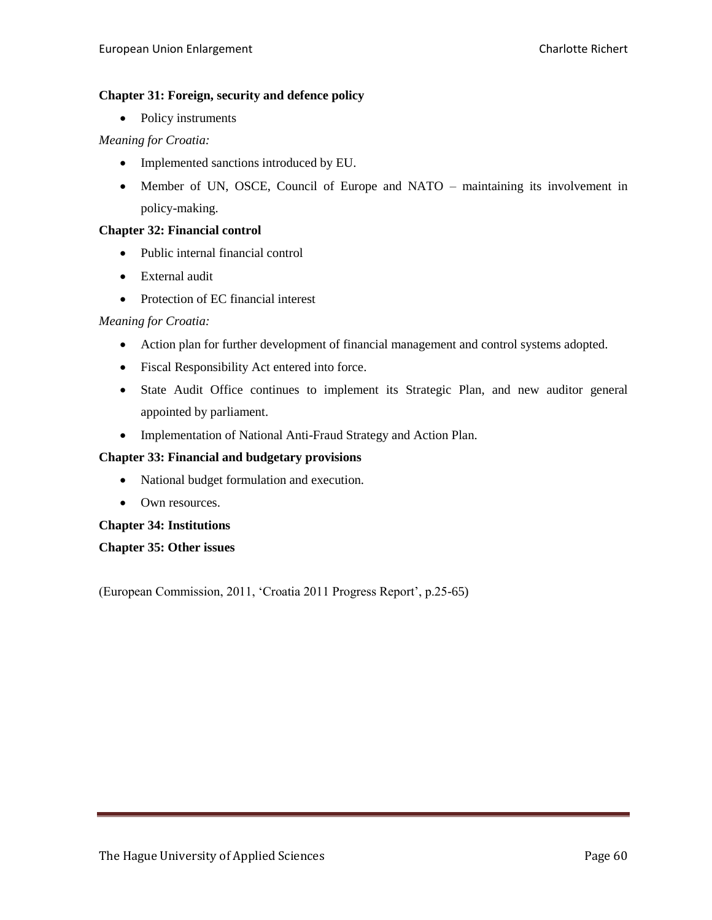**Chapter 31: Foreign, security and defence policy**

- Policy instruments

*Meaning for Croatia:*

- Implemented sanctions introduced by EU.
- Member of UN, OSCE, Council of Europe and NATO – maintaining its involvement in policy-making.

**Chapter 32: Financial control**

- Public internal financial control
- External audit
- Protection of EC financial interest

*Meaning for Croatia:*

- Action plan for further development of financial management and control systems adopted.
- Fiscal Responsibility Act entered into force.
- State Audit Office continues to implement its Strategic Plan, and new auditor general appointed by parliament.
- Implementation of National Anti-Fraud Strategy and Action Plan.

**Chapter 33: Financial and budgetary provisions**

- National budget formulation and execution.
- Own resources.

**Chapter 34: Institutions**

**Chapter 35: Other issues**

(European Commission, 2011, 'Croatia 2011 Progress Report', p.25-65)